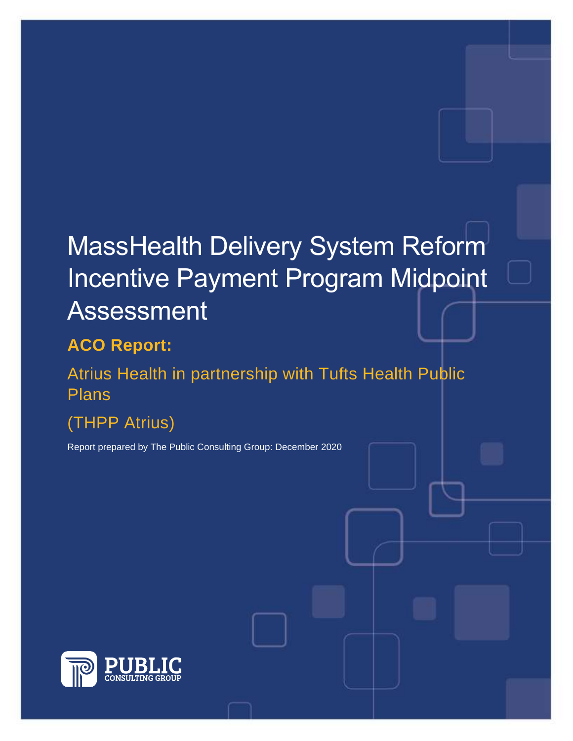# MassHealth Delivery System Reform Incentive Payment Program Midpoint Assessment

## ACO Report:

Atrius Health in partnership with Tufts Health Public Plans

(THPP Atrius)

Report prepared by The Public Consulting Group: December 2020

PUBLIC CONSULTING GROUP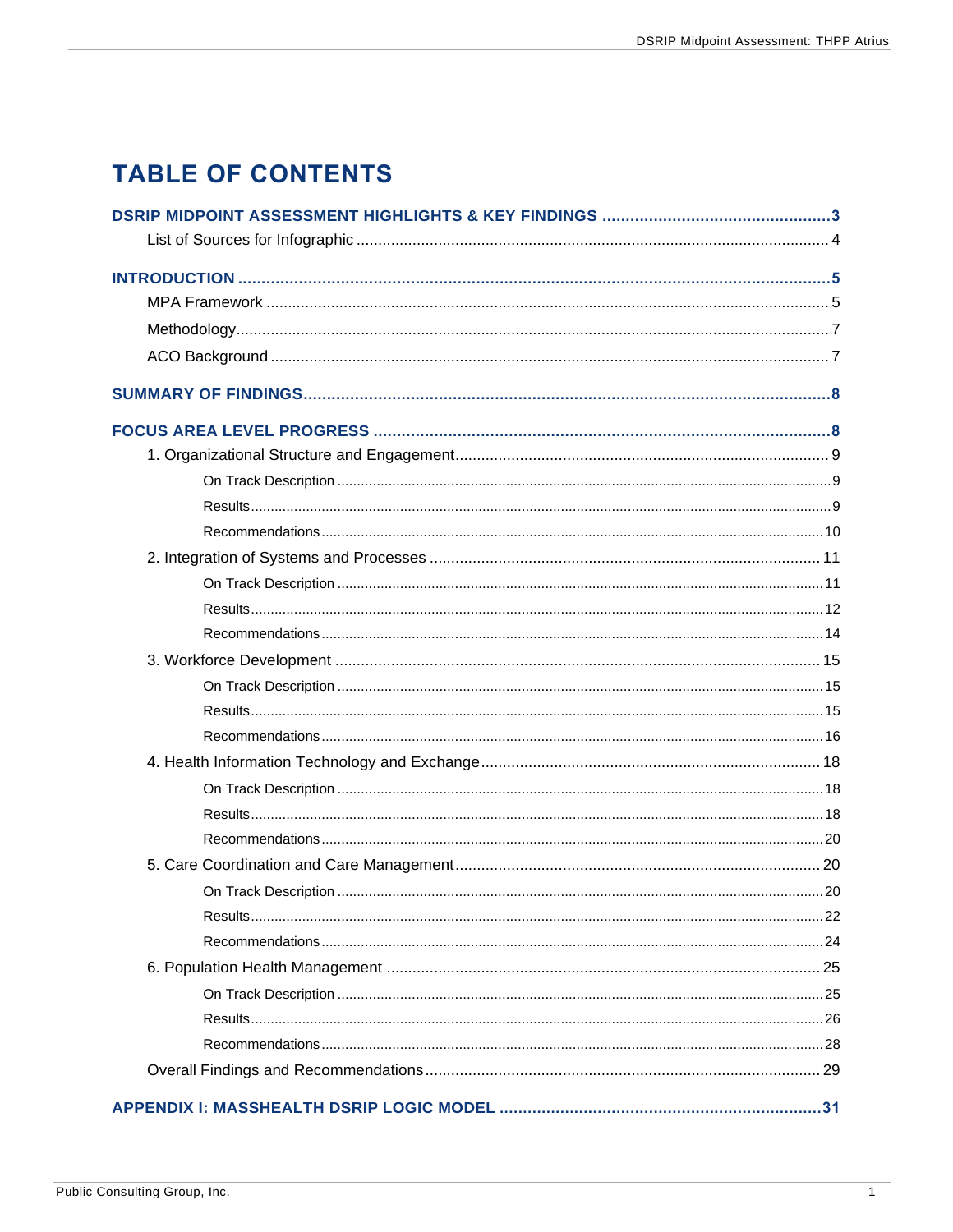# TABLE OF CONTENTS

**DSRIP MIDPOINT ASSESSMENT HIGHLIGHTS & KEY FINDINGS** .......... **3**

- List of Sources for Infographic .......... 4

**INTRODUCTION** .......... **5**

- MPA Framework .......... 5
- Methodology .......... 7
- ACO Background .......... 7

**SUMMARY OF FINDINGS** .......... **8**

**FOCUS AREA LEVEL PROGRESS** .......... **8**

- 1. Organizational Structure and Engagement .......... 9
  - On Track Description .......... 9
  - Results .......... 9
  - Recommendations .......... 10
- 2. Integration of Systems and Processes .......... 11
  - On Track Description .......... 11
  - Results .......... 12
  - Recommendations .......... 14
- 3. Workforce Development .......... 15
  - On Track Description .......... 15
  - Results .......... 15
  - Recommendations .......... 16
- 4. Health Information Technology and Exchange .......... 18
  - On Track Description .......... 18
  - Results .......... 18
  - Recommendations .......... 20
- 5. Care Coordination and Care Management .......... 20
  - On Track Description .......... 20
  - Results .......... 22
  - Recommendations .......... 24
- 6. Population Health Management .......... 25
  - On Track Description .......... 25
  - Results .......... 26
  - Recommendations .......... 28
- Overall Findings and Recommendations .......... 29

**APPENDIX I: MASSHEALTH DSRIP LOGIC MODEL** .......... **31**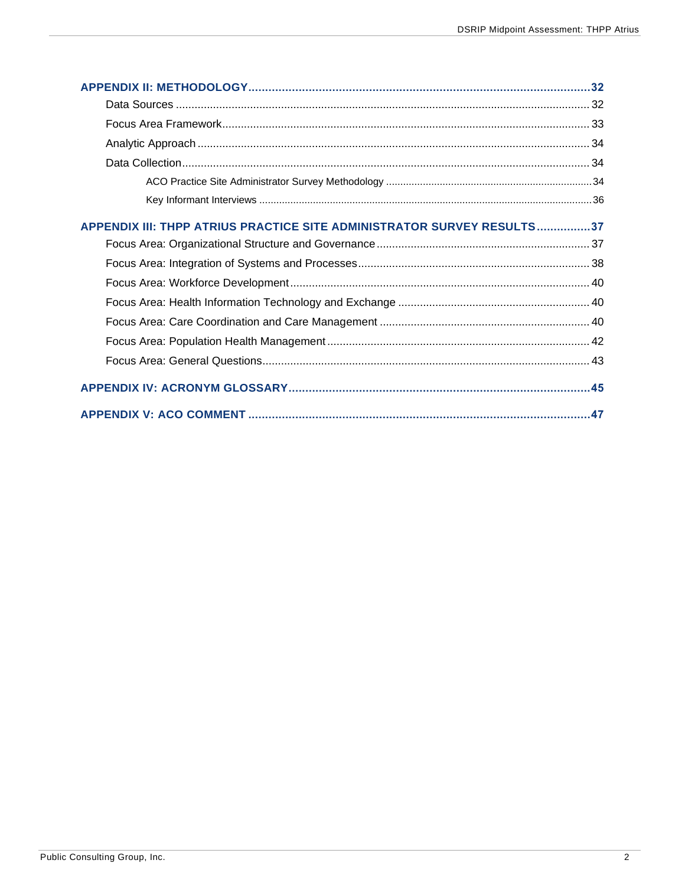**APPENDIX II: METHODOLOGY** ........................................ 32

- Data Sources ........................................ 32
- Focus Area Framework ........................................ 33
- Analytic Approach ........................................ 34
- Data Collection ........................................ 34
  - ACO Practice Site Administrator Survey Methodology ........................................ 34
  - Key Informant Interviews ........................................ 36

**APPENDIX III: THPP ATRIUS PRACTICE SITE ADMINISTRATOR SURVEY RESULTS** ........................................ 37

- Focus Area: Organizational Structure and Governance ........................................ 37
- Focus Area: Integration of Systems and Processes ........................................ 38
- Focus Area: Workforce Development ........................................ 40
- Focus Area: Health Information Technology and Exchange ........................................ 40
- Focus Area: Care Coordination and Care Management ........................................ 40
- Focus Area: Population Health Management ........................................ 42
- Focus Area: General Questions ........................................ 43

**APPENDIX IV: ACRONYM GLOSSARY** ........................................ 45

**APPENDIX V: ACO COMMENT** ........................................ 47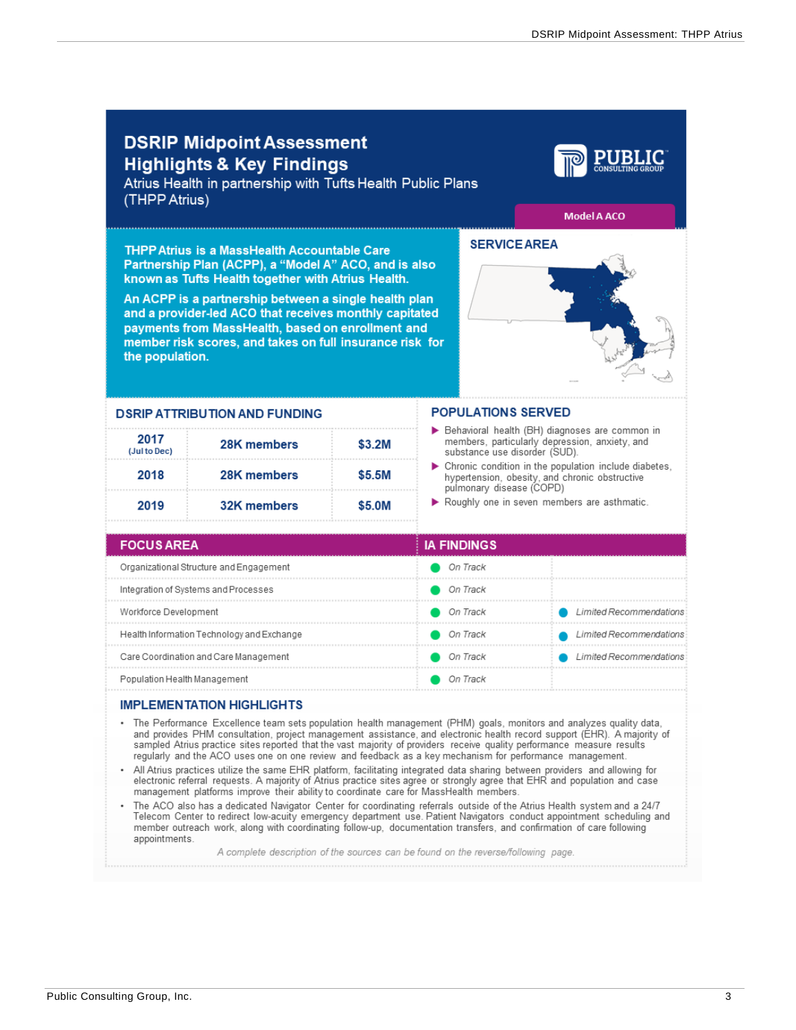# DSRIP Midpoint Assessment Highlights & Key Findings

Atrius Health in partnership with Tufts Health Public Plans (THPP Atrius)

PUBLIC CONSULTING GROUP

**Model A ACO**

**THPP Atrius is a MassHealth Accountable Care Partnership Plan (ACPP), a "Model A" ACO, and is also known as Tufts Health together with Atrius Health.**

**An ACPP is a partnership between a single health plan and a provider-led ACO that receives monthly capitated payments from MassHealth, based on enrollment and member risk scores, and takes on full insurance risk for the population.**

## SERVICE AREA

## DSRIP ATTRIBUTION AND FUNDING

| Year | Members | Funding |
|---|---|---|
| 2017 (Jul to Dec) | 28K members | $3.2M |
| 2018 | 28K members | $5.5M |
| 2019 | 32K members | $5.0M |

## POPULATIONS SERVED

- Behavioral health (BH) diagnoses are common in members, particularly depression, anxiety, and substance use disorder (SUD).
- Chronic condition in the population include diabetes, hypertension, obesity, and chronic obstructive pulmonary disease (COPD)
- Roughly one in seven members are asthmatic.

| FOCUS AREA | IA FINDINGS | |
|---|---|---|
| Organizational Structure and Engagement | *On Track* | |
| Integration of Systems and Processes | *On Track* | |
| Workforce Development | *On Track* | *Limited Recommendations* |
| Health Information Technology and Exchange | *On Track* | *Limited Recommendations* |
| Care Coordination and Care Management | *On Track* | *Limited Recommendations* |
| Population Health Management | *On Track* | |

## IMPLEMENTATION HIGHLIGHTS

- The Performance Excellence team sets population health management (PHM) goals, monitors and analyzes quality data, and provides PHM consultation, project management assistance, and electronic health record support (EHR). A majority of sampled Atrius practice sites reported that the vast majority of providers receive quality performance measure results regularly and the ACO uses one on one review and feedback as a key mechanism for performance management.
- All Atrius practices utilize the same EHR platform, facilitating integrated data sharing between providers and allowing for electronic referral requests. A majority of Atrius practice sites agree or strongly agree that EHR and population and case management platforms improve their ability to coordinate care for MassHealth members.
- The ACO also has a dedicated Navigator Center for coordinating referrals outside of the Atrius Health system and a 24/7 Telecom Center to redirect low-acuity emergency department use. Patient Navigators conduct appointment scheduling and member outreach work, along with coordinating follow-up, documentation transfers, and confirmation of care following appointments.

*A complete description of the sources can be found on the reverse/following page.*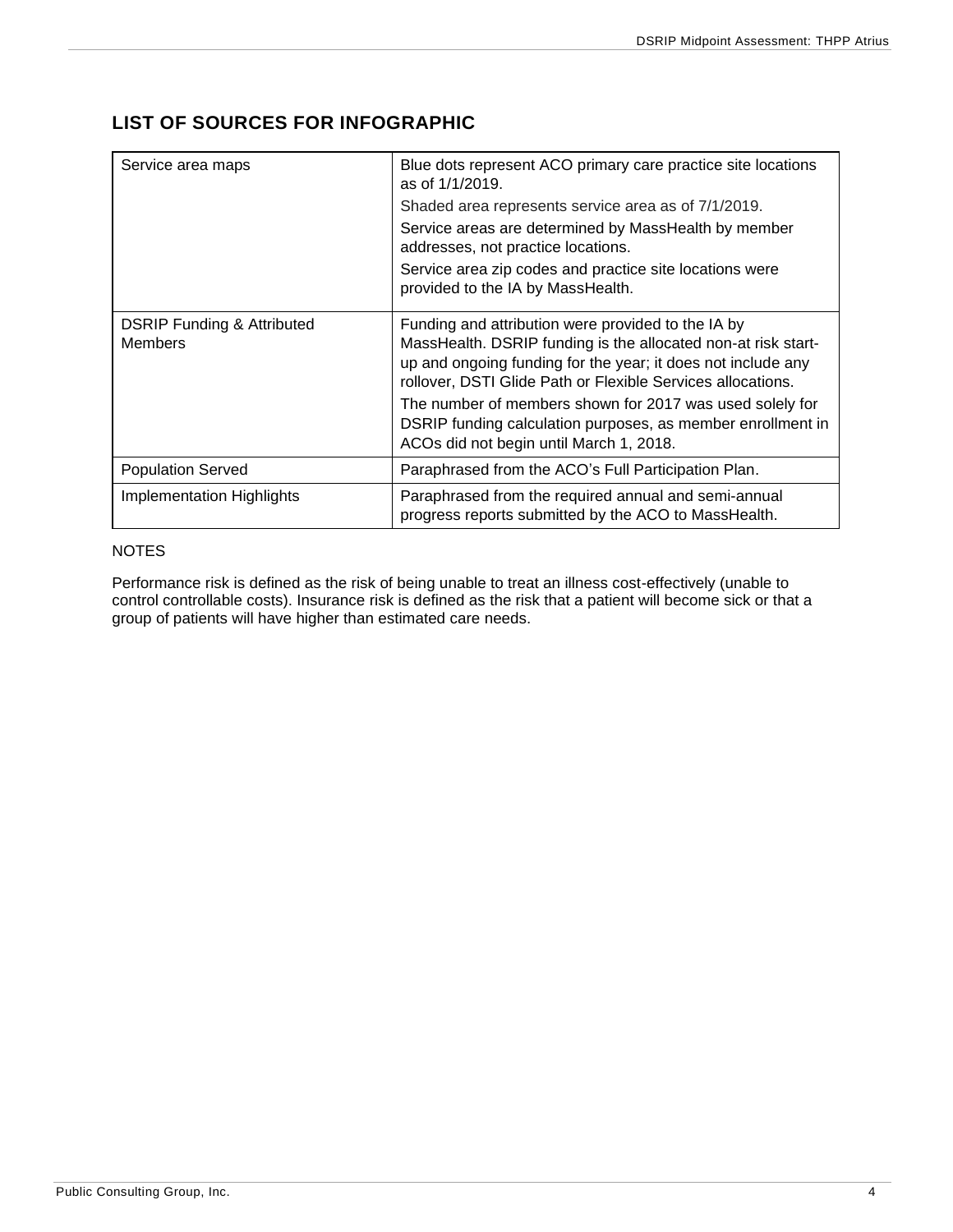## LIST OF SOURCES FOR INFOGRAPHIC

| | |
|---|---|
| Service area maps | Blue dots represent ACO primary care practice site locations as of 1/1/2019.<br>Shaded area represents service area as of 7/1/2019.<br>Service areas are determined by MassHealth by member addresses, not practice locations.<br>Service area zip codes and practice site locations were provided to the IA by MassHealth. |
| DSRIP Funding & Attributed Members | Funding and attribution were provided to the IA by MassHealth. DSRIP funding is the allocated non-at risk start-up and ongoing funding for the year; it does not include any rollover, DSTI Glide Path or Flexible Services allocations.<br>The number of members shown for 2017 was used solely for DSRIP funding calculation purposes, as member enrollment in ACOs did not begin until March 1, 2018. |
| Population Served | Paraphrased from the ACO's Full Participation Plan. |
| Implementation Highlights | Paraphrased from the required annual and semi-annual progress reports submitted by the ACO to MassHealth. |

NOTES

Performance risk is defined as the risk of being unable to treat an illness cost-effectively (unable to control controllable costs). Insurance risk is defined as the risk that a patient will become sick or that a group of patients will have higher than estimated care needs.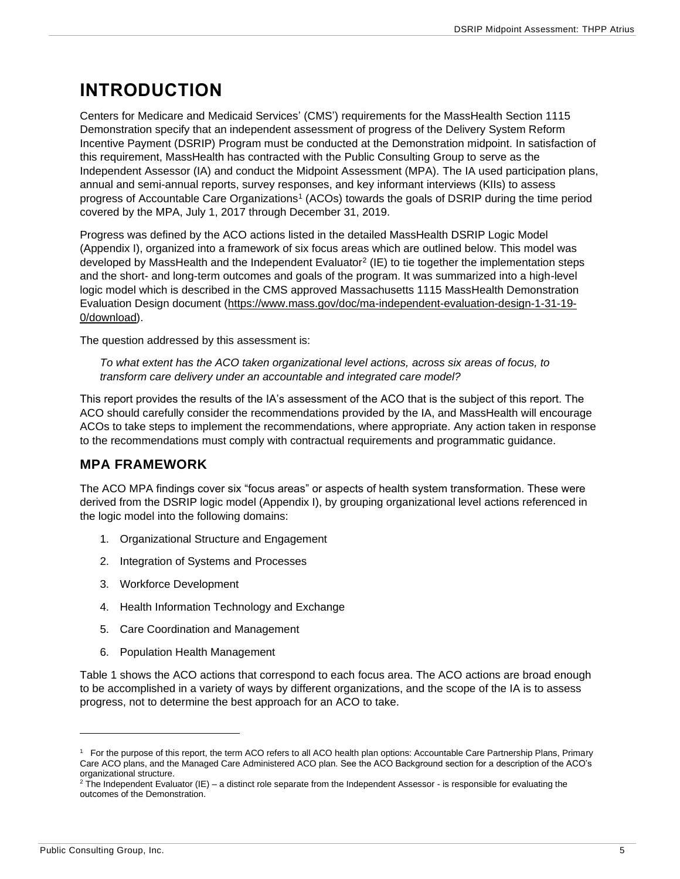# INTRODUCTION

Centers for Medicare and Medicaid Services' (CMS') requirements for the MassHealth Section 1115 Demonstration specify that an independent assessment of progress of the Delivery System Reform Incentive Payment (DSRIP) Program must be conducted at the Demonstration midpoint. In satisfaction of this requirement, MassHealth has contracted with the Public Consulting Group to serve as the Independent Assessor (IA) and conduct the Midpoint Assessment (MPA). The IA used participation plans, annual and semi-annual reports, survey responses, and key informant interviews (KIIs) to assess progress of Accountable Care Organizations[1] (ACOs) towards the goals of DSRIP during the time period covered by the MPA, July 1, 2017 through December 31, 2019.

Progress was defined by the ACO actions listed in the detailed MassHealth DSRIP Logic Model (Appendix I), organized into a framework of six focus areas which are outlined below. This model was developed by MassHealth and the Independent Evaluator[2] (IE) to tie together the implementation steps and the short- and long-term outcomes and goals of the program. It was summarized into a high-level logic model which is described in the CMS approved Massachusetts 1115 MassHealth Demonstration Evaluation Design document (https://www.mass.gov/doc/ma-independent-evaluation-design-1-31-19-0/download).

The question addressed by this assessment is:

*To what extent has the ACO taken organizational level actions, across six areas of focus, to transform care delivery under an accountable and integrated care model?*

This report provides the results of the IA's assessment of the ACO that is the subject of this report. The ACO should carefully consider the recommendations provided by the IA, and MassHealth will encourage ACOs to take steps to implement the recommendations, where appropriate. Any action taken in response to the recommendations must comply with contractual requirements and programmatic guidance.

## MPA FRAMEWORK

The ACO MPA findings cover six "focus areas" or aspects of health system transformation. These were derived from the DSRIP logic model (Appendix I), by grouping organizational level actions referenced in the logic model into the following domains:

1. Organizational Structure and Engagement
2. Integration of Systems and Processes
3. Workforce Development
4. Health Information Technology and Exchange
5. Care Coordination and Management
6. Population Health Management

Table 1 shows the ACO actions that correspond to each focus area. The ACO actions are broad enough to be accomplished in a variety of ways by different organizations, and the scope of the IA is to assess progress, not to determine the best approach for an ACO to take.

---

[1] For the purpose of this report, the term ACO refers to all ACO health plan options: Accountable Care Partnership Plans, Primary Care ACO plans, and the Managed Care Administered ACO plan. See the ACO Background section for a description of the ACO's organizational structure.

[2] The Independent Evaluator (IE) – a distinct role separate from the Independent Assessor - is responsible for evaluating the outcomes of the Demonstration.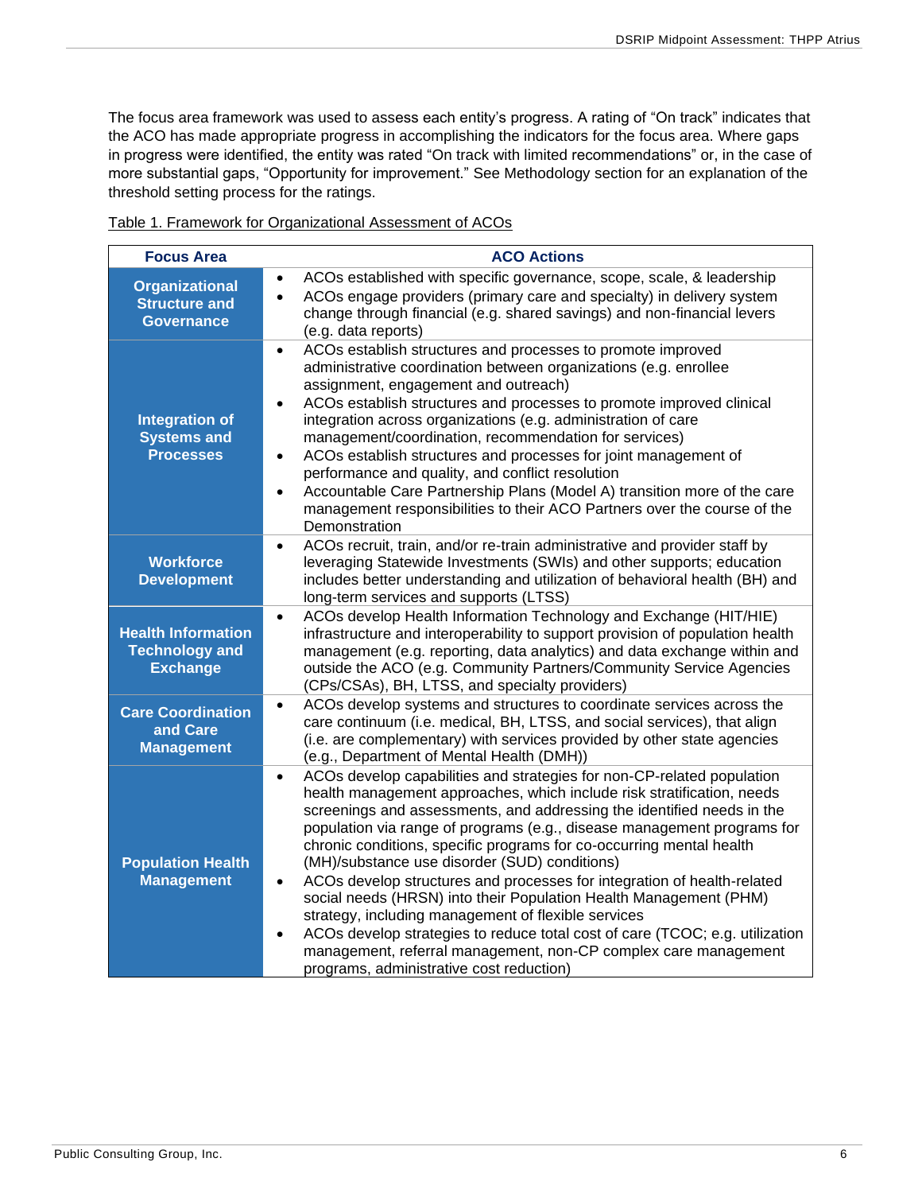The focus area framework was used to assess each entity's progress. A rating of "On track" indicates that the ACO has made appropriate progress in accomplishing the indicators for the focus area. Where gaps in progress were identified, the entity was rated "On track with limited recommendations" or, in the case of more substantial gaps, "Opportunity for improvement." See Methodology section for an explanation of the threshold setting process for the ratings.

Table 1. Framework for Organizational Assessment of ACOs

| Focus Area | ACO Actions |
|---|---|
| **Organizational Structure and Governance** | • ACOs established with specific governance, scope, scale, & leadership<br>• ACOs engage providers (primary care and specialty) in delivery system change through financial (e.g. shared savings) and non-financial levers (e.g. data reports) |
| **Integration of Systems and Processes** | • ACOs establish structures and processes to promote improved administrative coordination between organizations (e.g. enrollee assignment, engagement and outreach)<br>• ACOs establish structures and processes to promote improved clinical integration across organizations (e.g. administration of care management/coordination, recommendation for services)<br>• ACOs establish structures and processes for joint management of performance and quality, and conflict resolution<br>• Accountable Care Partnership Plans (Model A) transition more of the care management responsibilities to their ACO Partners over the course of the Demonstration |
| **Workforce Development** | • ACOs recruit, train, and/or re-train administrative and provider staff by leveraging Statewide Investments (SWIs) and other supports; education includes better understanding and utilization of behavioral health (BH) and long-term services and supports (LTSS) |
| **Health Information Technology and Exchange** | • ACOs develop Health Information Technology and Exchange (HIT/HIE) infrastructure and interoperability to support provision of population health management (e.g. reporting, data analytics) and data exchange within and outside the ACO (e.g. Community Partners/Community Service Agencies (CPs/CSAs), BH, LTSS, and specialty providers) |
| **Care Coordination and Care Management** | • ACOs develop systems and structures to coordinate services across the care continuum (i.e. medical, BH, LTSS, and social services), that align (i.e. are complementary) with services provided by other state agencies (e.g., Department of Mental Health (DMH)) |
| **Population Health Management** | • ACOs develop capabilities and strategies for non-CP-related population health management approaches, which include risk stratification, needs screenings and assessments, and addressing the identified needs in the population via range of programs (e.g., disease management programs for chronic conditions, specific programs for co-occurring mental health (MH)/substance use disorder (SUD) conditions)<br>• ACOs develop structures and processes for integration of health-related social needs (HRSN) into their Population Health Management (PHM) strategy, including management of flexible services<br>• ACOs develop strategies to reduce total cost of care (TCOC; e.g. utilization management, referral management, non-CP complex care management programs, administrative cost reduction) |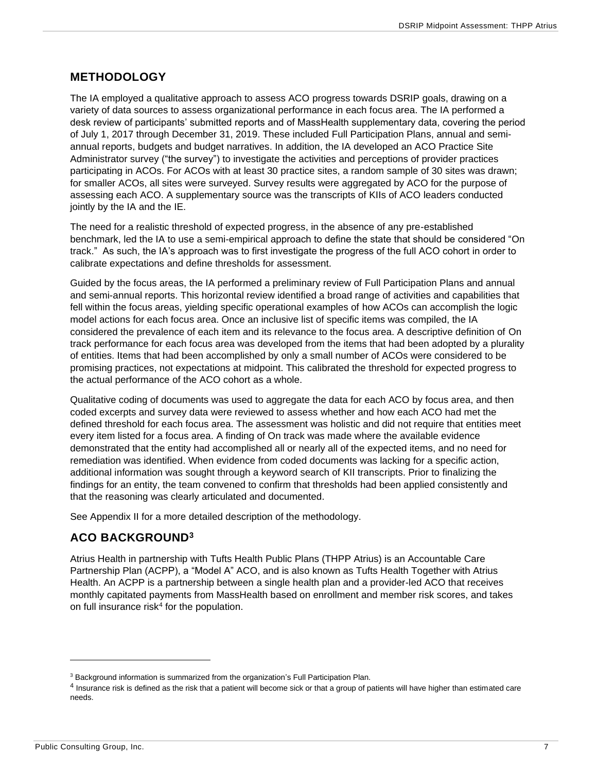## METHODOLOGY

The IA employed a qualitative approach to assess ACO progress towards DSRIP goals, drawing on a variety of data sources to assess organizational performance in each focus area. The IA performed a desk review of participants' submitted reports and of MassHealth supplementary data, covering the period of July 1, 2017 through December 31, 2019. These included Full Participation Plans, annual and semi-annual reports, budgets and budget narratives. In addition, the IA developed an ACO Practice Site Administrator survey ("the survey") to investigate the activities and perceptions of provider practices participating in ACOs. For ACOs with at least 30 practice sites, a random sample of 30 sites was drawn; for smaller ACOs, all sites were surveyed. Survey results were aggregated by ACO for the purpose of assessing each ACO. A supplementary source was the transcripts of KIIs of ACO leaders conducted jointly by the IA and the IE.

The need for a realistic threshold of expected progress, in the absence of any pre-established benchmark, led the IA to use a semi-empirical approach to define the state that should be considered "On track." As such, the IA's approach was to first investigate the progress of the full ACO cohort in order to calibrate expectations and define thresholds for assessment.

Guided by the focus areas, the IA performed a preliminary review of Full Participation Plans and annual and semi-annual reports. This horizontal review identified a broad range of activities and capabilities that fell within the focus areas, yielding specific operational examples of how ACOs can accomplish the logic model actions for each focus area. Once an inclusive list of specific items was compiled, the IA considered the prevalence of each item and its relevance to the focus area. A descriptive definition of On track performance for each focus area was developed from the items that had been adopted by a plurality of entities. Items that had been accomplished by only a small number of ACOs were considered to be promising practices, not expectations at midpoint. This calibrated the threshold for expected progress to the actual performance of the ACO cohort as a whole.

Qualitative coding of documents was used to aggregate the data for each ACO by focus area, and then coded excerpts and survey data were reviewed to assess whether and how each ACO had met the defined threshold for each focus area. The assessment was holistic and did not require that entities meet every item listed for a focus area. A finding of On track was made where the available evidence demonstrated that the entity had accomplished all or nearly all of the expected items, and no need for remediation was identified. When evidence from coded documents was lacking for a specific action, additional information was sought through a keyword search of KII transcripts. Prior to finalizing the findings for an entity, the team convened to confirm that thresholds had been applied consistently and that the reasoning was clearly articulated and documented.

See Appendix II for a more detailed description of the methodology.

## ACO BACKGROUND[3]

Atrius Health in partnership with Tufts Health Public Plans (THPP Atrius) is an Accountable Care Partnership Plan (ACPP), a "Model A" ACO, and is also known as Tufts Health Together with Atrius Health. An ACPP is a partnership between a single health plan and a provider-led ACO that receives monthly capitated payments from MassHealth based on enrollment and member risk scores, and takes on full insurance risk[4] for the population.

[3] Background information is summarized from the organization's Full Participation Plan.

[4] Insurance risk is defined as the risk that a patient will become sick or that a group of patients will have higher than estimated care needs.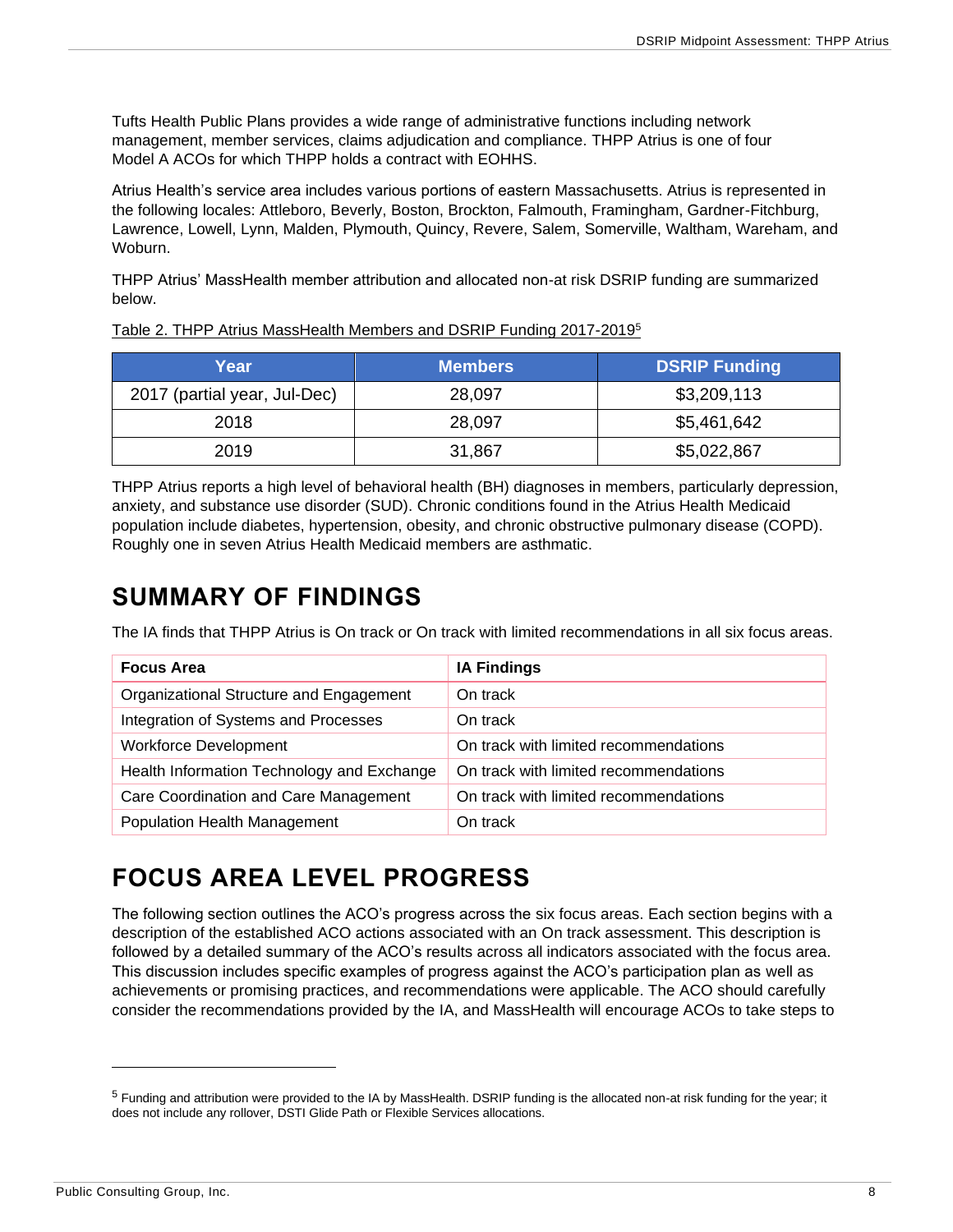Tufts Health Public Plans provides a wide range of administrative functions including network management, member services, claims adjudication and compliance. THPP Atrius is one of four Model A ACOs for which THPP holds a contract with EOHHS.

Atrius Health's service area includes various portions of eastern Massachusetts. Atrius is represented in the following locales: Attleboro, Beverly, Boston, Brockton, Falmouth, Framingham, Gardner-Fitchburg, Lawrence, Lowell, Lynn, Malden, Plymouth, Quincy, Revere, Salem, Somerville, Waltham, Wareham, and Woburn.

THPP Atrius' MassHealth member attribution and allocated non-at risk DSRIP funding are summarized below.

Table 2. THPP Atrius MassHealth Members and DSRIP Funding 2017-2019[5]

| Year | Members | DSRIP Funding |
|---|---|---|
| 2017 (partial year, Jul-Dec) | 28,097 | $3,209,113 |
| 2018 | 28,097 | $5,461,642 |
| 2019 | 31,867 | $5,022,867 |

THPP Atrius reports a high level of behavioral health (BH) diagnoses in members, particularly depression, anxiety, and substance use disorder (SUD). Chronic conditions found in the Atrius Health Medicaid population include diabetes, hypertension, obesity, and chronic obstructive pulmonary disease (COPD). Roughly one in seven Atrius Health Medicaid members are asthmatic.

# SUMMARY OF FINDINGS

The IA finds that THPP Atrius is On track or On track with limited recommendations in all six focus areas.

| Focus Area | IA Findings |
|---|---|
| Organizational Structure and Engagement | On track |
| Integration of Systems and Processes | On track |
| Workforce Development | On track with limited recommendations |
| Health Information Technology and Exchange | On track with limited recommendations |
| Care Coordination and Care Management | On track with limited recommendations |
| Population Health Management | On track |

# FOCUS AREA LEVEL PROGRESS

The following section outlines the ACO's progress across the six focus areas. Each section begins with a description of the established ACO actions associated with an On track assessment. This description is followed by a detailed summary of the ACO's results across all indicators associated with the focus area. This discussion includes specific examples of progress against the ACO's participation plan as well as achievements or promising practices, and recommendations were applicable. The ACO should carefully consider the recommendations provided by the IA, and MassHealth will encourage ACOs to take steps to

[5] Funding and attribution were provided to the IA by MassHealth. DSRIP funding is the allocated non-at risk funding for the year; it does not include any rollover, DSTI Glide Path or Flexible Services allocations.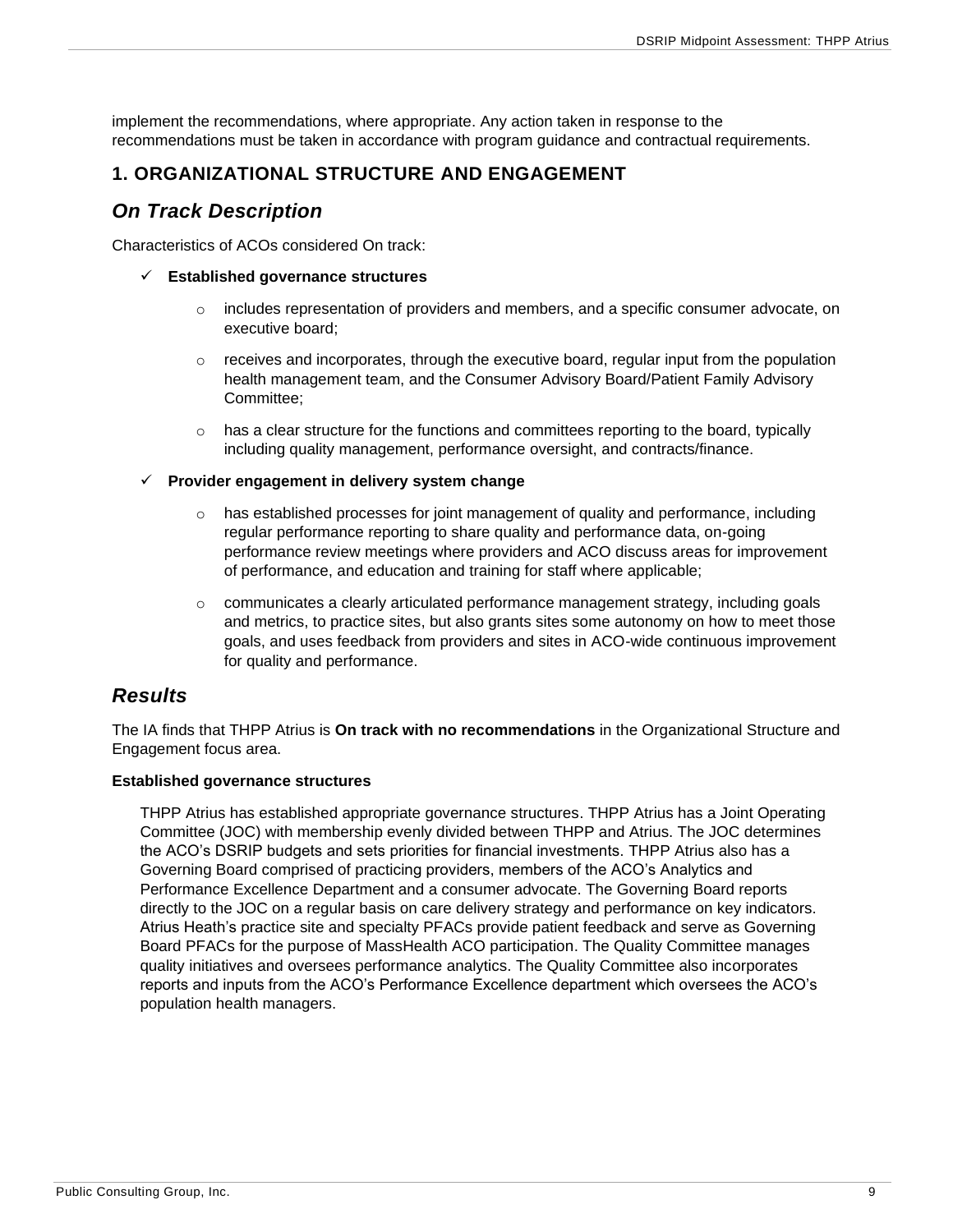implement the recommendations, where appropriate. Any action taken in response to the recommendations must be taken in accordance with program guidance and contractual requirements.

## 1. ORGANIZATIONAL STRUCTURE AND ENGAGEMENT

### *On Track Description*

Characteristics of ACOs considered On track:

- ✓ **Established governance structures**
  - o includes representation of providers and members, and a specific consumer advocate, on executive board;
  - o receives and incorporates, through the executive board, regular input from the population health management team, and the Consumer Advisory Board/Patient Family Advisory Committee;
  - o has a clear structure for the functions and committees reporting to the board, typically including quality management, performance oversight, and contracts/finance.
- ✓ **Provider engagement in delivery system change**
  - o has established processes for joint management of quality and performance, including regular performance reporting to share quality and performance data, on-going performance review meetings where providers and ACO discuss areas for improvement of performance, and education and training for staff where applicable;
  - o communicates a clearly articulated performance management strategy, including goals and metrics, to practice sites, but also grants sites some autonomy on how to meet those goals, and uses feedback from providers and sites in ACO-wide continuous improvement for quality and performance.

### *Results*

The IA finds that THPP Atrius is **On track with no recommendations** in the Organizational Structure and Engagement focus area.

**Established governance structures**

THPP Atrius has established appropriate governance structures. THPP Atrius has a Joint Operating Committee (JOC) with membership evenly divided between THPP and Atrius. The JOC determines the ACO's DSRIP budgets and sets priorities for financial investments. THPP Atrius also has a Governing Board comprised of practicing providers, members of the ACO's Analytics and Performance Excellence Department and a consumer advocate. The Governing Board reports directly to the JOC on a regular basis on care delivery strategy and performance on key indicators. Atrius Heath's practice site and specialty PFACs provide patient feedback and serve as Governing Board PFACs for the purpose of MassHealth ACO participation. The Quality Committee manages quality initiatives and oversees performance analytics. The Quality Committee also incorporates reports and inputs from the ACO's Performance Excellence department which oversees the ACO's population health managers.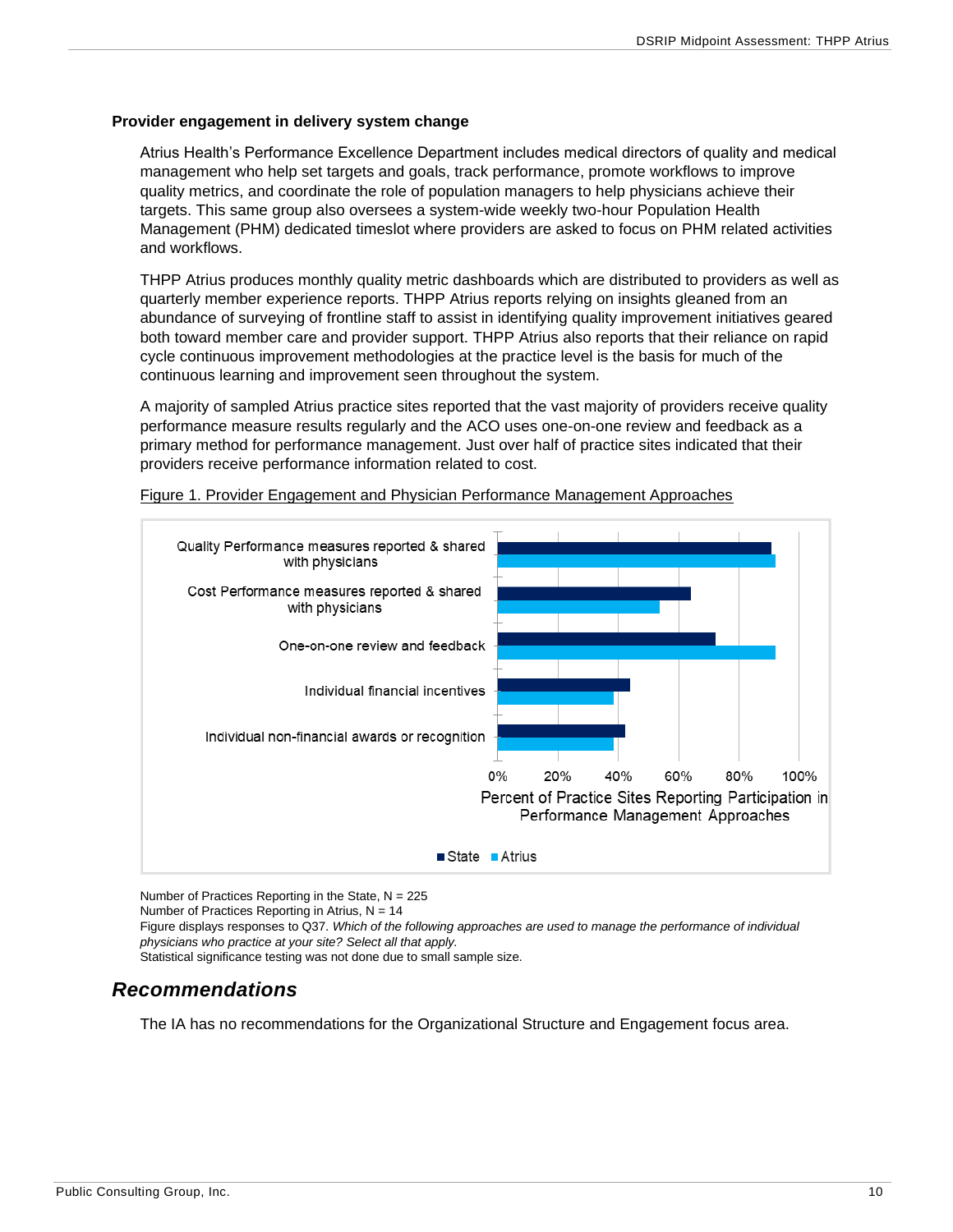### Provider engagement in delivery system change

Atrius Health's Performance Excellence Department includes medical directors of quality and medical management who help set targets and goals, track performance, promote workflows to improve quality metrics, and coordinate the role of population managers to help physicians achieve their targets. This same group also oversees a system-wide weekly two-hour Population Health Management (PHM) dedicated timeslot where providers are asked to focus on PHM related activities and workflows.

THPP Atrius produces monthly quality metric dashboards which are distributed to providers as well as quarterly member experience reports. THPP Atrius reports relying on insights gleaned from an abundance of surveying of frontline staff to assist in identifying quality improvement initiatives geared both toward member care and provider support. THPP Atrius also reports that their reliance on rapid cycle continuous improvement methodologies at the practice level is the basis for much of the continuous learning and improvement seen throughout the system.

A majority of sampled Atrius practice sites reported that the vast majority of providers receive quality performance measure results regularly and the ACO uses one-on-one review and feedback as a primary method for performance management. Just over half of practice sites indicated that their providers receive performance information related to cost.

Figure 1. Provider Engagement and Physician Performance Management Approaches

Number of Practices Reporting in the State, N = 225
Number of Practices Reporting in Atrius, N = 14
Figure displays responses to Q37. *Which of the following approaches are used to manage the performance of individual physicians who practice at your site? Select all that apply.*
Statistical significance testing was not done due to small sample size.

## Recommendations

The IA has no recommendations for the Organizational Structure and Engagement focus area.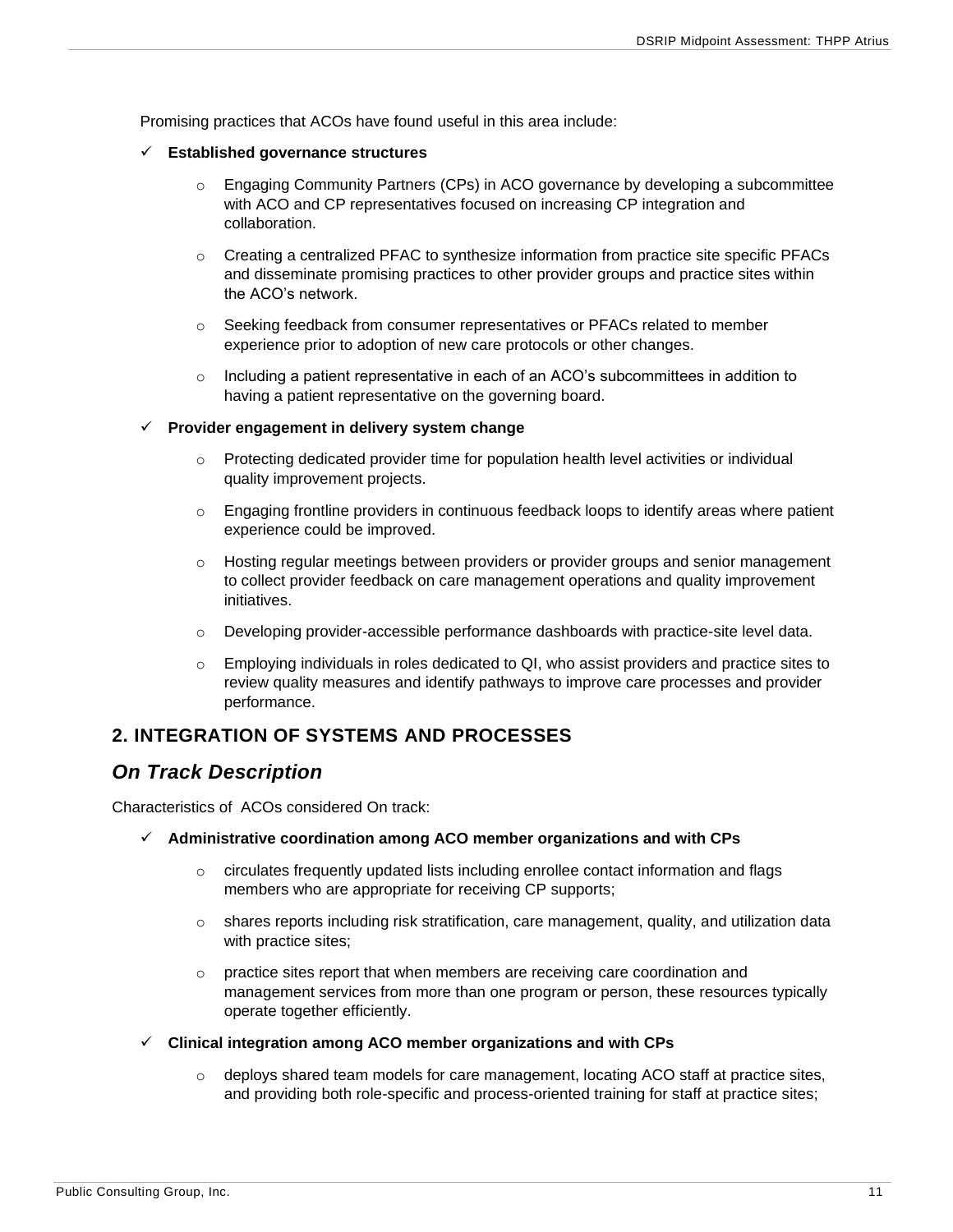Promising practices that ACOs have found useful in this area include:

- ✓ **Established governance structures**
  - Engaging Community Partners (CPs) in ACO governance by developing a subcommittee with ACO and CP representatives focused on increasing CP integration and collaboration.
  - Creating a centralized PFAC to synthesize information from practice site specific PFACs and disseminate promising practices to other provider groups and practice sites within the ACO's network.
  - Seeking feedback from consumer representatives or PFACs related to member experience prior to adoption of new care protocols or other changes.
  - Including a patient representative in each of an ACO's subcommittees in addition to having a patient representative on the governing board.
- ✓ **Provider engagement in delivery system change**
  - Protecting dedicated provider time for population health level activities or individual quality improvement projects.
  - Engaging frontline providers in continuous feedback loops to identify areas where patient experience could be improved.
  - Hosting regular meetings between providers or provider groups and senior management to collect provider feedback on care management operations and quality improvement initiatives.
  - Developing provider-accessible performance dashboards with practice-site level data.
  - Employing individuals in roles dedicated to QI, who assist providers and practice sites to review quality measures and identify pathways to improve care processes and provider performance.

## 2. INTEGRATION OF SYSTEMS AND PROCESSES

## *On Track Description*

Characteristics of ACOs considered On track:

- ✓ **Administrative coordination among ACO member organizations and with CPs**
  - circulates frequently updated lists including enrollee contact information and flags members who are appropriate for receiving CP supports;
  - shares reports including risk stratification, care management, quality, and utilization data with practice sites;
  - practice sites report that when members are receiving care coordination and management services from more than one program or person, these resources typically operate together efficiently.
- ✓ **Clinical integration among ACO member organizations and with CPs**
  - deploys shared team models for care management, locating ACO staff at practice sites, and providing both role-specific and process-oriented training for staff at practice sites;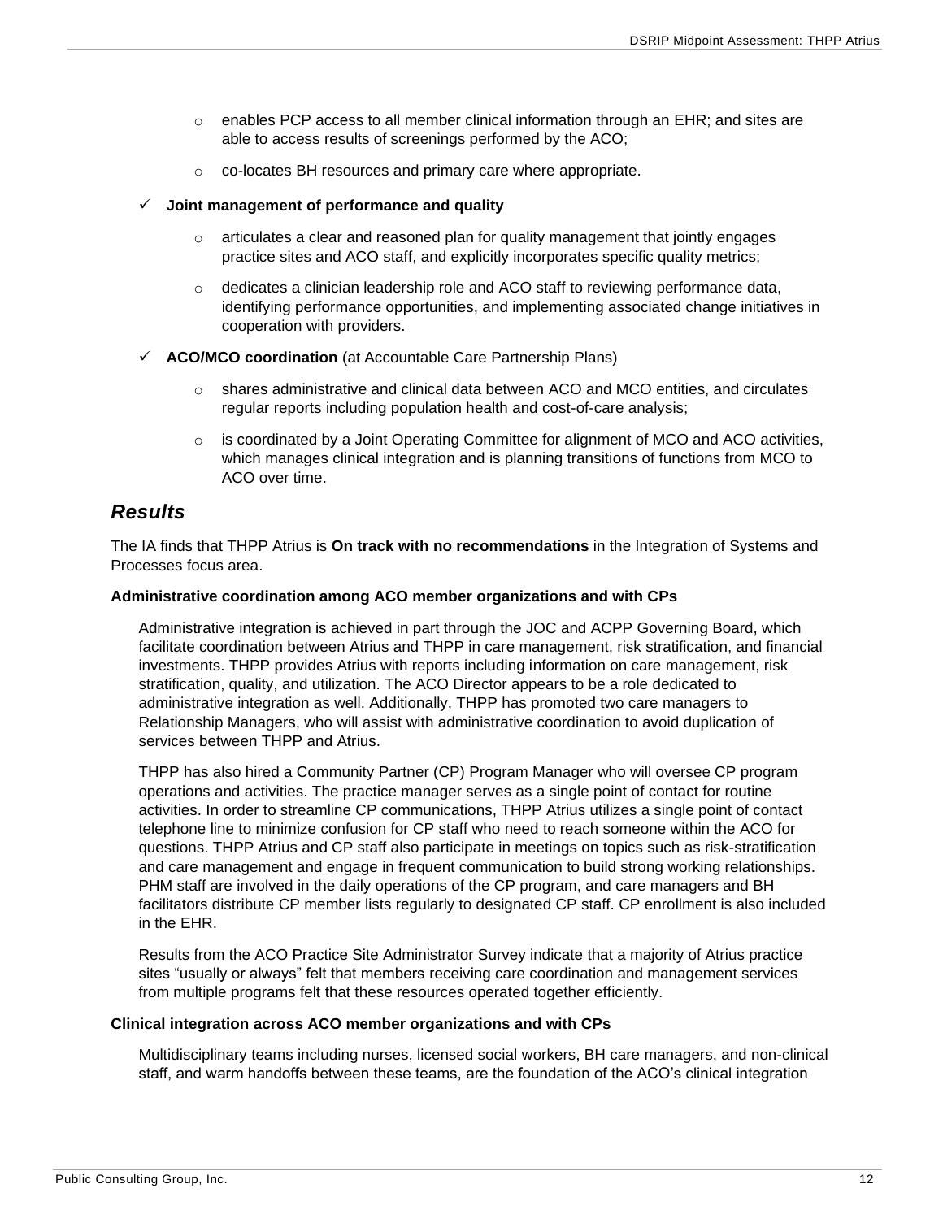- enables PCP access to all member clinical information through an EHR; and sites are able to access results of screenings performed by the ACO;
  - co-locates BH resources and primary care where appropriate.

- ✓ **Joint management of performance and quality**
  - articulates a clear and reasoned plan for quality management that jointly engages practice sites and ACO staff, and explicitly incorporates specific quality metrics;
  - dedicates a clinician leadership role and ACO staff to reviewing performance data, identifying performance opportunities, and implementing associated change initiatives in cooperation with providers.

- ✓ **ACO/MCO coordination** (at Accountable Care Partnership Plans)
  - shares administrative and clinical data between ACO and MCO entities, and circulates regular reports including population health and cost-of-care analysis;
  - is coordinated by a Joint Operating Committee for alignment of MCO and ACO activities, which manages clinical integration and is planning transitions of functions from MCO to ACO over time.

## *Results*

The IA finds that THPP Atrius is **On track with no recommendations** in the Integration of Systems and Processes focus area.

#### Administrative coordination among ACO member organizations and with CPs

Administrative integration is achieved in part through the JOC and ACPP Governing Board, which facilitate coordination between Atrius and THPP in care management, risk stratification, and financial investments. THPP provides Atrius with reports including information on care management, risk stratification, quality, and utilization. The ACO Director appears to be a role dedicated to administrative integration as well. Additionally, THPP has promoted two care managers to Relationship Managers, who will assist with administrative coordination to avoid duplication of services between THPP and Atrius.

THPP has also hired a Community Partner (CP) Program Manager who will oversee CP program operations and activities. The practice manager serves as a single point of contact for routine activities. In order to streamline CP communications, THPP Atrius utilizes a single point of contact telephone line to minimize confusion for CP staff who need to reach someone within the ACO for questions. THPP Atrius and CP staff also participate in meetings on topics such as risk-stratification and care management and engage in frequent communication to build strong working relationships. PHM staff are involved in the daily operations of the CP program, and care managers and BH facilitators distribute CP member lists regularly to designated CP staff. CP enrollment is also included in the EHR.

Results from the ACO Practice Site Administrator Survey indicate that a majority of Atrius practice sites "usually or always" felt that members receiving care coordination and management services from multiple programs felt that these resources operated together efficiently.

#### Clinical integration across ACO member organizations and with CPs

Multidisciplinary teams including nurses, licensed social workers, BH care managers, and non-clinical staff, and warm handoffs between these teams, are the foundation of the ACO's clinical integration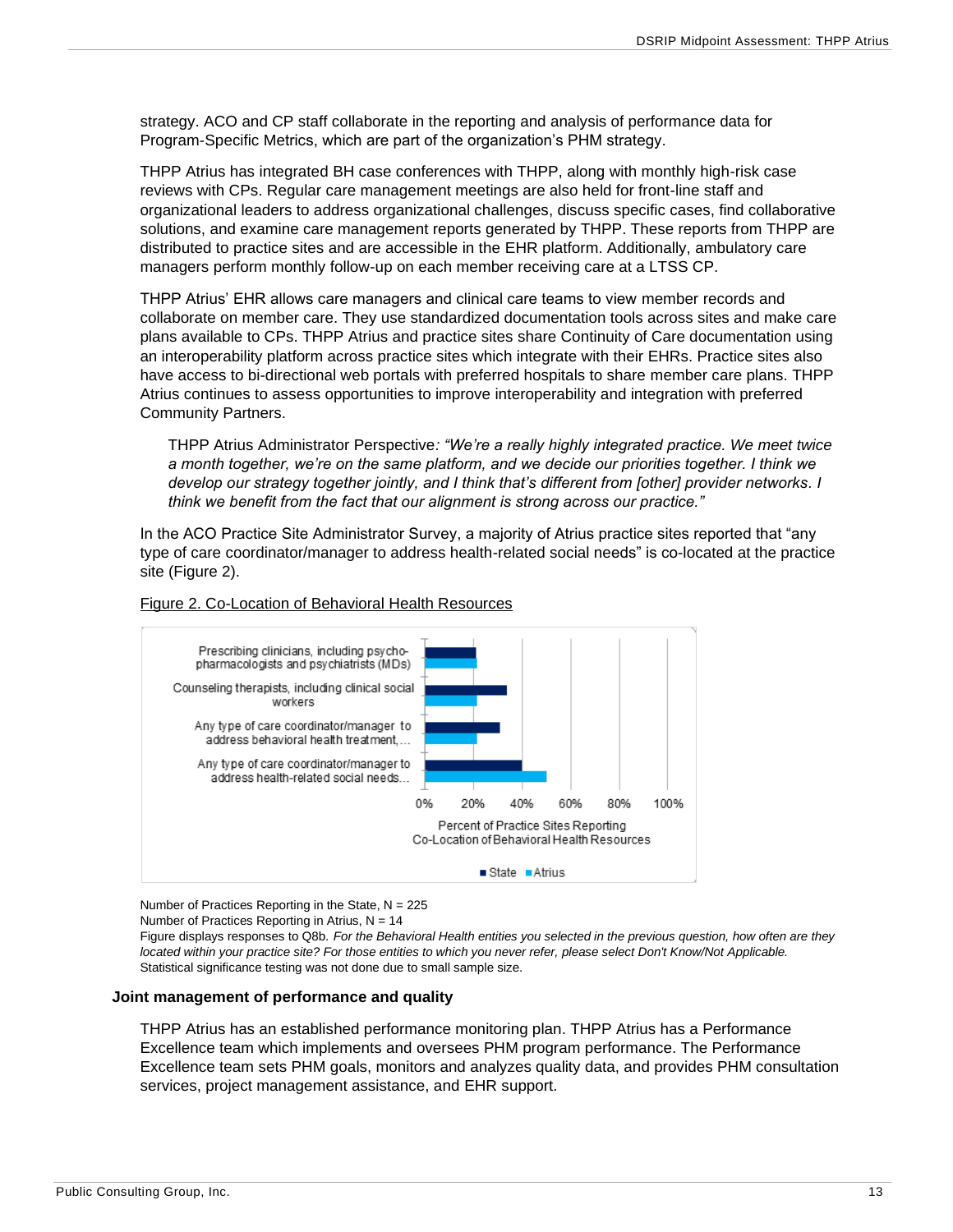strategy. ACO and CP staff collaborate in the reporting and analysis of performance data for Program-Specific Metrics, which are part of the organization's PHM strategy.

THPP Atrius has integrated BH case conferences with THPP, along with monthly high-risk case reviews with CPs. Regular care management meetings are also held for front-line staff and organizational leaders to address organizational challenges, discuss specific cases, find collaborative solutions, and examine care management reports generated by THPP. These reports from THPP are distributed to practice sites and are accessible in the EHR platform. Additionally, ambulatory care managers perform monthly follow-up on each member receiving care at a LTSS CP.

THPP Atrius' EHR allows care managers and clinical care teams to view member records and collaborate on member care. They use standardized documentation tools across sites and make care plans available to CPs. THPP Atrius and practice sites share Continuity of Care documentation using an interoperability platform across practice sites which integrate with their EHRs. Practice sites also have access to bi-directional web portals with preferred hospitals to share member care plans. THPP Atrius continues to assess opportunities to improve interoperability and integration with preferred Community Partners.

> THPP Atrius Administrator Perspective*: "We're a really highly integrated practice. We meet twice a month together, we're on the same platform, and we decide our priorities together. I think we develop our strategy together jointly, and I think that's different from [other] provider networks. I think we benefit from the fact that our alignment is strong across our practice."*

In the ACO Practice Site Administrator Survey, a majority of Atrius practice sites reported that "any type of care coordinator/manager to address health-related social needs" is co-located at the practice site (Figure 2).

Figure 2. Co-Location of Behavioral Health Resources

| Resource | State | Atrius |
|---|---|---|
| Prescribing clinicians, including psycho-pharmacologists and psychiatrists (MDs) | ~21% | ~21% |
| Counseling therapists, including clinical social workers | ~34% | ~21% |
| Any type of care coordinator/manager to address behavioral health treatment,... | ~31% | ~21% |
| Any type of care coordinator/manager to address health-related social needs... | ~40% | ~50% |

Percent of Practice Sites Reporting Co-Location of Behavioral Health Resources

Number of Practices Reporting in the State, N = 225
Number of Practices Reporting in Atrius, N = 14
Figure displays responses to Q8b. *For the Behavioral Health entities you selected in the previous question, how often are they located within your practice site? For those entities to which you never refer, please select Don't Know/Not Applicable.*
Statistical significance testing was not done due to small sample size.

### Joint management of performance and quality

THPP Atrius has an established performance monitoring plan. THPP Atrius has a Performance Excellence team which implements and oversees PHM program performance. The Performance Excellence team sets PHM goals, monitors and analyzes quality data, and provides PHM consultation services, project management assistance, and EHR support.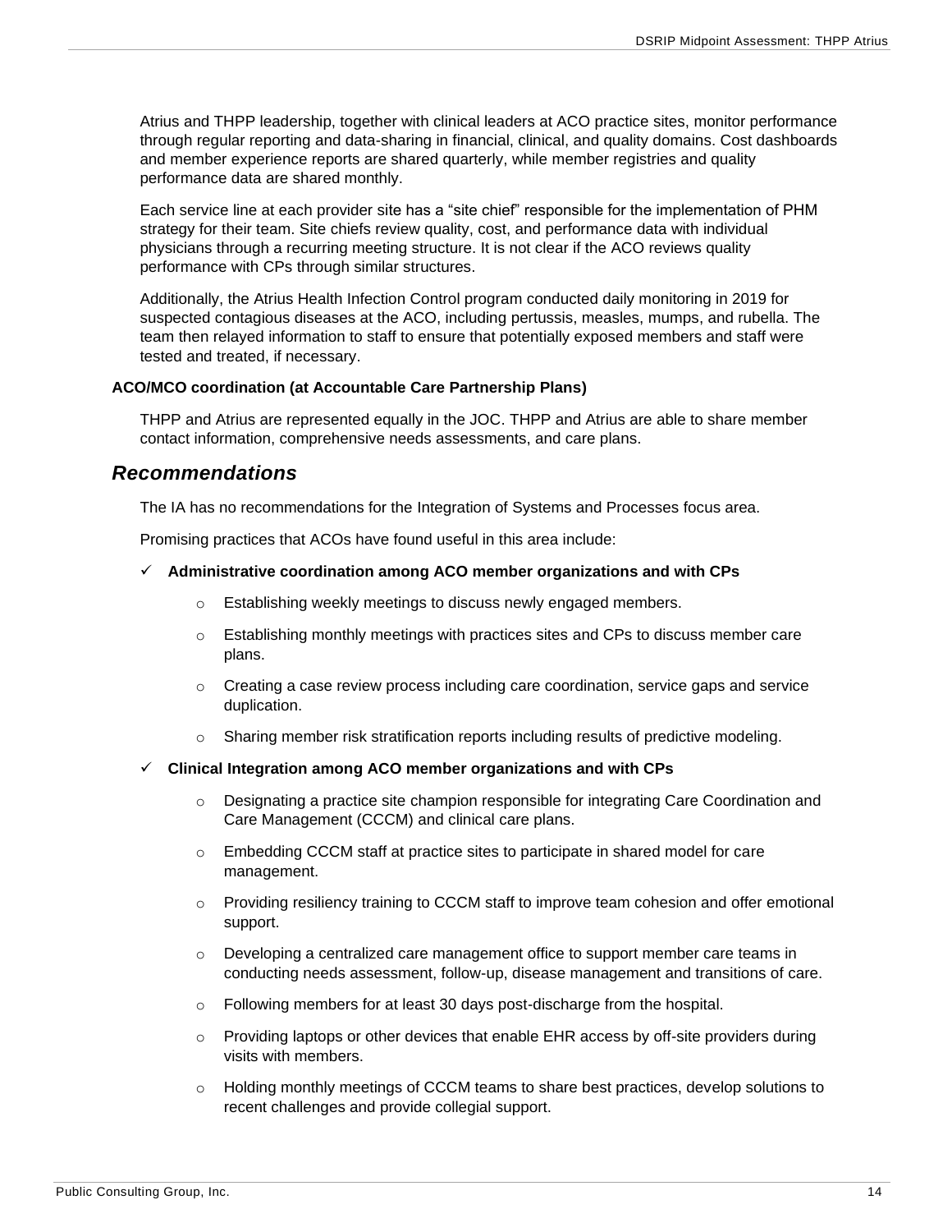Atrius and THPP leadership, together with clinical leaders at ACO practice sites, monitor performance through regular reporting and data-sharing in financial, clinical, and quality domains. Cost dashboards and member experience reports are shared quarterly, while member registries and quality performance data are shared monthly.

Each service line at each provider site has a "site chief" responsible for the implementation of PHM strategy for their team. Site chiefs review quality, cost, and performance data with individual physicians through a recurring meeting structure. It is not clear if the ACO reviews quality performance with CPs through similar structures.

Additionally, the Atrius Health Infection Control program conducted daily monitoring in 2019 for suspected contagious diseases at the ACO, including pertussis, measles, mumps, and rubella. The team then relayed information to staff to ensure that potentially exposed members and staff were tested and treated, if necessary.

**ACO/MCO coordination (at Accountable Care Partnership Plans)**

THPP and Atrius are represented equally in the JOC. THPP and Atrius are able to share member contact information, comprehensive needs assessments, and care plans.

## *Recommendations*

The IA has no recommendations for the Integration of Systems and Processes focus area.

Promising practices that ACOs have found useful in this area include:

- ✓ **Administrative coordination among ACO member organizations and with CPs**
  - Establishing weekly meetings to discuss newly engaged members.
  - Establishing monthly meetings with practices sites and CPs to discuss member care plans.
  - Creating a case review process including care coordination, service gaps and service duplication.
  - Sharing member risk stratification reports including results of predictive modeling.
- ✓ **Clinical Integration among ACO member organizations and with CPs**
  - Designating a practice site champion responsible for integrating Care Coordination and Care Management (CCCM) and clinical care plans.
  - Embedding CCCM staff at practice sites to participate in shared model for care management.
  - Providing resiliency training to CCCM staff to improve team cohesion and offer emotional support.
  - Developing a centralized care management office to support member care teams in conducting needs assessment, follow-up, disease management and transitions of care.
  - Following members for at least 30 days post-discharge from the hospital.
  - Providing laptops or other devices that enable EHR access by off-site providers during visits with members.
  - Holding monthly meetings of CCCM teams to share best practices, develop solutions to recent challenges and provide collegial support.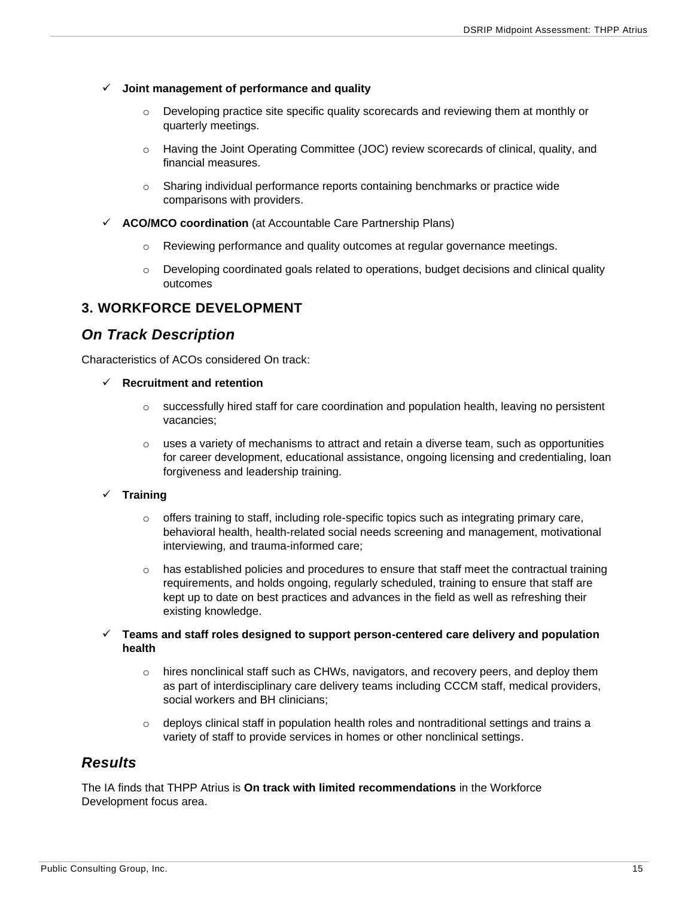- ✓ **Joint management of performance and quality**
  - Developing practice site specific quality scorecards and reviewing them at monthly or quarterly meetings.
  - Having the Joint Operating Committee (JOC) review scorecards of clinical, quality, and financial measures.
  - Sharing individual performance reports containing benchmarks or practice wide comparisons with providers.
- ✓ **ACO/MCO coordination** (at Accountable Care Partnership Plans)
  - Reviewing performance and quality outcomes at regular governance meetings.
  - Developing coordinated goals related to operations, budget decisions and clinical quality outcomes

## 3. WORKFORCE DEVELOPMENT

### *On Track Description*

Characteristics of ACOs considered On track:

- ✓ **Recruitment and retention**
  - successfully hired staff for care coordination and population health, leaving no persistent vacancies;
  - uses a variety of mechanisms to attract and retain a diverse team, such as opportunities for career development, educational assistance, ongoing licensing and credentialing, loan forgiveness and leadership training.
- ✓ **Training**
  - offers training to staff, including role-specific topics such as integrating primary care, behavioral health, health-related social needs screening and management, motivational interviewing, and trauma-informed care;
  - has established policies and procedures to ensure that staff meet the contractual training requirements, and holds ongoing, regularly scheduled, training to ensure that staff are kept up to date on best practices and advances in the field as well as refreshing their existing knowledge.
- ✓ **Teams and staff roles designed to support person-centered care delivery and population health**
  - hires nonclinical staff such as CHWs, navigators, and recovery peers, and deploy them as part of interdisciplinary care delivery teams including CCCM staff, medical providers, social workers and BH clinicians;
  - deploys clinical staff in population health roles and nontraditional settings and trains a variety of staff to provide services in homes or other nonclinical settings.

### *Results*

The IA finds that THPP Atrius is **On track with limited recommendations** in the Workforce Development focus area.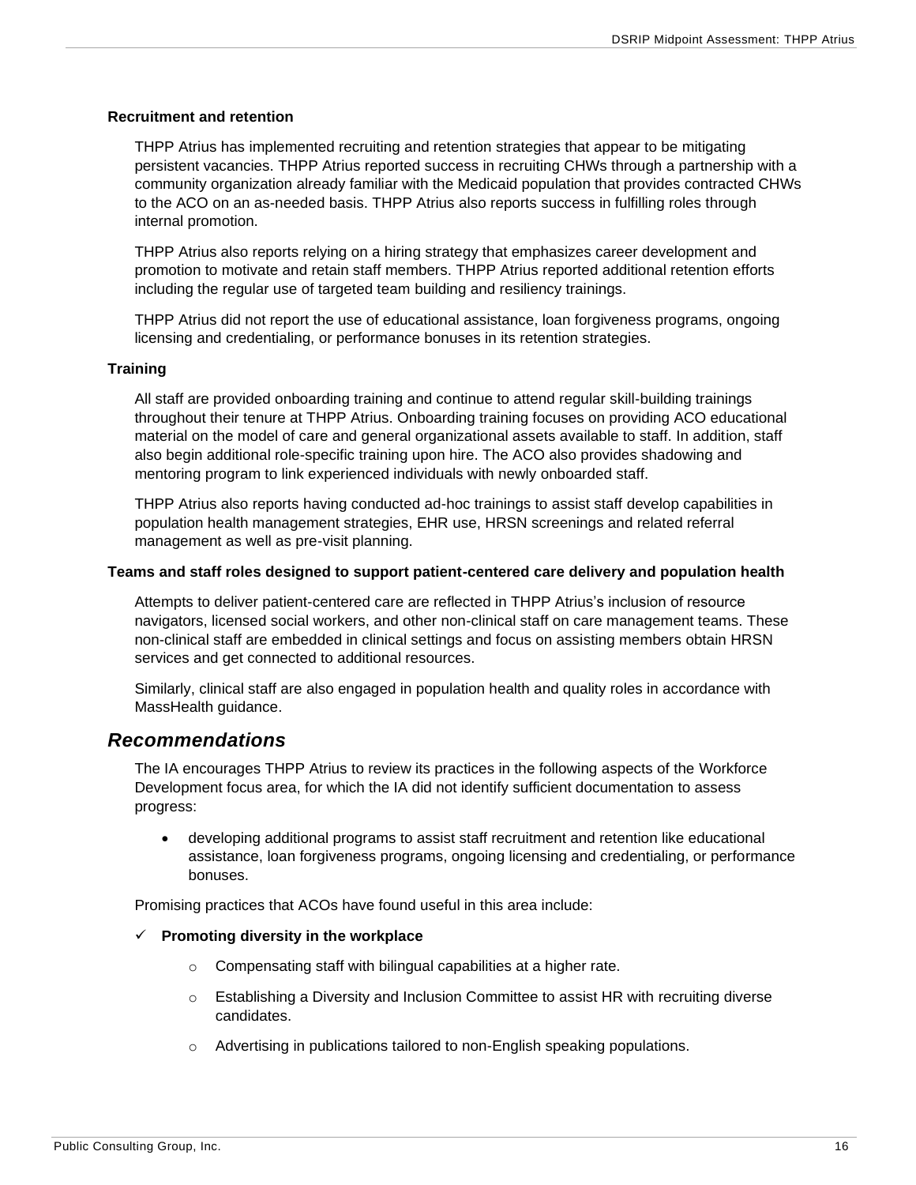#### Recruitment and retention

THPP Atrius has implemented recruiting and retention strategies that appear to be mitigating persistent vacancies. THPP Atrius reported success in recruiting CHWs through a partnership with a community organization already familiar with the Medicaid population that provides contracted CHWs to the ACO on an as-needed basis. THPP Atrius also reports success in fulfilling roles through internal promotion.

THPP Atrius also reports relying on a hiring strategy that emphasizes career development and promotion to motivate and retain staff members. THPP Atrius reported additional retention efforts including the regular use of targeted team building and resiliency trainings.

THPP Atrius did not report the use of educational assistance, loan forgiveness programs, ongoing licensing and credentialing, or performance bonuses in its retention strategies.

#### Training

All staff are provided onboarding training and continue to attend regular skill-building trainings throughout their tenure at THPP Atrius. Onboarding training focuses on providing ACO educational material on the model of care and general organizational assets available to staff. In addition, staff also begin additional role-specific training upon hire. The ACO also provides shadowing and mentoring program to link experienced individuals with newly onboarded staff.

THPP Atrius also reports having conducted ad-hoc trainings to assist staff develop capabilities in population health management strategies, EHR use, HRSN screenings and related referral management as well as pre-visit planning.

#### Teams and staff roles designed to support patient-centered care delivery and population health

Attempts to deliver patient-centered care are reflected in THPP Atrius's inclusion of resource navigators, licensed social workers, and other non-clinical staff on care management teams. These non-clinical staff are embedded in clinical settings and focus on assisting members obtain HRSN services and get connected to additional resources.

Similarly, clinical staff are also engaged in population health and quality roles in accordance with MassHealth guidance.

### *Recommendations*

The IA encourages THPP Atrius to review its practices in the following aspects of the Workforce Development focus area, for which the IA did not identify sufficient documentation to assess progress:

- developing additional programs to assist staff recruitment and retention like educational assistance, loan forgiveness programs, ongoing licensing and credentialing, or performance bonuses.

Promising practices that ACOs have found useful in this area include:

- ✓ **Promoting diversity in the workplace**
  - Compensating staff with bilingual capabilities at a higher rate.
  - Establishing a Diversity and Inclusion Committee to assist HR with recruiting diverse candidates.
  - Advertising in publications tailored to non-English speaking populations.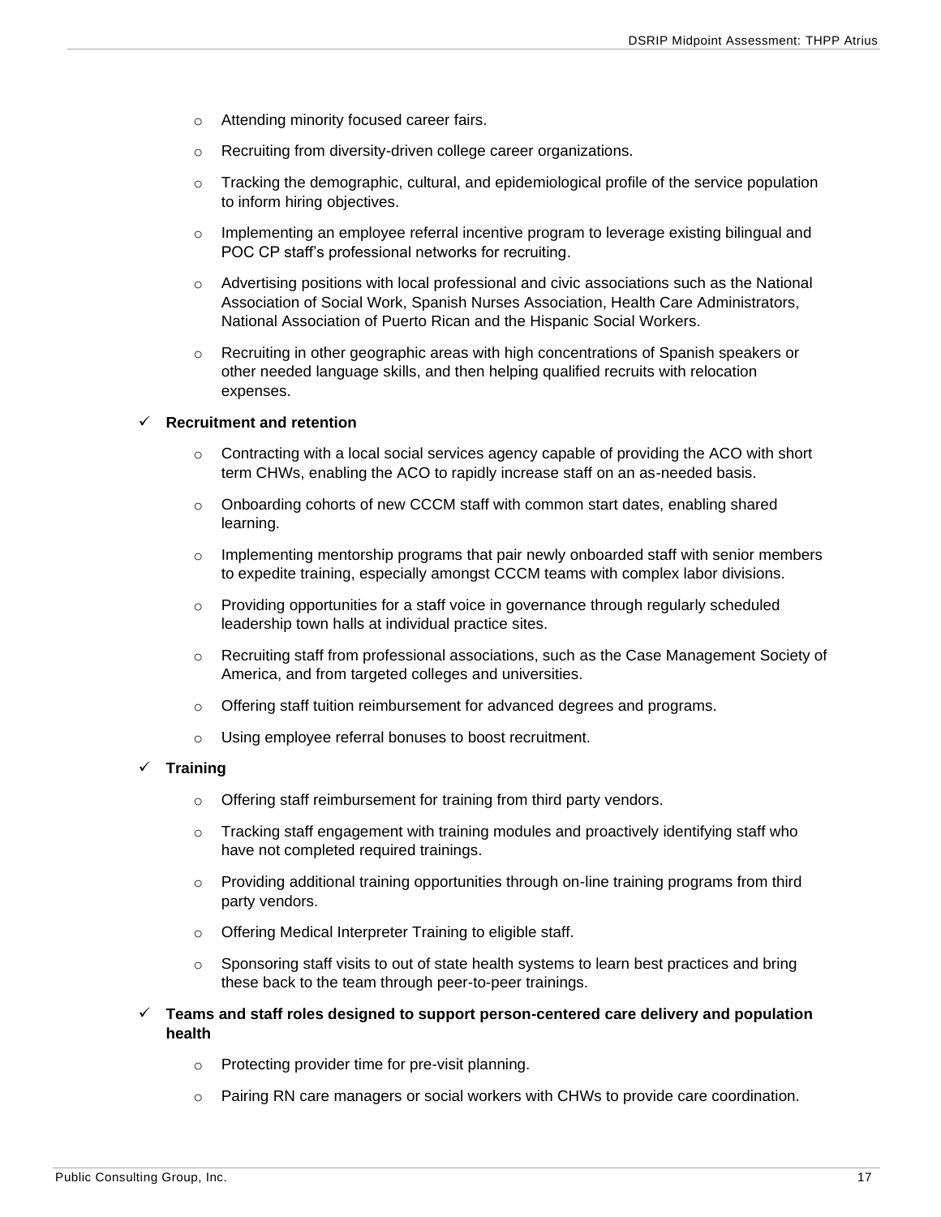- Attending minority focused career fairs.
- Recruiting from diversity-driven college career organizations.
- Tracking the demographic, cultural, and epidemiological profile of the service population to inform hiring objectives.
- Implementing an employee referral incentive program to leverage existing bilingual and POC CP staff's professional networks for recruiting.
- Advertising positions with local professional and civic associations such as the National Association of Social Work, Spanish Nurses Association, Health Care Administrators, National Association of Puerto Rican and the Hispanic Social Workers.
- Recruiting in other geographic areas with high concentrations of Spanish speakers or other needed language skills, and then helping qualified recruits with relocation expenses.

✓ **Recruitment and retention**

- Contracting with a local social services agency capable of providing the ACO with short term CHWs, enabling the ACO to rapidly increase staff on an as-needed basis.
- Onboarding cohorts of new CCCM staff with common start dates, enabling shared learning.
- Implementing mentorship programs that pair newly onboarded staff with senior members to expedite training, especially amongst CCCM teams with complex labor divisions.
- Providing opportunities for a staff voice in governance through regularly scheduled leadership town halls at individual practice sites.
- Recruiting staff from professional associations, such as the Case Management Society of America, and from targeted colleges and universities.
- Offering staff tuition reimbursement for advanced degrees and programs.
- Using employee referral bonuses to boost recruitment.

✓ **Training**

- Offering staff reimbursement for training from third party vendors.
- Tracking staff engagement with training modules and proactively identifying staff who have not completed required trainings.
- Providing additional training opportunities through on-line training programs from third party vendors.
- Offering Medical Interpreter Training to eligible staff.
- Sponsoring staff visits to out of state health systems to learn best practices and bring these back to the team through peer-to-peer trainings.

✓ **Teams and staff roles designed to support person-centered care delivery and population health**

- Protecting provider time for pre-visit planning.
- Pairing RN care managers or social workers with CHWs to provide care coordination.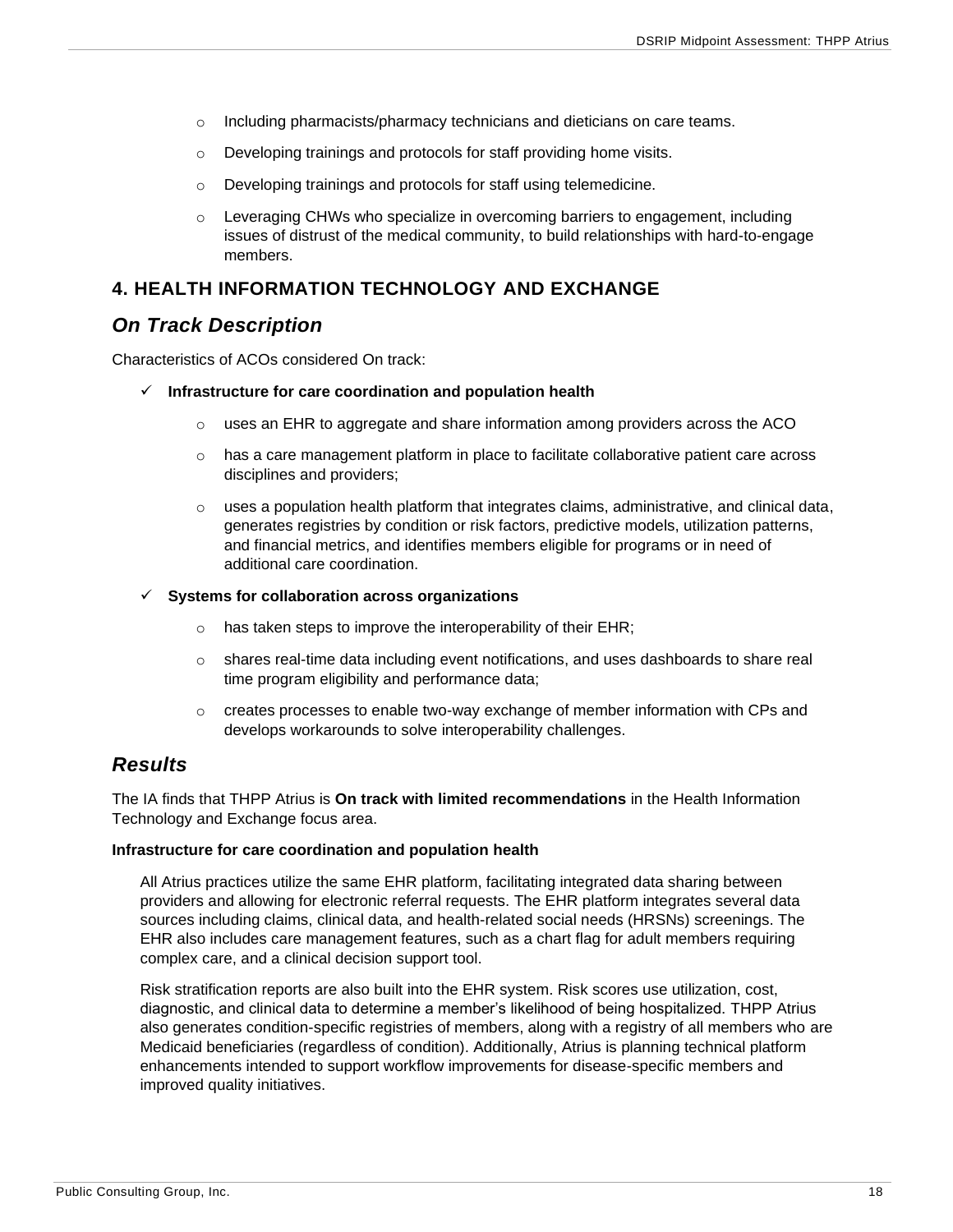- Including pharmacists/pharmacy technicians and dieticians on care teams.
- Developing trainings and protocols for staff providing home visits.
- Developing trainings and protocols for staff using telemedicine.
- Leveraging CHWs who specialize in overcoming barriers to engagement, including issues of distrust of the medical community, to build relationships with hard-to-engage members.

## 4. HEALTH INFORMATION TECHNOLOGY AND EXCHANGE

### *On Track Description*

Characteristics of ACOs considered On track:

- ✓ **Infrastructure for care coordination and population health**
  - uses an EHR to aggregate and share information among providers across the ACO
  - has a care management platform in place to facilitate collaborative patient care across disciplines and providers;
  - uses a population health platform that integrates claims, administrative, and clinical data, generates registries by condition or risk factors, predictive models, utilization patterns, and financial metrics, and identifies members eligible for programs or in need of additional care coordination.
- ✓ **Systems for collaboration across organizations**
  - has taken steps to improve the interoperability of their EHR;
  - shares real-time data including event notifications, and uses dashboards to share real time program eligibility and performance data;
  - creates processes to enable two-way exchange of member information with CPs and develops workarounds to solve interoperability challenges.

### *Results*

The IA finds that THPP Atrius is **On track with limited recommendations** in the Health Information Technology and Exchange focus area.

**Infrastructure for care coordination and population health**

All Atrius practices utilize the same EHR platform, facilitating integrated data sharing between providers and allowing for electronic referral requests. The EHR platform integrates several data sources including claims, clinical data, and health-related social needs (HRSNs) screenings. The EHR also includes care management features, such as a chart flag for adult members requiring complex care, and a clinical decision support tool.

Risk stratification reports are also built into the EHR system. Risk scores use utilization, cost, diagnostic, and clinical data to determine a member's likelihood of being hospitalized. THPP Atrius also generates condition-specific registries of members, along with a registry of all members who are Medicaid beneficiaries (regardless of condition). Additionally, Atrius is planning technical platform enhancements intended to support workflow improvements for disease-specific members and improved quality initiatives.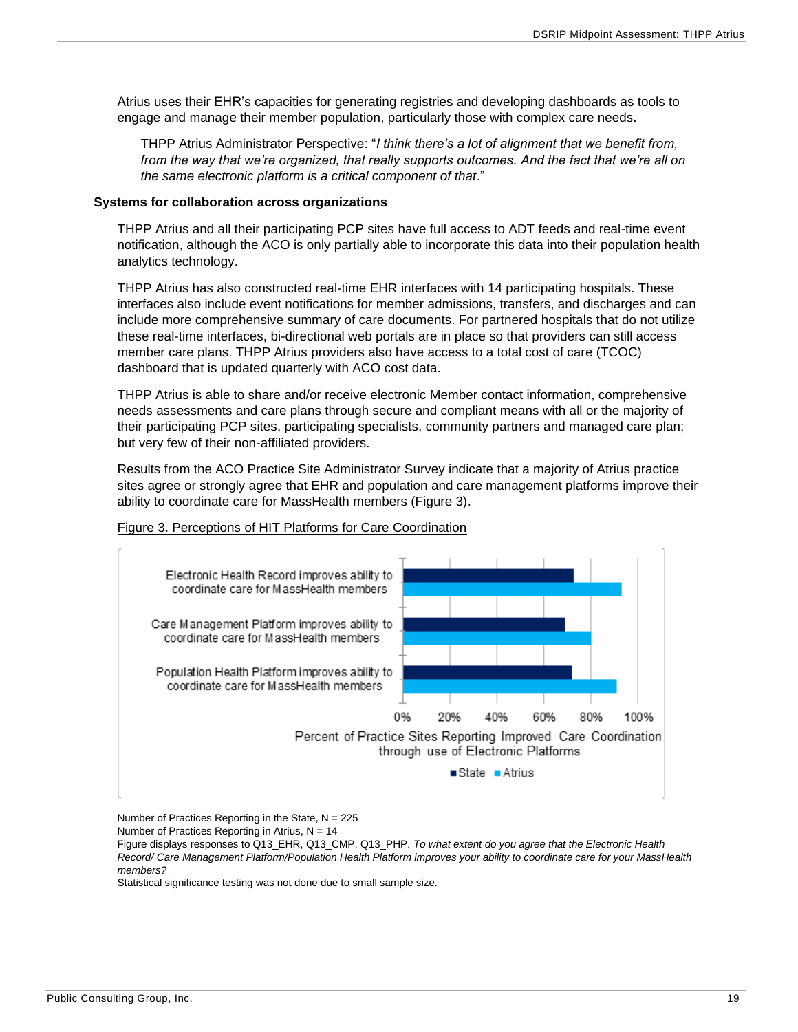Atrius uses their EHR's capacities for generating registries and developing dashboards as tools to engage and manage their member population, particularly those with complex care needs.

> THPP Atrius Administrator Perspective: "*I think there's a lot of alignment that we benefit from, from the way that we're organized, that really supports outcomes. And the fact that we're all on the same electronic platform is a critical component of that*."

**Systems for collaboration across organizations**

THPP Atrius and all their participating PCP sites have full access to ADT feeds and real-time event notification, although the ACO is only partially able to incorporate this data into their population health analytics technology.

THPP Atrius has also constructed real-time EHR interfaces with 14 participating hospitals. These interfaces also include event notifications for member admissions, transfers, and discharges and can include more comprehensive summary of care documents. For partnered hospitals that do not utilize these real-time interfaces, bi-directional web portals are in place so that providers can still access member care plans. THPP Atrius providers also have access to a total cost of care (TCOC) dashboard that is updated quarterly with ACO cost data.

THPP Atrius is able to share and/or receive electronic Member contact information, comprehensive needs assessments and care plans through secure and compliant means with all or the majority of their participating PCP sites, participating specialists, community partners and managed care plan; but very few of their non-affiliated providers.

Results from the ACO Practice Site Administrator Survey indicate that a majority of Atrius practice sites agree or strongly agree that EHR and population and care management platforms improve their ability to coordinate care for MassHealth members (Figure 3).

Figure 3. Perceptions of HIT Platforms for Care Coordination

Number of Practices Reporting in the State, N = 225
Number of Practices Reporting in Atrius, N = 14
Figure displays responses to Q13_EHR, Q13_CMP, Q13_PHP. *To what extent do you agree that the Electronic Health Record/ Care Management Platform/Population Health Platform improves your ability to coordinate care for your MassHealth members?*
Statistical significance testing was not done due to small sample size.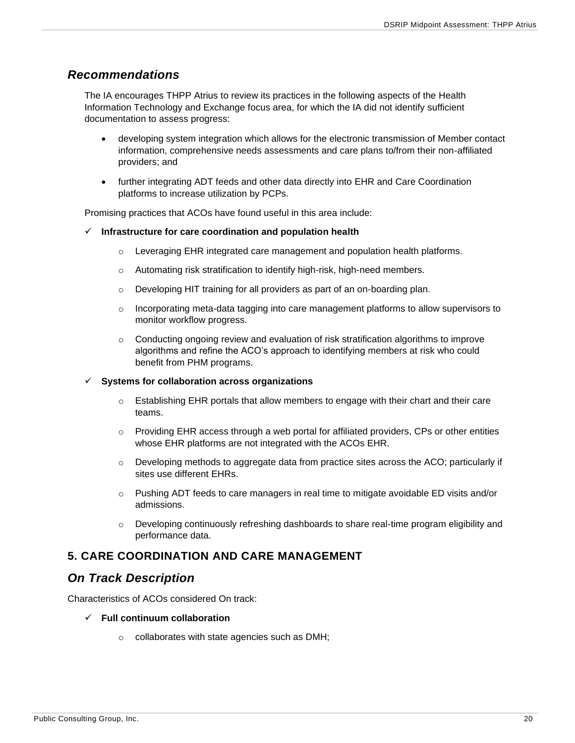## *Recommendations*

The IA encourages THPP Atrius to review its practices in the following aspects of the Health Information Technology and Exchange focus area, for which the IA did not identify sufficient documentation to assess progress:

- developing system integration which allows for the electronic transmission of Member contact information, comprehensive needs assessments and care plans to/from their non-affiliated providers; and
- further integrating ADT feeds and other data directly into EHR and Care Coordination platforms to increase utilization by PCPs.

Promising practices that ACOs have found useful in this area include:

- ✓ **Infrastructure for care coordination and population health**
  - Leveraging EHR integrated care management and population health platforms.
  - Automating risk stratification to identify high-risk, high-need members.
  - Developing HIT training for all providers as part of an on-boarding plan.
  - Incorporating meta-data tagging into care management platforms to allow supervisors to monitor workflow progress.
  - Conducting ongoing review and evaluation of risk stratification algorithms to improve algorithms and refine the ACO's approach to identifying members at risk who could benefit from PHM programs.
- ✓ **Systems for collaboration across organizations**
  - Establishing EHR portals that allow members to engage with their chart and their care teams.
  - Providing EHR access through a web portal for affiliated providers, CPs or other entities whose EHR platforms are not integrated with the ACOs EHR.
  - Developing methods to aggregate data from practice sites across the ACO; particularly if sites use different EHRs.
  - Pushing ADT feeds to care managers in real time to mitigate avoidable ED visits and/or admissions.
  - Developing continuously refreshing dashboards to share real-time program eligibility and performance data.

## 5. CARE COORDINATION AND CARE MANAGEMENT

## *On Track Description*

Characteristics of ACOs considered On track:

- ✓ **Full continuum collaboration**
  - collaborates with state agencies such as DMH;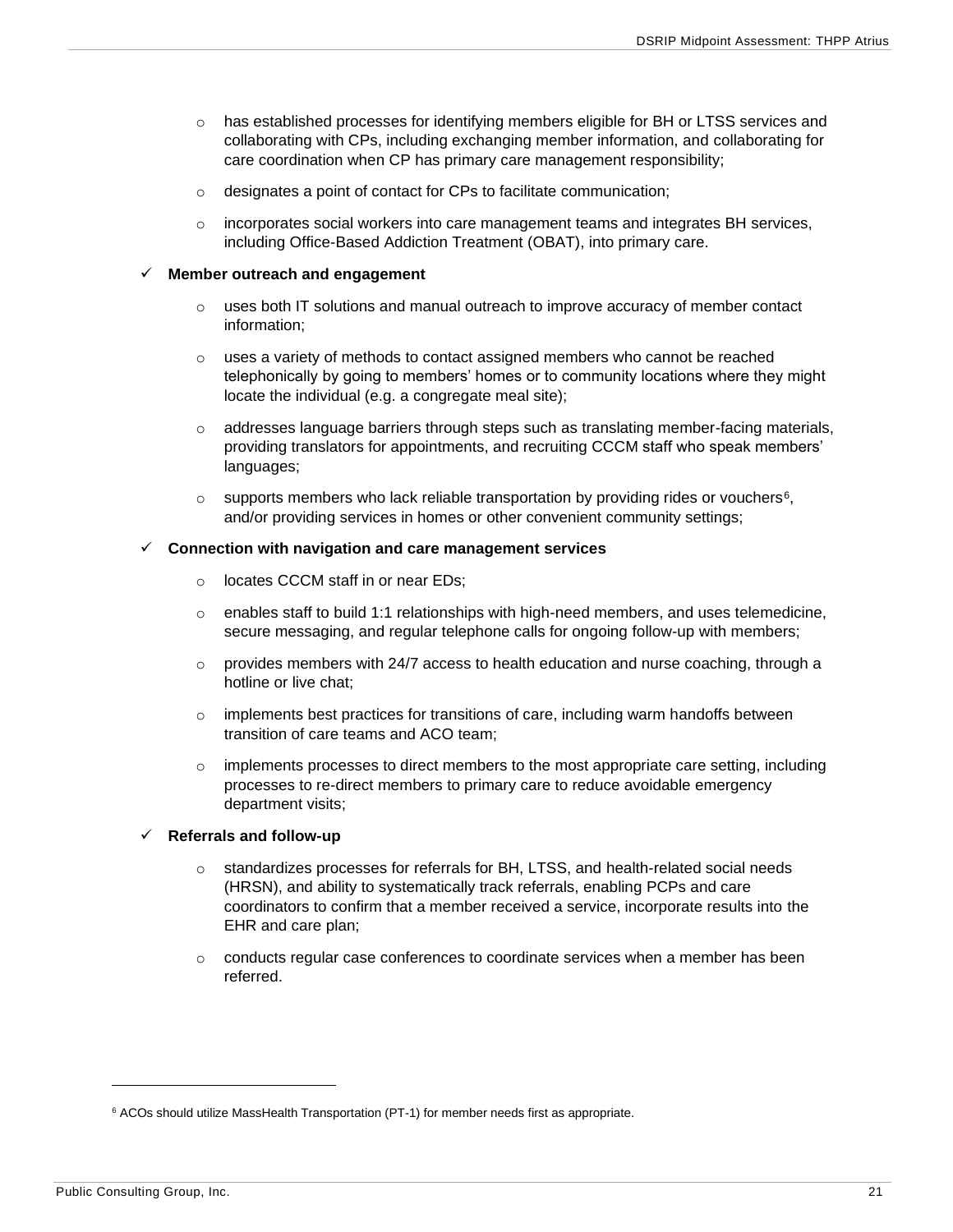- has established processes for identifying members eligible for BH or LTSS services and collaborating with CPs, including exchanging member information, and collaborating for care coordination when CP has primary care management responsibility;
- designates a point of contact for CPs to facilitate communication;
- incorporates social workers into care management teams and integrates BH services, including Office-Based Addiction Treatment (OBAT), into primary care.

✓ **Member outreach and engagement**

- uses both IT solutions and manual outreach to improve accuracy of member contact information;
- uses a variety of methods to contact assigned members who cannot be reached telephonically by going to members' homes or to community locations where they might locate the individual (e.g. a congregate meal site);
- addresses language barriers through steps such as translating member-facing materials, providing translators for appointments, and recruiting CCCM staff who speak members' languages;
- supports members who lack reliable transportation by providing rides or vouchers[6], and/or providing services in homes or other convenient community settings;

✓ **Connection with navigation and care management services**

- locates CCCM staff in or near EDs;
- enables staff to build 1:1 relationships with high-need members, and uses telemedicine, secure messaging, and regular telephone calls for ongoing follow-up with members;
- provides members with 24/7 access to health education and nurse coaching, through a hotline or live chat;
- implements best practices for transitions of care, including warm handoffs between transition of care teams and ACO team;
- implements processes to direct members to the most appropriate care setting, including processes to re-direct members to primary care to reduce avoidable emergency department visits;

✓ **Referrals and follow-up**

- standardizes processes for referrals for BH, LTSS, and health-related social needs (HRSN), and ability to systematically track referrals, enabling PCPs and care coordinators to confirm that a member received a service, incorporate results into the EHR and care plan;
- conducts regular case conferences to coordinate services when a member has been referred.

---

[6] ACOs should utilize MassHealth Transportation (PT-1) for member needs first as appropriate.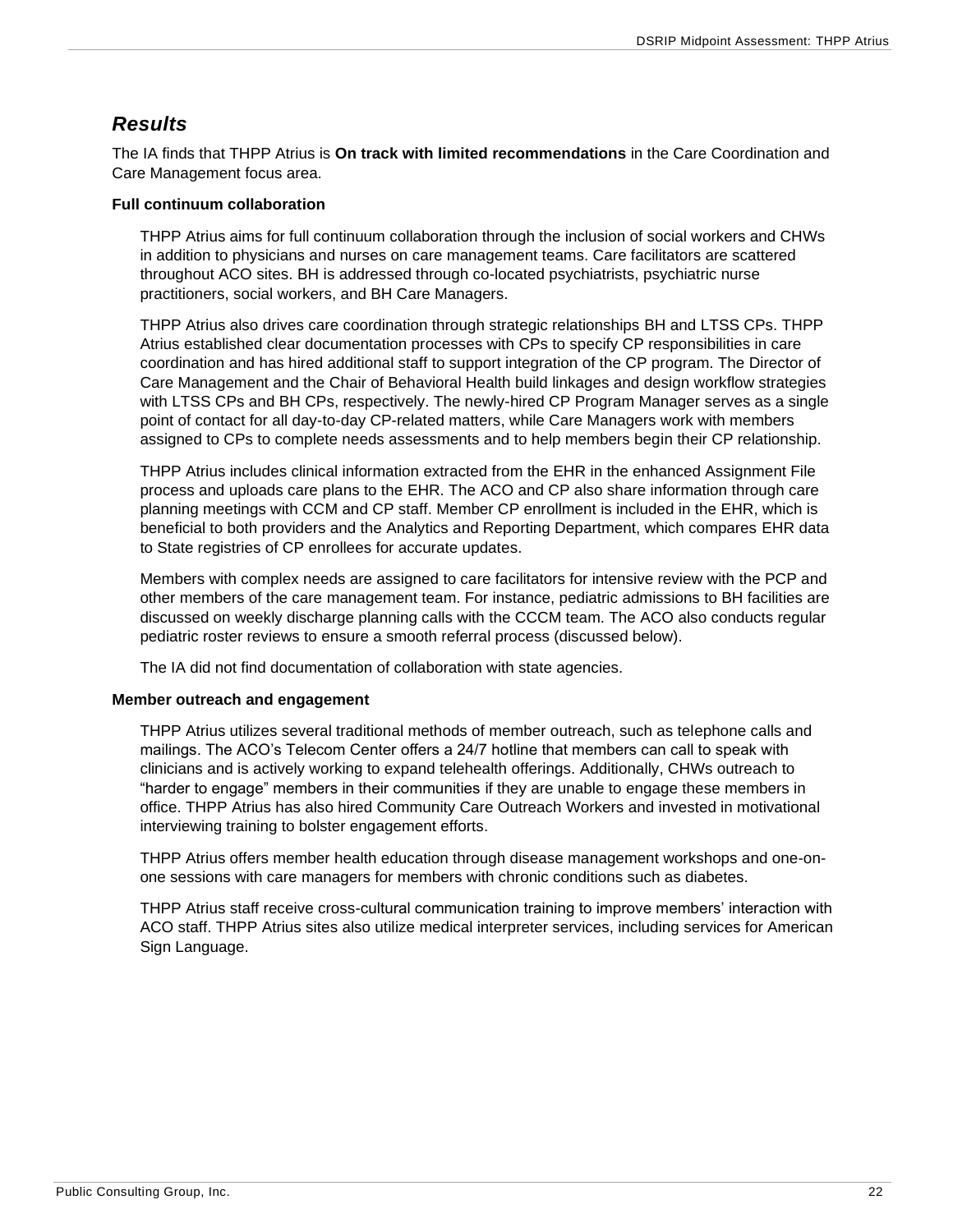## *Results*

The IA finds that THPP Atrius is **On track with limited recommendations** in the Care Coordination and Care Management focus area.

**Full continuum collaboration**

THPP Atrius aims for full continuum collaboration through the inclusion of social workers and CHWs in addition to physicians and nurses on care management teams. Care facilitators are scattered throughout ACO sites. BH is addressed through co-located psychiatrists, psychiatric nurse practitioners, social workers, and BH Care Managers.

THPP Atrius also drives care coordination through strategic relationships BH and LTSS CPs. THPP Atrius established clear documentation processes with CPs to specify CP responsibilities in care coordination and has hired additional staff to support integration of the CP program. The Director of Care Management and the Chair of Behavioral Health build linkages and design workflow strategies with LTSS CPs and BH CPs, respectively. The newly-hired CP Program Manager serves as a single point of contact for all day-to-day CP-related matters, while Care Managers work with members assigned to CPs to complete needs assessments and to help members begin their CP relationship.

THPP Atrius includes clinical information extracted from the EHR in the enhanced Assignment File process and uploads care plans to the EHR. The ACO and CP also share information through care planning meetings with CCM and CP staff. Member CP enrollment is included in the EHR, which is beneficial to both providers and the Analytics and Reporting Department, which compares EHR data to State registries of CP enrollees for accurate updates.

Members with complex needs are assigned to care facilitators for intensive review with the PCP and other members of the care management team. For instance, pediatric admissions to BH facilities are discussed on weekly discharge planning calls with the CCCM team. The ACO also conducts regular pediatric roster reviews to ensure a smooth referral process (discussed below).

The IA did not find documentation of collaboration with state agencies.

**Member outreach and engagement**

THPP Atrius utilizes several traditional methods of member outreach, such as telephone calls and mailings. The ACO's Telecom Center offers a 24/7 hotline that members can call to speak with clinicians and is actively working to expand telehealth offerings. Additionally, CHWs outreach to "harder to engage" members in their communities if they are unable to engage these members in office. THPP Atrius has also hired Community Care Outreach Workers and invested in motivational interviewing training to bolster engagement efforts.

THPP Atrius offers member health education through disease management workshops and one-on-one sessions with care managers for members with chronic conditions such as diabetes.

THPP Atrius staff receive cross-cultural communication training to improve members' interaction with ACO staff. THPP Atrius sites also utilize medical interpreter services, including services for American Sign Language.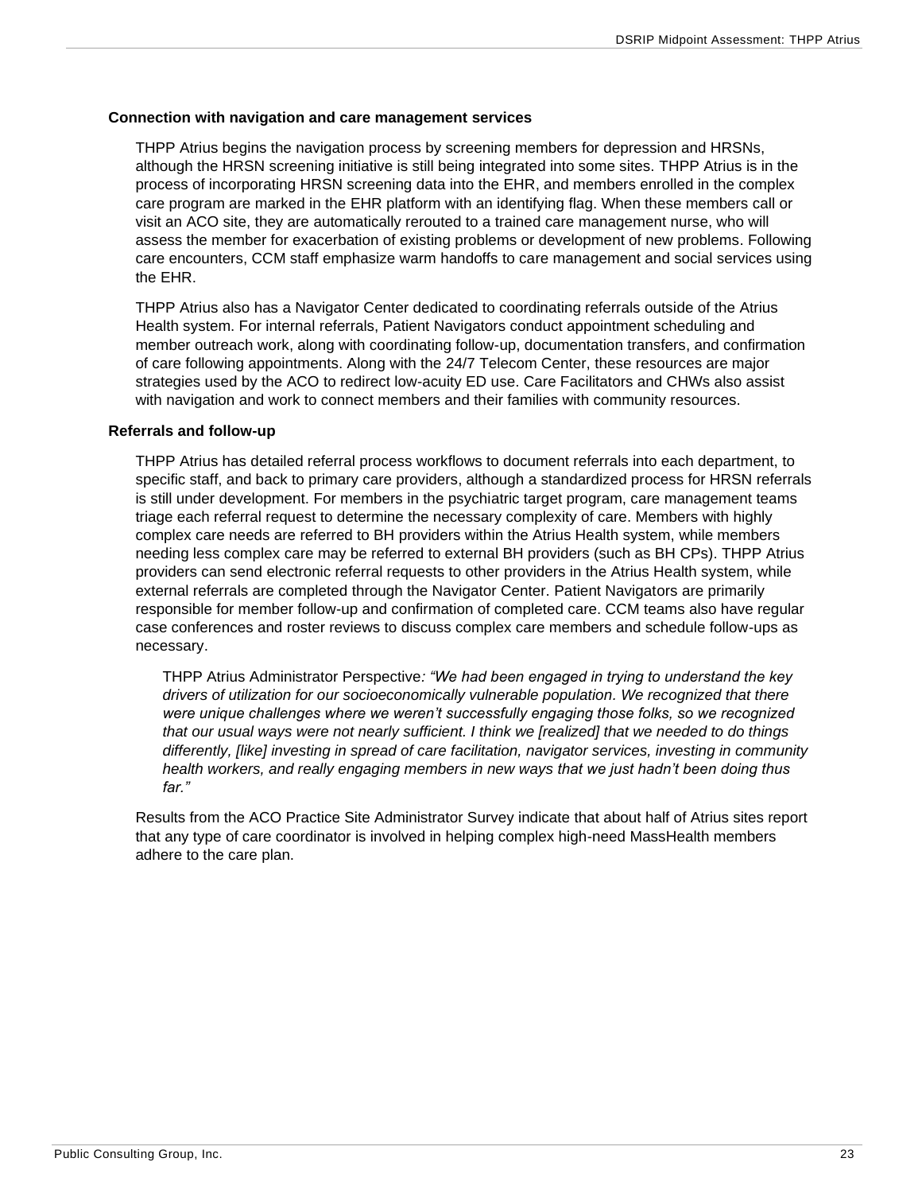**Connection with navigation and care management services**

THPP Atrius begins the navigation process by screening members for depression and HRSNs, although the HRSN screening initiative is still being integrated into some sites. THPP Atrius is in the process of incorporating HRSN screening data into the EHR, and members enrolled in the complex care program are marked in the EHR platform with an identifying flag. When these members call or visit an ACO site, they are automatically rerouted to a trained care management nurse, who will assess the member for exacerbation of existing problems or development of new problems. Following care encounters, CCM staff emphasize warm handoffs to care management and social services using the EHR.

THPP Atrius also has a Navigator Center dedicated to coordinating referrals outside of the Atrius Health system. For internal referrals, Patient Navigators conduct appointment scheduling and member outreach work, along with coordinating follow-up, documentation transfers, and confirmation of care following appointments. Along with the 24/7 Telecom Center, these resources are major strategies used by the ACO to redirect low-acuity ED use. Care Facilitators and CHWs also assist with navigation and work to connect members and their families with community resources.

**Referrals and follow-up**

THPP Atrius has detailed referral process workflows to document referrals into each department, to specific staff, and back to primary care providers, although a standardized process for HRSN referrals is still under development. For members in the psychiatric target program, care management teams triage each referral request to determine the necessary complexity of care. Members with highly complex care needs are referred to BH providers within the Atrius Health system, while members needing less complex care may be referred to external BH providers (such as BH CPs). THPP Atrius providers can send electronic referral requests to other providers in the Atrius Health system, while external referrals are completed through the Navigator Center. Patient Navigators are primarily responsible for member follow-up and confirmation of completed care. CCM teams also have regular case conferences and roster reviews to discuss complex care members and schedule follow-ups as necessary.

> THPP Atrius Administrator Perspective*: "We had been engaged in trying to understand the key drivers of utilization for our socioeconomically vulnerable population. We recognized that there were unique challenges where we weren't successfully engaging those folks, so we recognized that our usual ways were not nearly sufficient. I think we [realized] that we needed to do things differently, [like] investing in spread of care facilitation, navigator services, investing in community health workers, and really engaging members in new ways that we just hadn't been doing thus far."*

Results from the ACO Practice Site Administrator Survey indicate that about half of Atrius sites report that any type of care coordinator is involved in helping complex high-need MassHealth members adhere to the care plan.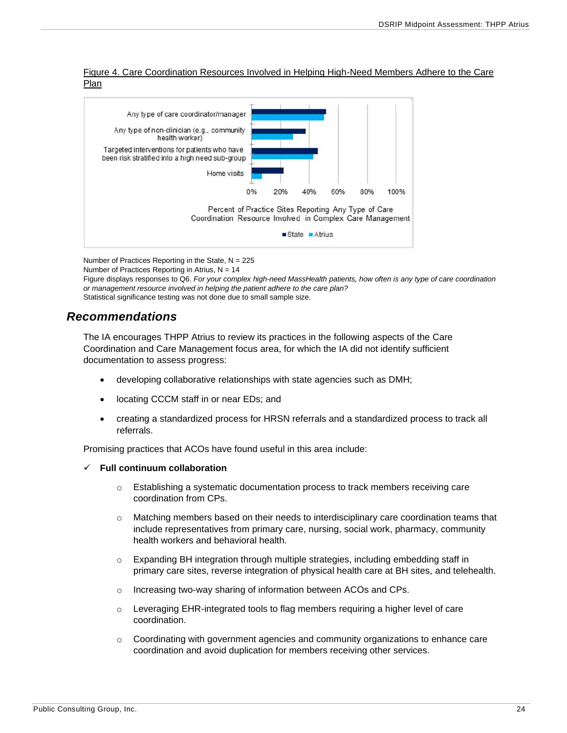Figure 4. Care Coordination Resources Involved in Helping High-Need Members Adhere to the Care Plan

Number of Practices Reporting in the State, N = 225
Number of Practices Reporting in Atrius, N = 14
Figure displays responses to Q6. *For your complex high-need MassHealth patients, how often is any type of care coordination or management resource involved in helping the patient adhere to the care plan?*
Statistical significance testing was not done due to small sample size.

## Recommendations

The IA encourages THPP Atrius to review its practices in the following aspects of the Care Coordination and Care Management focus area, for which the IA did not identify sufficient documentation to assess progress:

- developing collaborative relationships with state agencies such as DMH;
- locating CCCM staff in or near EDs; and
- creating a standardized process for HRSN referrals and a standardized process to track all referrals.

Promising practices that ACOs have found useful in this area include:

✓ **Full continuum collaboration**

- Establishing a systematic documentation process to track members receiving care coordination from CPs.
- Matching members based on their needs to interdisciplinary care coordination teams that include representatives from primary care, nursing, social work, pharmacy, community health workers and behavioral health.
- Expanding BH integration through multiple strategies, including embedding staff in primary care sites, reverse integration of physical health care at BH sites, and telehealth.
- Increasing two-way sharing of information between ACOs and CPs.
- Leveraging EHR-integrated tools to flag members requiring a higher level of care coordination.
- Coordinating with government agencies and community organizations to enhance care coordination and avoid duplication for members receiving other services.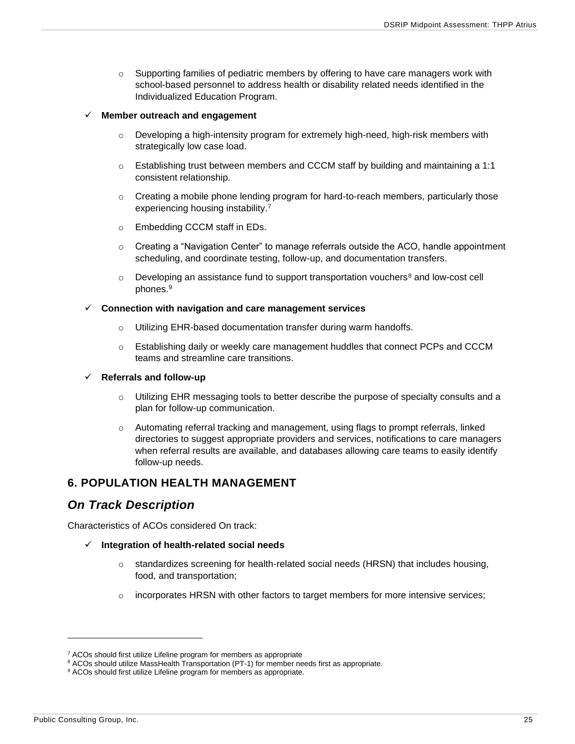- Supporting families of pediatric members by offering to have care managers work with school-based personnel to address health or disability related needs identified in the Individualized Education Program.

- ✓ **Member outreach and engagement**
  - Developing a high-intensity program for extremely high-need, high-risk members with strategically low case load.
  - Establishing trust between members and CCCM staff by building and maintaining a 1:1 consistent relationship.
  - Creating a mobile phone lending program for hard-to-reach members, particularly those experiencing housing instability.[7]
  - Embedding CCCM staff in EDs.
  - Creating a "Navigation Center" to manage referrals outside the ACO, handle appointment scheduling, and coordinate testing, follow-up, and documentation transfers.
  - Developing an assistance fund to support transportation vouchers[8] and low-cost cell phones.[9]

- ✓ **Connection with navigation and care management services**
  - Utilizing EHR-based documentation transfer during warm handoffs.
  - Establishing daily or weekly care management huddles that connect PCPs and CCCM teams and streamline care transitions.

- ✓ **Referrals and follow-up**
  - Utilizing EHR messaging tools to better describe the purpose of specialty consults and a plan for follow-up communication.
  - Automating referral tracking and management, using flags to prompt referrals, linked directories to suggest appropriate providers and services, notifications to care managers when referral results are available, and databases allowing care teams to easily identify follow-up needs.

## 6. POPULATION HEALTH MANAGEMENT

## *On Track Description*

Characteristics of ACOs considered On track:

- ✓ **Integration of health-related social needs**
  - standardizes screening for health-related social needs (HRSN) that includes housing, food, and transportation;
  - incorporates HRSN with other factors to target members for more intensive services;

---

[7] ACOs should first utilize Lifeline program for members as appropriate

[8] ACOs should utilize MassHealth Transportation (PT-1) for member needs first as appropriate.

[9] ACOs should first utilize Lifeline program for members as appropriate.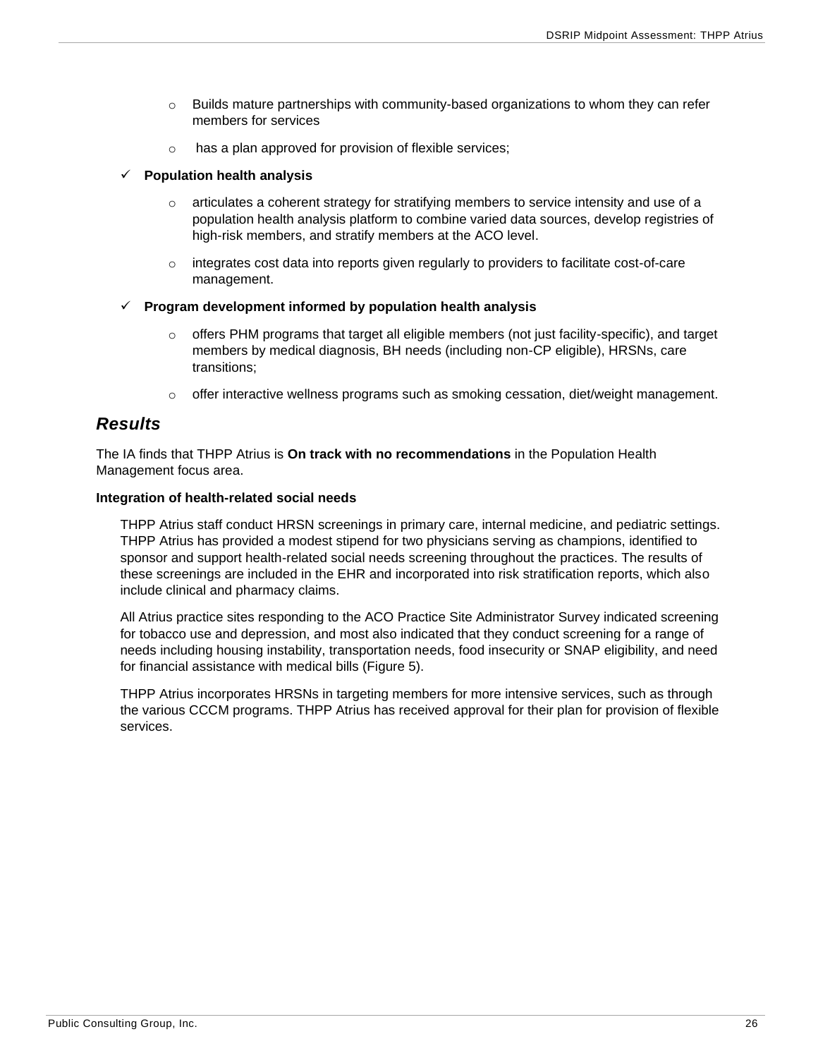- Builds mature partnerships with community-based organizations to whom they can refer members for services
  - has a plan approved for provision of flexible services;

- ✓ **Population health analysis**
  - articulates a coherent strategy for stratifying members to service intensity and use of a population health analysis platform to combine varied data sources, develop registries of high-risk members, and stratify members at the ACO level.
  - integrates cost data into reports given regularly to providers to facilitate cost-of-care management.

- ✓ **Program development informed by population health analysis**
  - offers PHM programs that target all eligible members (not just facility-specific), and target members by medical diagnosis, BH needs (including non-CP eligible), HRSNs, care transitions;
  - offer interactive wellness programs such as smoking cessation, diet/weight management.

## *Results*

The IA finds that THPP Atrius is **On track with no recommendations** in the Population Health Management focus area.

**Integration of health-related social needs**

THPP Atrius staff conduct HRSN screenings in primary care, internal medicine, and pediatric settings. THPP Atrius has provided a modest stipend for two physicians serving as champions, identified to sponsor and support health-related social needs screening throughout the practices. The results of these screenings are included in the EHR and incorporated into risk stratification reports, which also include clinical and pharmacy claims.

All Atrius practice sites responding to the ACO Practice Site Administrator Survey indicated screening for tobacco use and depression, and most also indicated that they conduct screening for a range of needs including housing instability, transportation needs, food insecurity or SNAP eligibility, and need for financial assistance with medical bills (Figure 5).

THPP Atrius incorporates HRSNs in targeting members for more intensive services, such as through the various CCCM programs. THPP Atrius has received approval for their plan for provision of flexible services.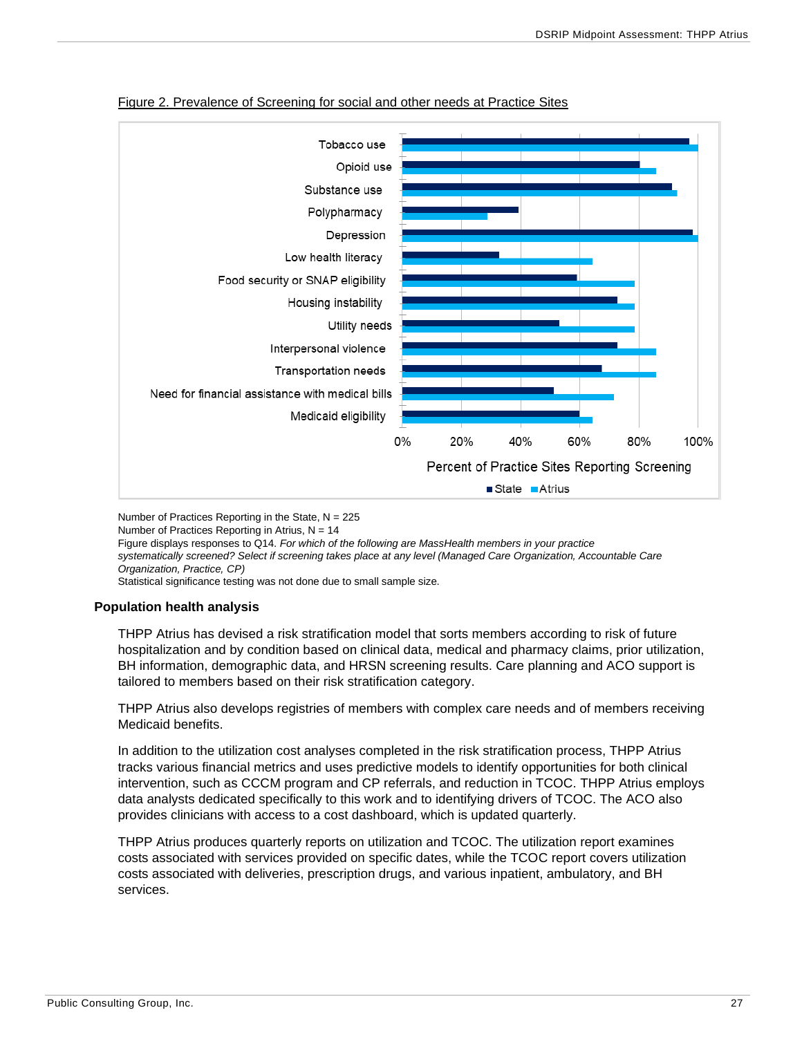Figure 2. Prevalence of Screening for social and other needs at Practice Sites

| Screening | State | Atrius |
|---|---|---|
| Tobacco use | | |
| Opioid use | | |
| Substance use | | |
| Polypharmacy | | |
| Depression | | |
| Low health literacy | | |
| Food security or SNAP eligibility | | |
| Housing instability | | |
| Utility needs | | |
| Interpersonal violence | | |
| Transportation needs | | |
| Need for financial assistance with medical bills | | |
| Medicaid eligibility | | |

Percent of Practice Sites Reporting Screening

Number of Practices Reporting in the State, N = 225
Number of Practices Reporting in Atrius, N = 14
Figure displays responses to Q14. *For which of the following are MassHealth members in your practice systematically screened? Select if screening takes place at any level (Managed Care Organization, Accountable Care Organization, Practice, CP)*
Statistical significance testing was not done due to small sample size.

### Population health analysis

THPP Atrius has devised a risk stratification model that sorts members according to risk of future hospitalization and by condition based on clinical data, medical and pharmacy claims, prior utilization, BH information, demographic data, and HRSN screening results. Care planning and ACO support is tailored to members based on their risk stratification category.

THPP Atrius also develops registries of members with complex care needs and of members receiving Medicaid benefits.

In addition to the utilization cost analyses completed in the risk stratification process, THPP Atrius tracks various financial metrics and uses predictive models to identify opportunities for both clinical intervention, such as CCCM program and CP referrals, and reduction in TCOC. THPP Atrius employs data analysts dedicated specifically to this work and to identifying drivers of TCOC. The ACO also provides clinicians with access to a cost dashboard, which is updated quarterly.

THPP Atrius produces quarterly reports on utilization and TCOC. The utilization report examines costs associated with services provided on specific dates, while the TCOC report covers utilization costs associated with deliveries, prescription drugs, and various inpatient, ambulatory, and BH services.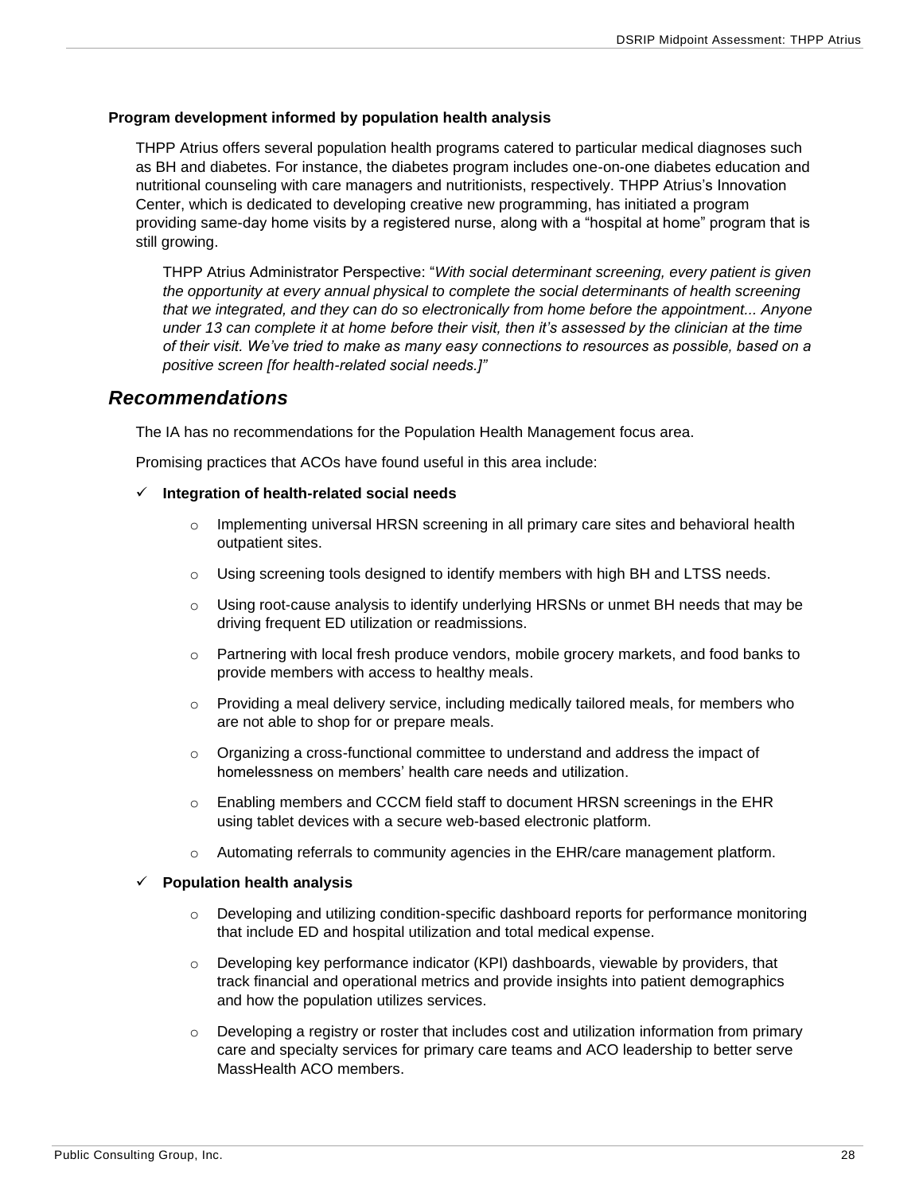**Program development informed by population health analysis**

THPP Atrius offers several population health programs catered to particular medical diagnoses such as BH and diabetes. For instance, the diabetes program includes one-on-one diabetes education and nutritional counseling with care managers and nutritionists, respectively. THPP Atrius's Innovation Center, which is dedicated to developing creative new programming, has initiated a program providing same-day home visits by a registered nurse, along with a "hospital at home" program that is still growing.

> THPP Atrius Administrator Perspective: "*With social determinant screening, every patient is given the opportunity at every annual physical to complete the social determinants of health screening that we integrated, and they can do so electronically from home before the appointment... Anyone under 13 can complete it at home before their visit, then it's assessed by the clinician at the time of their visit. We've tried to make as many easy connections to resources as possible, based on a positive screen [for health-related social needs.]*"

## *Recommendations*

The IA has no recommendations for the Population Health Management focus area.

Promising practices that ACOs have found useful in this area include:

- ✓ **Integration of health-related social needs**
  - Implementing universal HRSN screening in all primary care sites and behavioral health outpatient sites.
  - Using screening tools designed to identify members with high BH and LTSS needs.
  - Using root-cause analysis to identify underlying HRSNs or unmet BH needs that may be driving frequent ED utilization or readmissions.
  - Partnering with local fresh produce vendors, mobile grocery markets, and food banks to provide members with access to healthy meals.
  - Providing a meal delivery service, including medically tailored meals, for members who are not able to shop for or prepare meals.
  - Organizing a cross-functional committee to understand and address the impact of homelessness on members' health care needs and utilization.
  - Enabling members and CCCM field staff to document HRSN screenings in the EHR using tablet devices with a secure web-based electronic platform.
  - Automating referrals to community agencies in the EHR/care management platform.
- ✓ **Population health analysis**
  - Developing and utilizing condition-specific dashboard reports for performance monitoring that include ED and hospital utilization and total medical expense.
  - Developing key performance indicator (KPI) dashboards, viewable by providers, that track financial and operational metrics and provide insights into patient demographics and how the population utilizes services.
  - Developing a registry or roster that includes cost and utilization information from primary care and specialty services for primary care teams and ACO leadership to better serve MassHealth ACO members.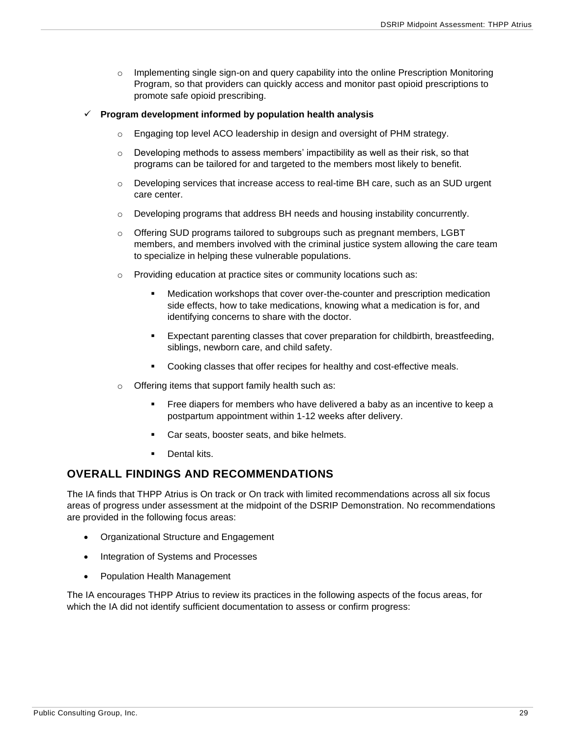- Implementing single sign-on and query capability into the online Prescription Monitoring Program, so that providers can quickly access and monitor past opioid prescriptions to promote safe opioid prescribing.

- ✓ **Program development informed by population health analysis**
  - Engaging top level ACO leadership in design and oversight of PHM strategy.
  - Developing methods to assess members' impactibility as well as their risk, so that programs can be tailored for and targeted to the members most likely to benefit.
  - Developing services that increase access to real-time BH care, such as an SUD urgent care center.
  - Developing programs that address BH needs and housing instability concurrently.
  - Offering SUD programs tailored to subgroups such as pregnant members, LGBT members, and members involved with the criminal justice system allowing the care team to specialize in helping these vulnerable populations.
  - Providing education at practice sites or community locations such as:
    - Medication workshops that cover over-the-counter and prescription medication side effects, how to take medications, knowing what a medication is for, and identifying concerns to share with the doctor.
    - Expectant parenting classes that cover preparation for childbirth, breastfeeding, siblings, newborn care, and child safety.
    - Cooking classes that offer recipes for healthy and cost-effective meals.
  - Offering items that support family health such as:
    - Free diapers for members who have delivered a baby as an incentive to keep a postpartum appointment within 1-12 weeks after delivery.
    - Car seats, booster seats, and bike helmets.
    - Dental kits.

## OVERALL FINDINGS AND RECOMMENDATIONS

The IA finds that THPP Atrius is On track or On track with limited recommendations across all six focus areas of progress under assessment at the midpoint of the DSRIP Demonstration. No recommendations are provided in the following focus areas:

- Organizational Structure and Engagement
- Integration of Systems and Processes
- Population Health Management

The IA encourages THPP Atrius to review its practices in the following aspects of the focus areas, for which the IA did not identify sufficient documentation to assess or confirm progress: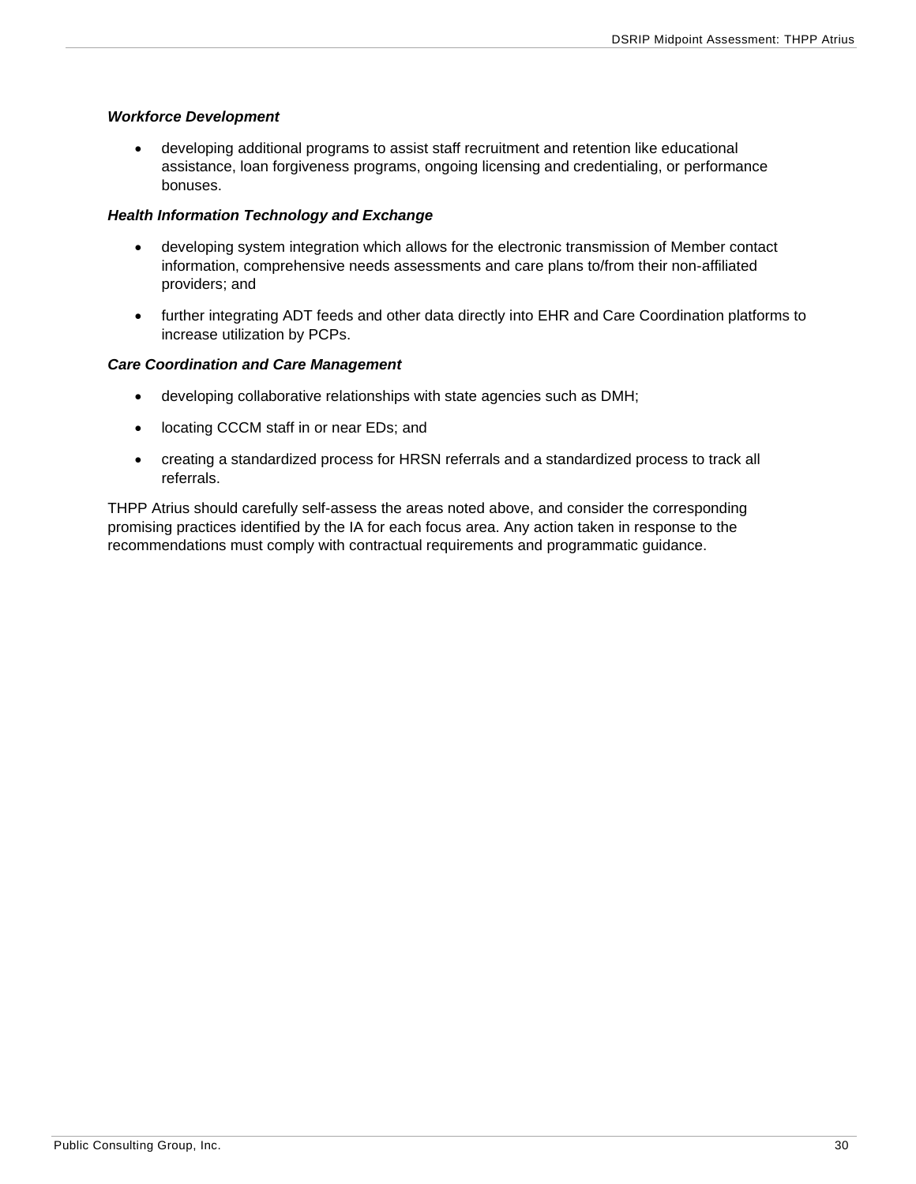***Workforce Development***

- developing additional programs to assist staff recruitment and retention like educational assistance, loan forgiveness programs, ongoing licensing and credentialing, or performance bonuses.

***Health Information Technology and Exchange***

- developing system integration which allows for the electronic transmission of Member contact information, comprehensive needs assessments and care plans to/from their non-affiliated providers; and
- further integrating ADT feeds and other data directly into EHR and Care Coordination platforms to increase utilization by PCPs.

***Care Coordination and Care Management***

- developing collaborative relationships with state agencies such as DMH;
- locating CCCM staff in or near EDs; and
- creating a standardized process for HRSN referrals and a standardized process to track all referrals.

THPP Atrius should carefully self-assess the areas noted above, and consider the corresponding promising practices identified by the IA for each focus area. Any action taken in response to the recommendations must comply with contractual requirements and programmatic guidance.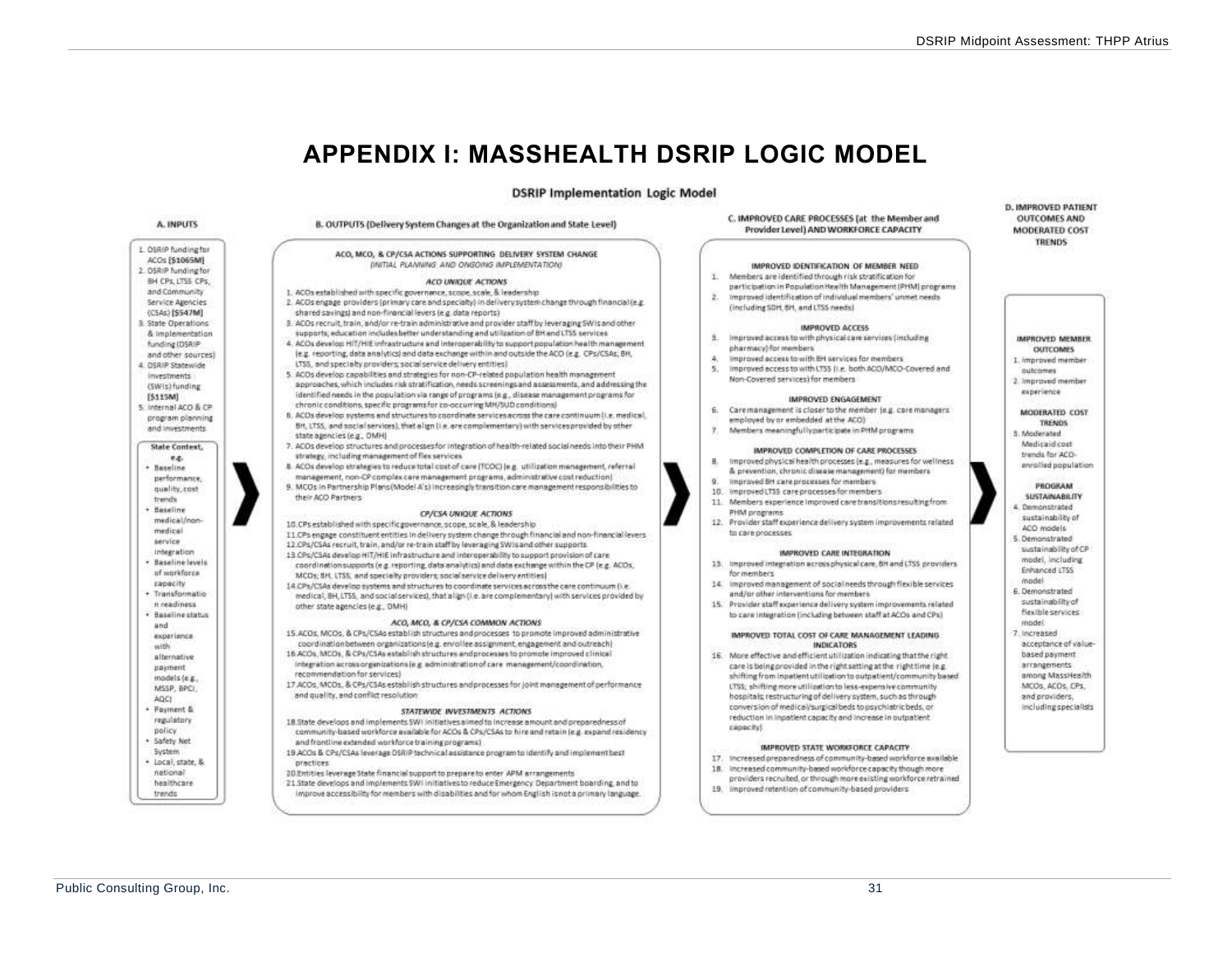# APPENDIX I: MASSHEALTH DSRIP LOGIC MODEL

## DSRIP Implementation Logic Model

### A. INPUTS

1. DSRIP funding for ACOs [$1065M]
2. DSRIP funding for BH CPs, LTSS CPs, and Community Service Agencies (CSAs) [$547M]
3. State Operations & implementation funding (DSRIP and other sources)
4. DSRIP Statewide investments (SWIs) funding [$115M]
5. Internal ACO & CP program planning and investments

**State Context, e.g.**
- Baseline performance, quality, cost trends
- Baseline medical/non-medical service integration
- Baseline levels of workforce capacity
- Transformation readiness
- Baseline status and experience with alternative payment models (e.g., MSSP, BPCI, AQC)
- Payment & regulatory policy
- Safety Net System
- Local, state, & national healthcare trends

### B. OUTPUTS (Delivery System Changes at the Organization and State Level)

**ACO, MCO, & CP/CSA ACTIONS SUPPORTING DELIVERY SYSTEM CHANGE**
*(INITIAL PLANNING AND ONGOING IMPLEMENTATION)*

*ACO UNIQUE ACTIONS*

1. ACOs established with specific governance, scope, scale, & leadership
2. ACOs engage providers (primary care and specialty) in delivery system change through financial (e.g. shared savings) and non-financial levers (e.g. data reports)
3. ACOs recruit, train, and/or re-train administrative and provider staff by leveraging SWIs and other supports; education includes better understanding and utilization of BH and LTSS services
4. ACOs develop HIT/HIE infrastructure and interoperability to support population health management (e.g. reporting, data analytics) and data exchange within and outside the ACO (e.g. CPs/CSAs; BH, LTSS, and specialty providers; social service delivery entities)
5. ACOs develop capabilities and strategies for non-CP-related population health management approaches, which includes risk stratification, needs screenings and assessments, and addressing the identified needs in the population via range of programs (e.g., disease management programs for chronic conditions, specific programs for co-occurring MH/SUD conditions)
6. ACOs develop systems and structures to coordinate services across the care continuum (i.e. medical, BH, LTSS, and social services), that align (i.e. are complementary) with services provided by other state agencies (e.g., DMH)
7. ACOs develop structures and processes for integration of health-related social needs into their PHM strategy, including management of flex services
8. ACOs develop strategies to reduce total cost of care (TCOC) (e.g. utilization management, referral management, non-CP complex care management programs, administrative cost reduction)
9. MCOs in Partnership Plans (Model A's) increasingly transition care management responsibilities to their ACO Partners

*CP/CSA UNIQUE ACTIONS*

10. CPs established with specific governance, scope, scale, & leadership
11. CPs engage constituent entities in delivery system change through financial and non-financial levers
12. CPs/CSAs recruit, train, and/or re-train staff by leveraging SWIs and other supports
13. CPs/CSAs develop HIT/HIE infrastructure and interoperability to support provision of care coordination supports (e.g. reporting, data analytics) and data exchange within the CP (e.g. ACOs, MCOs; BH, LTSS, and specialty providers; social service delivery entities)
14. CPs/CSAs develop systems and structures to coordinate services across the care continuum (i.e. medical, BH, LTSS, and social services), that align (i.e. are complementary) with services provided by other state agencies (e.g., DMH)

*ACO, MCO, & CP/CSA COMMON ACTIONS*

15. ACOs, MCOs, & CPs/CSAs establish structures and processes to promote improved administrative coordination between organizations (e.g. enrollee assignment, engagement and outreach)
16. ACOs, MCOs, & CPs/CSAs establish structures and processes to promote improved clinical integration across organizations (e.g. administration of care management/coordination, recommendation for services)
17. ACOs, MCOs, & CPs/CSAs establish structures and processes for joint management of performance and quality, and conflict resolution

*STATEWIDE INVESTMENTS ACTIONS*

18. State develops and implements SWI initiatives aimed to increase amount and preparedness of community-based workforce available for ACOs & CPs/CSAs to hire and retain (e.g. expand residency and frontline extended workforce training programs)
19. ACOs & CPs/CSAs leverage DSRIP technical assistance program to identify and implement best practices
20. Entities leverage State financial support to prepare to enter APM arrangements
21. State develops and implements SWI initiatives to reduce Emergency Department boarding, and to improve accessibility for members with disabilities and for whom English is not a primary language.

### C. IMPROVED CARE PROCESSES (at the Member and Provider Level) AND WORKFORCE CAPACITY

**IMPROVED IDENTIFICATION OF MEMBER NEED**

1. Members are identified through risk stratification for participation in Population Health Management (PHM) programs
2. Improved identification of individual members' unmet needs (including SDH, BH, and LTSS needs)

**IMPROVED ACCESS**

3. Improved access to with physical care services (including pharmacy) for members
4. Improved access to with BH services for members
5. Improved access to with LTSS (i.e. both ACO/MCO-Covered and Non-Covered services) for members

**IMPROVED ENGAGEMENT**

6. Care management is closer to the member (e.g. care managers employed by or embedded at the ACO)
7. Members meaningfully participate in PHM programs

**IMPROVED COMPLETION OF CARE PROCESSES**

8. Improved physical health processes (e.g., measures for wellness & prevention, chronic disease management) for members
9. Improved BH care processes for members
10. Improved LTSS care processes for members
11. Members experience improved care transitions resulting from PHM programs
12. Provider staff experience delivery system improvements related to care processes

**IMPROVED CARE INTEGRATION**

13. Improved integration across physical care, BH and LTSS providers for members
14. Improved management of social needs through flexible services and/or other interventions for members
15. Provider staff experience delivery system improvements related to care integration (including between staff at ACOs and CPs)

**IMPROVED TOTAL COST OF CARE MANAGEMENT LEADING INDICATORS**

16. More effective and efficient utilization indicating that the right care is being provided in the right setting at the right time (e.g. shifting from inpatient utilization to outpatient/community based LTSS; shifting more utilization to less-expensive community hospitals; restructuring of delivery system, such as through conversion of medical/surgical beds to psychiatric beds, or reduction in inpatient capacity and increase in outpatient capacity)

**IMPROVED STATE WORKFORCE CAPACITY**

17. Increased preparedness of community-based workforce available
18. Increased community-based workforce capacity though more providers recruited, or through more existing workforce retrained
19. Improved retention of community-based providers

### D. IMPROVED PATIENT OUTCOMES AND MODERATED COST TRENDS

**IMPROVED MEMBER OUTCOMES**

1. Improved member outcomes
2. Improved member experience

**MODERATED COST TRENDS**

3. Moderated Medicaid cost trends for ACO-enrolled population

**PROGRAM SUSTAINABILITY**

4. Demonstrated sustainability of ACO models
5. Demonstrated sustainability of CP model, including Enhanced LTSS model
6. Demonstrated sustainability of flexible services model
7. Increased acceptance of value-based payment arrangements among MassHealth MCOs, ACOs, CPs, and providers, including specialists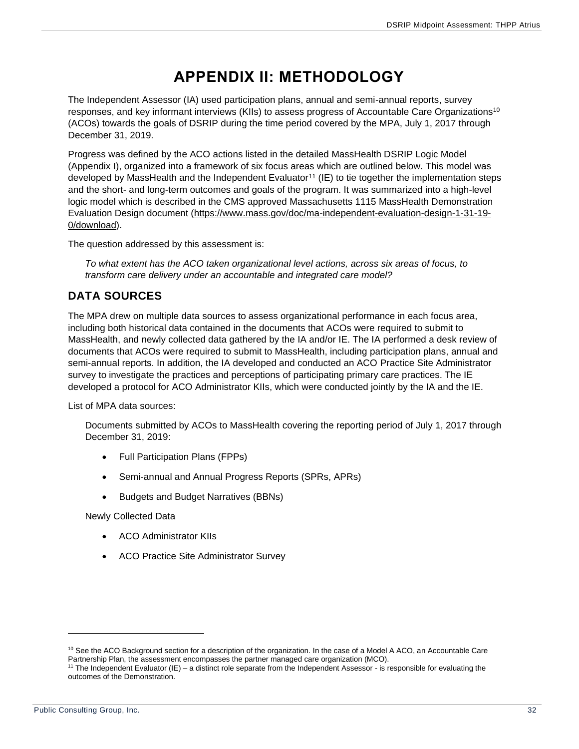# APPENDIX II: METHODOLOGY

The Independent Assessor (IA) used participation plans, annual and semi-annual reports, survey responses, and key informant interviews (KIIs) to assess progress of Accountable Care Organizations[10] (ACOs) towards the goals of DSRIP during the time period covered by the MPA, July 1, 2017 through December 31, 2019.

Progress was defined by the ACO actions listed in the detailed MassHealth DSRIP Logic Model (Appendix I), organized into a framework of six focus areas which are outlined below. This model was developed by MassHealth and the Independent Evaluator[11] (IE) to tie together the implementation steps and the short- and long-term outcomes and goals of the program. It was summarized into a high-level logic model which is described in the CMS approved Massachusetts 1115 MassHealth Demonstration Evaluation Design document (https://www.mass.gov/doc/ma-independent-evaluation-design-1-31-19-0/download).

The question addressed by this assessment is:

> *To what extent has the ACO taken organizational level actions, across six areas of focus, to transform care delivery under an accountable and integrated care model?*

## DATA SOURCES

The MPA drew on multiple data sources to assess organizational performance in each focus area, including both historical data contained in the documents that ACOs were required to submit to MassHealth, and newly collected data gathered by the IA and/or IE. The IA performed a desk review of documents that ACOs were required to submit to MassHealth, including participation plans, annual and semi-annual reports. In addition, the IA developed and conducted an ACO Practice Site Administrator survey to investigate the practices and perceptions of participating primary care practices. The IE developed a protocol for ACO Administrator KIIs, which were conducted jointly by the IA and the IE.

List of MPA data sources:

Documents submitted by ACOs to MassHealth covering the reporting period of July 1, 2017 through December 31, 2019:

- Full Participation Plans (FPPs)
- Semi-annual and Annual Progress Reports (SPRs, APRs)
- Budgets and Budget Narratives (BBNs)

Newly Collected Data

- ACO Administrator KIIs
- ACO Practice Site Administrator Survey

---

[10] See the ACO Background section for a description of the organization. In the case of a Model A ACO, an Accountable Care Partnership Plan, the assessment encompasses the partner managed care organization (MCO).

[11] The Independent Evaluator (IE) – a distinct role separate from the Independent Assessor - is responsible for evaluating the outcomes of the Demonstration.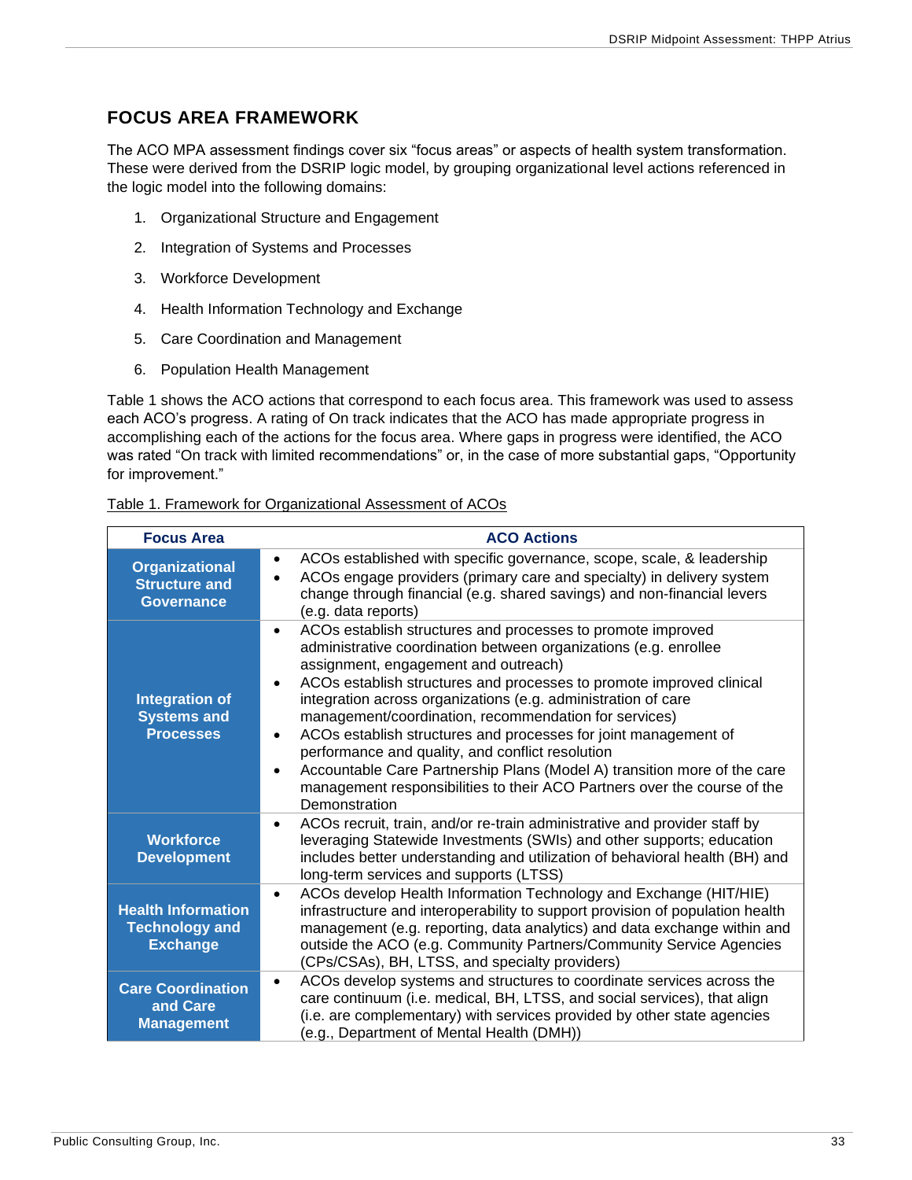## FOCUS AREA FRAMEWORK

The ACO MPA assessment findings cover six "focus areas" or aspects of health system transformation. These were derived from the DSRIP logic model, by grouping organizational level actions referenced in the logic model into the following domains:

1. Organizational Structure and Engagement
2. Integration of Systems and Processes
3. Workforce Development
4. Health Information Technology and Exchange
5. Care Coordination and Management
6. Population Health Management

Table 1 shows the ACO actions that correspond to each focus area. This framework was used to assess each ACO's progress. A rating of On track indicates that the ACO has made appropriate progress in accomplishing each of the actions for the focus area. Where gaps in progress were identified, the ACO was rated "On track with limited recommendations" or, in the case of more substantial gaps, "Opportunity for improvement."

Table 1. Framework for Organizational Assessment of ACOs

| Focus Area | ACO Actions |
|---|---|
| **Organizational Structure and Governance** | • ACOs established with specific governance, scope, scale, & leadership<br>• ACOs engage providers (primary care and specialty) in delivery system change through financial (e.g. shared savings) and non-financial levers (e.g. data reports) |
| **Integration of Systems and Processes** | • ACOs establish structures and processes to promote improved administrative coordination between organizations (e.g. enrollee assignment, engagement and outreach)<br>• ACOs establish structures and processes to promote improved clinical integration across organizations (e.g. administration of care management/coordination, recommendation for services)<br>• ACOs establish structures and processes for joint management of performance and quality, and conflict resolution<br>• Accountable Care Partnership Plans (Model A) transition more of the care management responsibilities to their ACO Partners over the course of the Demonstration |
| **Workforce Development** | • ACOs recruit, train, and/or re-train administrative and provider staff by leveraging Statewide Investments (SWIs) and other supports; education includes better understanding and utilization of behavioral health (BH) and long-term services and supports (LTSS) |
| **Health Information Technology and Exchange** | • ACOs develop Health Information Technology and Exchange (HIT/HIE) infrastructure and interoperability to support provision of population health management (e.g. reporting, data analytics) and data exchange within and outside the ACO (e.g. Community Partners/Community Service Agencies (CPs/CSAs), BH, LTSS, and specialty providers) |
| **Care Coordination and Care Management** | • ACOs develop systems and structures to coordinate services across the care continuum (i.e. medical, BH, LTSS, and social services), that align (i.e. are complementary) with services provided by other state agencies (e.g., Department of Mental Health (DMH)) |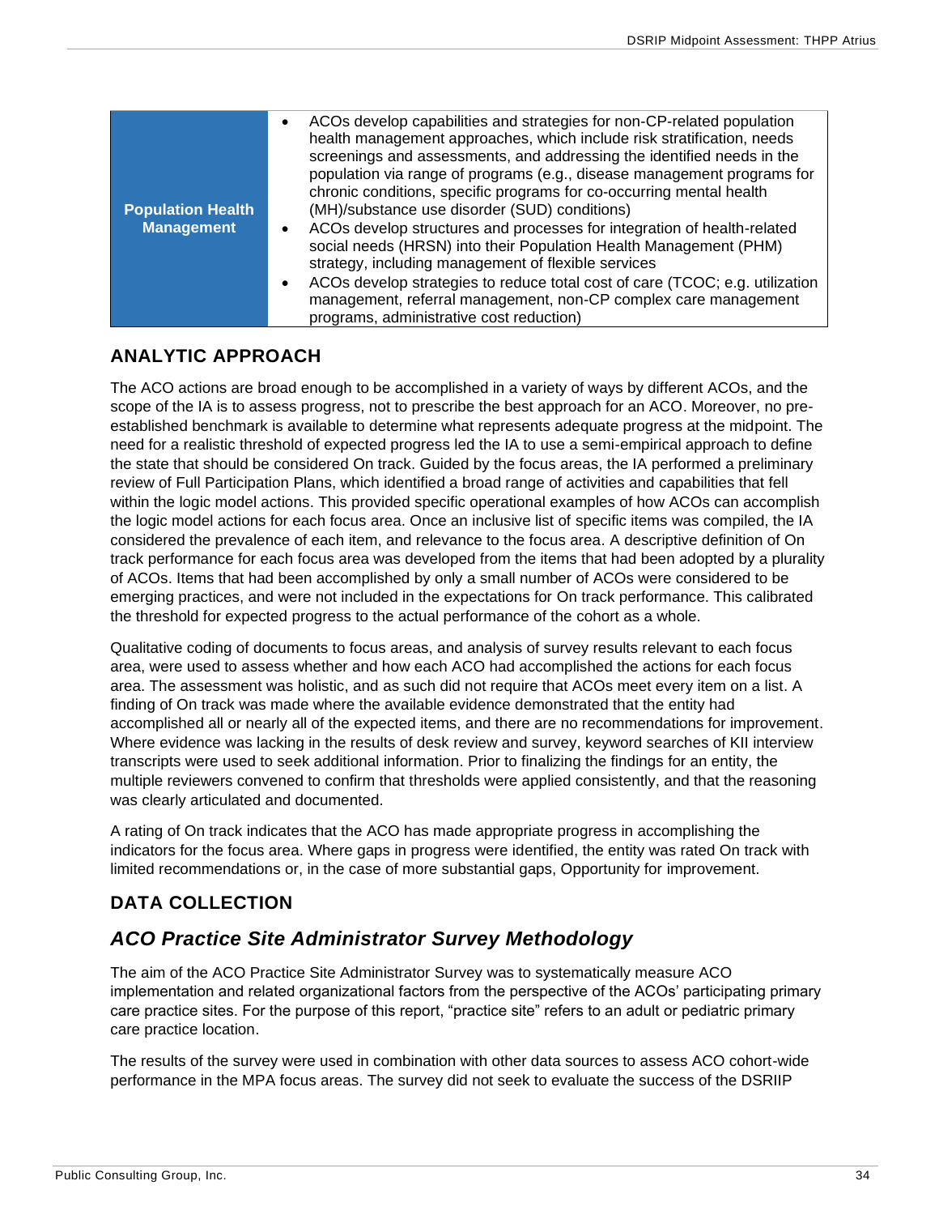| | |
|---|---|
| **Population Health Management** | • ACOs develop capabilities and strategies for non-CP-related population health management approaches, which include risk stratification, needs screenings and assessments, and addressing the identified needs in the population via range of programs (e.g., disease management programs for chronic conditions, specific programs for co-occurring mental health (MH)/substance use disorder (SUD) conditions)<br>• ACOs develop structures and processes for integration of health-related social needs (HRSN) into their Population Health Management (PHM) strategy, including management of flexible services<br>• ACOs develop strategies to reduce total cost of care (TCOC; e.g. utilization management, referral management, non-CP complex care management programs, administrative cost reduction) |

## ANALYTIC APPROACH

The ACO actions are broad enough to be accomplished in a variety of ways by different ACOs, and the scope of the IA is to assess progress, not to prescribe the best approach for an ACO. Moreover, no pre-established benchmark is available to determine what represents adequate progress at the midpoint. The need for a realistic threshold of expected progress led the IA to use a semi-empirical approach to define the state that should be considered On track. Guided by the focus areas, the IA performed a preliminary review of Full Participation Plans, which identified a broad range of activities and capabilities that fell within the logic model actions. This provided specific operational examples of how ACOs can accomplish the logic model actions for each focus area. Once an inclusive list of specific items was compiled, the IA considered the prevalence of each item, and relevance to the focus area. A descriptive definition of On track performance for each focus area was developed from the items that had been adopted by a plurality of ACOs. Items that had been accomplished by only a small number of ACOs were considered to be emerging practices, and were not included in the expectations for On track performance. This calibrated the threshold for expected progress to the actual performance of the cohort as a whole.

Qualitative coding of documents to focus areas, and analysis of survey results relevant to each focus area, were used to assess whether and how each ACO had accomplished the actions for each focus area. The assessment was holistic, and as such did not require that ACOs meet every item on a list. A finding of On track was made where the available evidence demonstrated that the entity had accomplished all or nearly all of the expected items, and there are no recommendations for improvement. Where evidence was lacking in the results of desk review and survey, keyword searches of KII interview transcripts were used to seek additional information. Prior to finalizing the findings for an entity, the multiple reviewers convened to confirm that thresholds were applied consistently, and that the reasoning was clearly articulated and documented.

A rating of On track indicates that the ACO has made appropriate progress in accomplishing the indicators for the focus area. Where gaps in progress were identified, the entity was rated On track with limited recommendations or, in the case of more substantial gaps, Opportunity for improvement.

## DATA COLLECTION

### *ACO Practice Site Administrator Survey Methodology*

The aim of the ACO Practice Site Administrator Survey was to systematically measure ACO implementation and related organizational factors from the perspective of the ACOs' participating primary care practice sites. For the purpose of this report, "practice site" refers to an adult or pediatric primary care practice location.

The results of the survey were used in combination with other data sources to assess ACO cohort-wide performance in the MPA focus areas. The survey did not seek to evaluate the success of the DSRIIP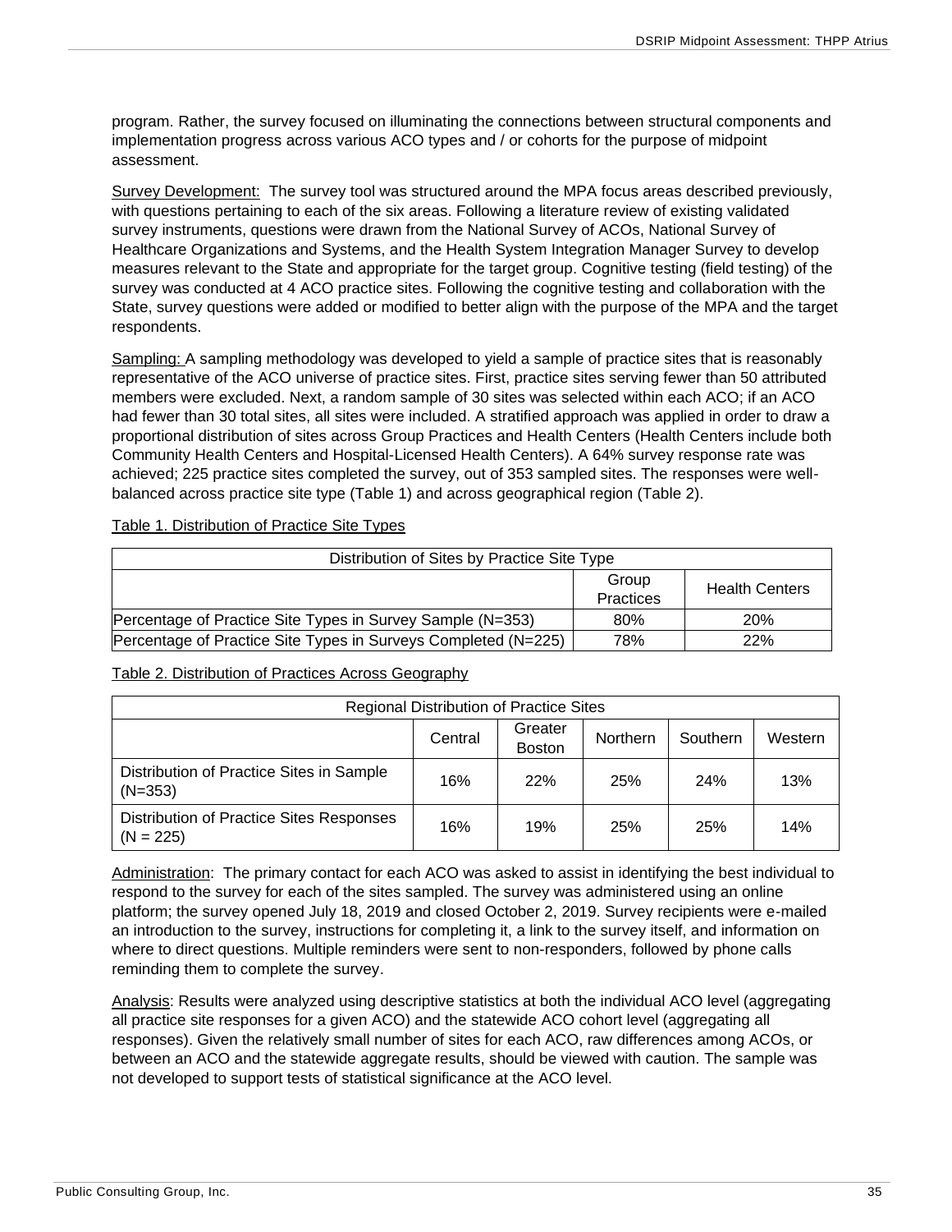program. Rather, the survey focused on illuminating the connections between structural components and implementation progress across various ACO types and / or cohorts for the purpose of midpoint assessment.

Survey Development: The survey tool was structured around the MPA focus areas described previously, with questions pertaining to each of the six areas. Following a literature review of existing validated survey instruments, questions were drawn from the National Survey of ACOs, National Survey of Healthcare Organizations and Systems, and the Health System Integration Manager Survey to develop measures relevant to the State and appropriate for the target group. Cognitive testing (field testing) of the survey was conducted at 4 ACO practice sites. Following the cognitive testing and collaboration with the State, survey questions were added or modified to better align with the purpose of the MPA and the target respondents.

Sampling: A sampling methodology was developed to yield a sample of practice sites that is reasonably representative of the ACO universe of practice sites. First, practice sites serving fewer than 50 attributed members were excluded. Next, a random sample of 30 sites was selected within each ACO; if an ACO had fewer than 30 total sites, all sites were included. A stratified approach was applied in order to draw a proportional distribution of sites across Group Practices and Health Centers (Health Centers include both Community Health Centers and Hospital-Licensed Health Centers). A 64% survey response rate was achieved; 225 practice sites completed the survey, out of 353 sampled sites. The responses were well-balanced across practice site type (Table 1) and across geographical region (Table 2).

Table 1. Distribution of Practice Site Types

| Distribution of Sites by Practice Site Type | | |
|---|---|---|
| | Group Practices | Health Centers |
| Percentage of Practice Site Types in Survey Sample (N=353) | 80% | 20% |
| Percentage of Practice Site Types in Surveys Completed (N=225) | 78% | 22% |

Table 2. Distribution of Practices Across Geography

| Regional Distribution of Practice Sites | | | | | |
|---|---|---|---|---|---|
| | Central | Greater Boston | Northern | Southern | Western |
| Distribution of Practice Sites in Sample (N=353) | 16% | 22% | 25% | 24% | 13% |
| Distribution of Practice Sites Responses (N = 225) | 16% | 19% | 25% | 25% | 14% |

Administration: The primary contact for each ACO was asked to assist in identifying the best individual to respond to the survey for each of the sites sampled. The survey was administered using an online platform; the survey opened July 18, 2019 and closed October 2, 2019. Survey recipients were e-mailed an introduction to the survey, instructions for completing it, a link to the survey itself, and information on where to direct questions. Multiple reminders were sent to non-responders, followed by phone calls reminding them to complete the survey.

Analysis: Results were analyzed using descriptive statistics at both the individual ACO level (aggregating all practice site responses for a given ACO) and the statewide ACO cohort level (aggregating all responses). Given the relatively small number of sites for each ACO, raw differences among ACOs, or between an ACO and the statewide aggregate results, should be viewed with caution. The sample was not developed to support tests of statistical significance at the ACO level.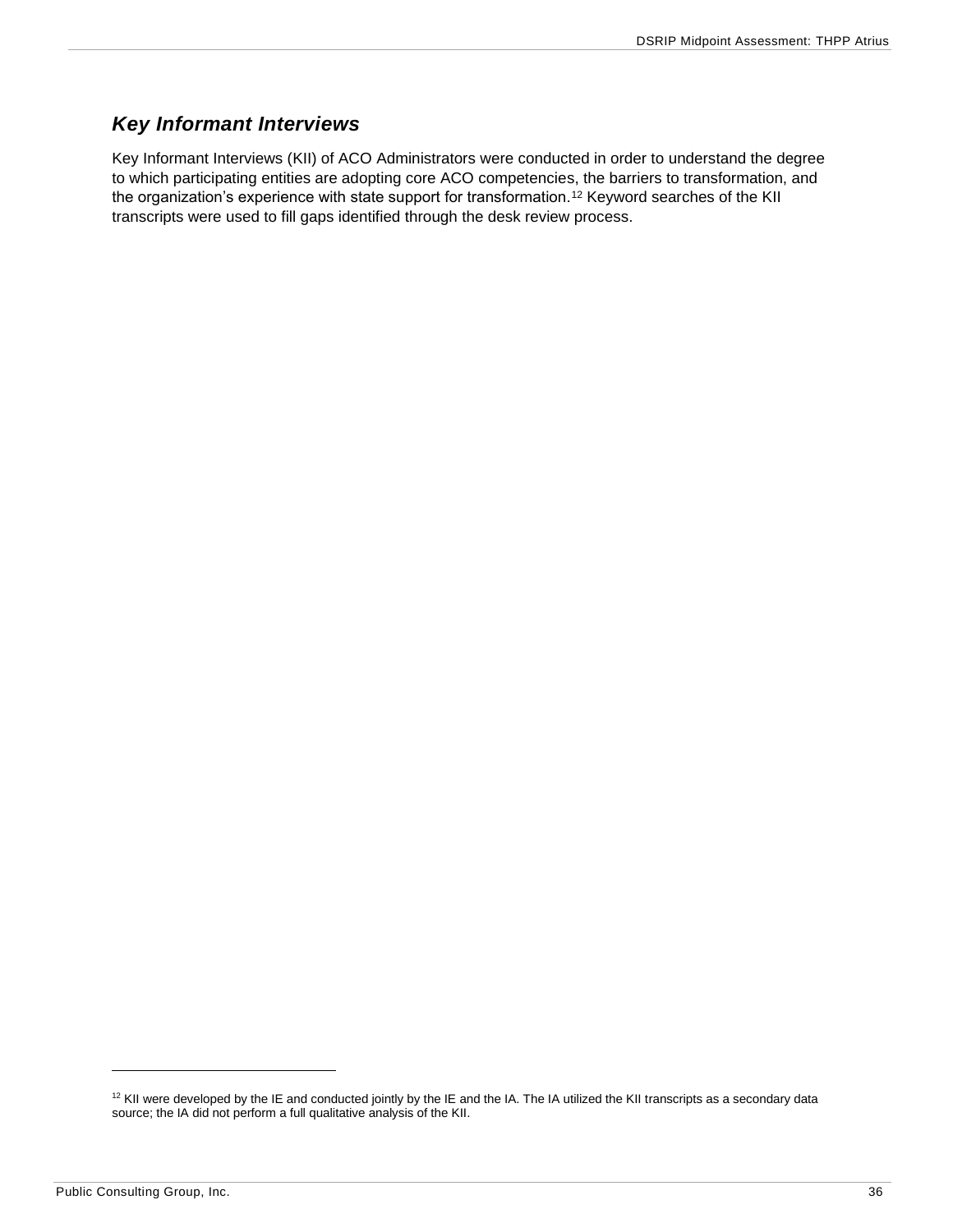### *Key Informant Interviews*

Key Informant Interviews (KII) of ACO Administrators were conducted in order to understand the degree to which participating entities are adopting core ACO competencies, the barriers to transformation, and the organization's experience with state support for transformation.[12] Keyword searches of the KII transcripts were used to fill gaps identified through the desk review process.

[12] KII were developed by the IE and conducted jointly by the IE and the IA. The IA utilized the KII transcripts as a secondary data source; the IA did not perform a full qualitative analysis of the KII.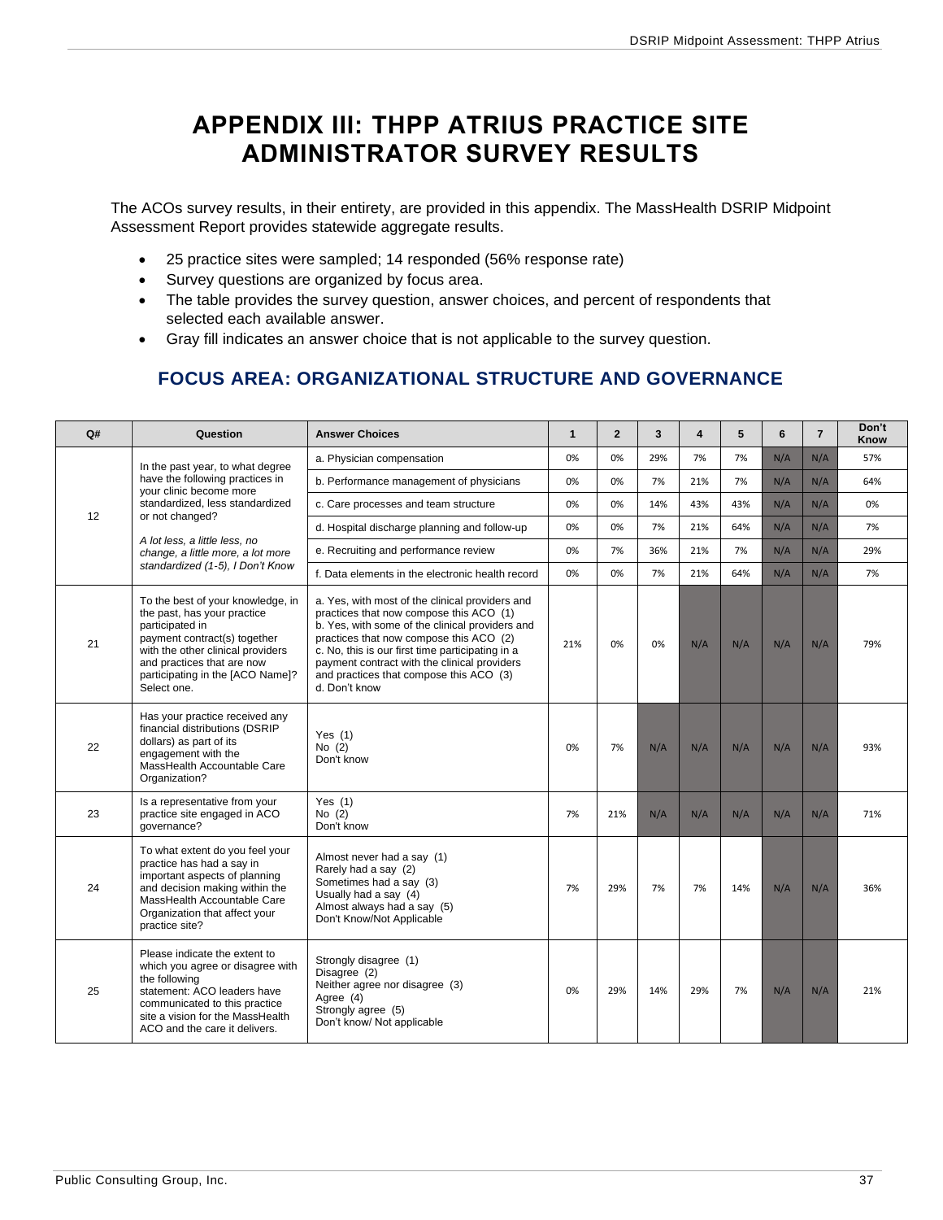# APPENDIX III: THPP ATRIUS PRACTICE SITE ADMINISTRATOR SURVEY RESULTS

The ACOs survey results, in their entirety, are provided in this appendix. The MassHealth DSRIP Midpoint Assessment Report provides statewide aggregate results.

- 25 practice sites were sampled; 14 responded (56% response rate)
- Survey questions are organized by focus area.
- The table provides the survey question, answer choices, and percent of respondents that selected each available answer.
- Gray fill indicates an answer choice that is not applicable to the survey question.

## FOCUS AREA: ORGANIZATIONAL STRUCTURE AND GOVERNANCE

| Q# | Question | Answer Choices | 1 | 2 | 3 | 4 | 5 | 6 | 7 | Don't Know |
|---|---|---|---|---|---|---|---|---|---|---|
| 12 | In the past year, to what degree have the following practices in your clinic become more standardized, less standardized or not changed? *A lot less, a little less, no change, a little more, a lot more standardized (1-5), I Don't Know* | a. Physician compensation | 0% | 0% | 29% | 7% | 7% | N/A | N/A | 57% |
| | | b. Performance management of physicians | 0% | 0% | 7% | 21% | 7% | N/A | N/A | 64% |
| | | c. Care processes and team structure | 0% | 0% | 14% | 43% | 43% | N/A | N/A | 0% |
| | | d. Hospital discharge planning and follow-up | 0% | 0% | 7% | 21% | 64% | N/A | N/A | 7% |
| | | e. Recruiting and performance review | 0% | 7% | 36% | 21% | 7% | N/A | N/A | 29% |
| | | f. Data elements in the electronic health record | 0% | 0% | 7% | 21% | 64% | N/A | N/A | 7% |
| 21 | To the best of your knowledge, in the past, has your practice participated in payment contract(s) together with the other clinical providers and practices that are now participating in the [ACO Name]? Select one. | a. Yes, with most of the clinical providers and practices that now compose this ACO (1) b. Yes, with some of the clinical providers and practices that now compose this ACO (2) c. No, this is our first time participating in a payment contract with the clinical providers and practices that compose this ACO (3) d. Don't know | 21% | 0% | 0% | N/A | N/A | N/A | N/A | 79% |
| 22 | Has your practice received any financial distributions (DSRIP dollars) as part of its engagement with the MassHealth Accountable Care Organization? | Yes (1) No (2) Don't know | 0% | 7% | N/A | N/A | N/A | N/A | N/A | 93% |
| 23 | Is a representative from your practice site engaged in ACO governance? | Yes (1) No (2) Don't know | 7% | 21% | N/A | N/A | N/A | N/A | N/A | 71% |
| 24 | To what extent do you feel your practice has had a say in important aspects of planning and decision making within the MassHealth Accountable Care Organization that affect your practice site? | Almost never had a say (1) Rarely had a say (2) Sometimes had a say (3) Usually had a say (4) Almost always had a say (5) Don't Know/Not Applicable | 7% | 29% | 7% | 7% | 14% | N/A | N/A | 36% |
| 25 | Please indicate the extent to which you agree or disagree with the following statement: ACO leaders have communicated to this practice site a vision for the MassHealth ACO and the care it delivers. | Strongly disagree (1) Disagree (2) Neither agree nor disagree (3) Agree (4) Strongly agree (5) Don't know/ Not applicable | 0% | 29% | 14% | 29% | 7% | N/A | N/A | 21% |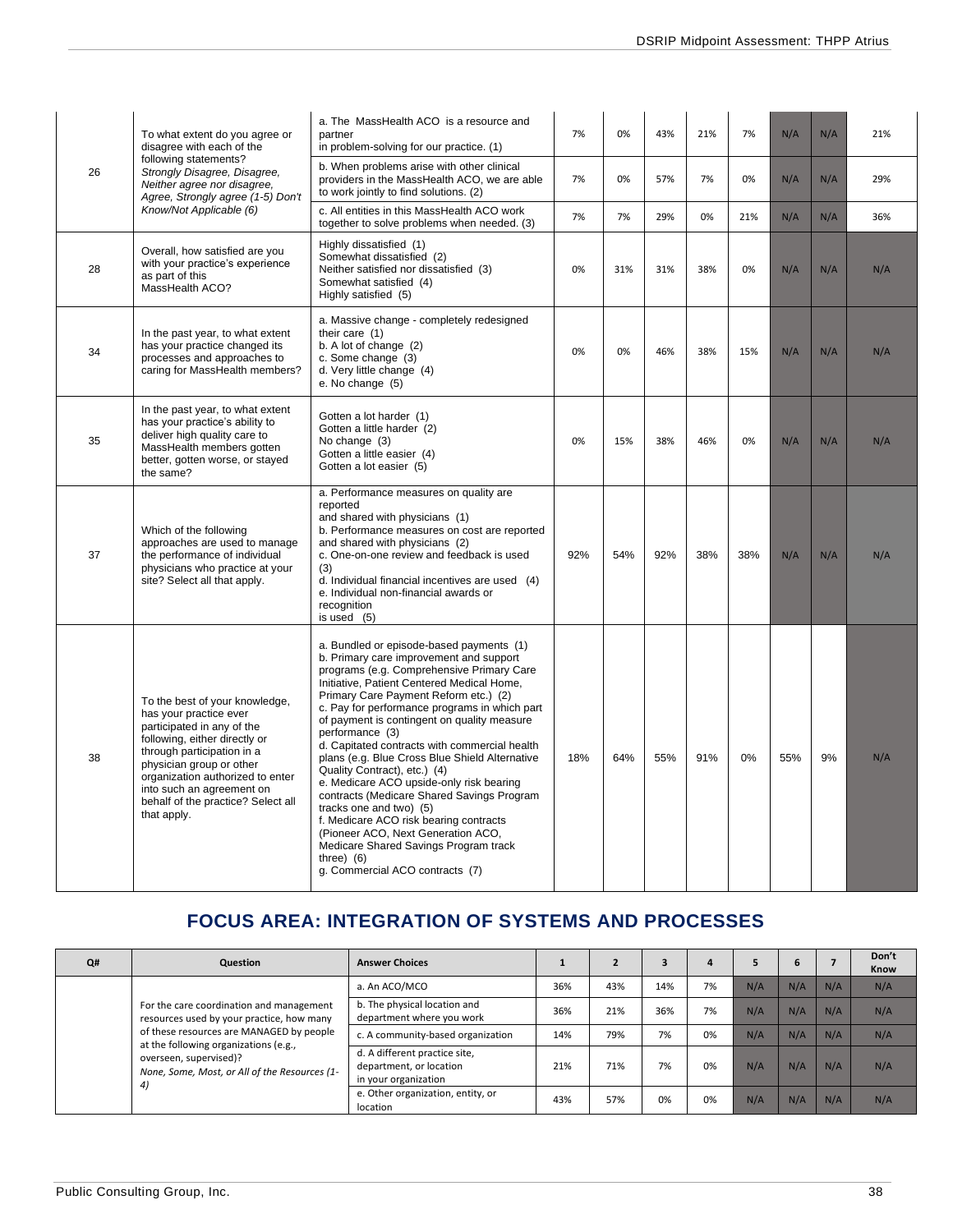| | | | | | | | | | | |
|---|---|---|---|---|---|---|---|---|---|---|
| 26 | To what extent do you agree or disagree with each of the following statements? *Strongly Disagree, Disagree, Neither agree nor disagree, Agree, Strongly agree (1-5) Don't Know/Not Applicable (6)* | a. The MassHealth ACO is a resource and partner in problem-solving for our practice. (1) | 7% | 0% | 43% | 21% | 7% | N/A | N/A | 21% |
| | | b. When problems arise with other clinical providers in the MassHealth ACO, we are able to work jointly to find solutions. (2) | 7% | 0% | 57% | 7% | 0% | N/A | N/A | 29% |
| | | c. All entities in this MassHealth ACO work together to solve problems when needed. (3) | 7% | 7% | 29% | 0% | 21% | N/A | N/A | 36% |
| 28 | Overall, how satisfied are you with your practice's experience as part of this MassHealth ACO? | Highly dissatisfied (1)<br>Somewhat dissatisfied (2)<br>Neither satisfied nor dissatisfied (3)<br>Somewhat satisfied (4)<br>Highly satisfied (5) | 0% | 31% | 31% | 38% | 0% | N/A | N/A | N/A |
| 34 | In the past year, to what extent has your practice changed its processes and approaches to caring for MassHealth members? | a. Massive change - completely redesigned their care (1)<br>b. A lot of change (2)<br>c. Some change (3)<br>d. Very little change (4)<br>e. No change (5) | 0% | 0% | 46% | 38% | 15% | N/A | N/A | N/A |
| 35 | In the past year, to what extent has your practice's ability to deliver high quality care to MassHealth members gotten better, gotten worse, or stayed the same? | Gotten a lot harder (1)<br>Gotten a little harder (2)<br>No change (3)<br>Gotten a little easier (4)<br>Gotten a lot easier (5) | 0% | 15% | 38% | 46% | 0% | N/A | N/A | N/A |
| 37 | Which of the following approaches are used to manage the performance of individual physicians who practice at your site? Select all that apply. | a. Performance measures on quality are reported and shared with physicians (1)<br>b. Performance measures on cost are reported and shared with physicians (2)<br>c. One-on-one review and feedback is used (3)<br>d. Individual financial incentives are used (4)<br>e. Individual non-financial awards or recognition is used (5) | 92% | 54% | 92% | 38% | 38% | N/A | N/A | N/A |
| 38 | To the best of your knowledge, has your practice ever participated in any of the following, either directly or through participation in a physician group or other organization authorized to enter into such an agreement on behalf of the practice? Select all that apply. | a. Bundled or episode-based payments (1)<br>b. Primary care improvement and support programs (e.g. Comprehensive Primary Care Initiative, Patient Centered Medical Home, Primary Care Payment Reform etc.) (2)<br>c. Pay for performance programs in which part of payment is contingent on quality measure performance (3)<br>d. Capitated contracts with commercial health plans (e.g. Blue Cross Blue Shield Alternative Quality Contract), etc.) (4)<br>e. Medicare ACO upside-only risk bearing contracts (Medicare Shared Savings Program tracks one and two) (5)<br>f. Medicare ACO risk bearing contracts (Pioneer ACO, Next Generation ACO, Medicare Shared Savings Program track three) (6)<br>g. Commercial ACO contracts (7) | 18% | 64% | 55% | 91% | 0% | 55% | 9% | N/A |

## FOCUS AREA: INTEGRATION OF SYSTEMS AND PROCESSES

| Q# | Question | Answer Choices | 1 | 2 | 3 | 4 | 5 | 6 | 7 | Don't Know |
|---|---|---|---|---|---|---|---|---|---|---|
| | For the care coordination and management resources used by your practice, how many of these resources are MANAGED by people at the following organizations (e.g., overseen, supervised)? *None, Some, Most, or All of the Resources (1-4)* | a. An ACO/MCO | 36% | 43% | 14% | 7% | N/A | N/A | N/A | N/A |
| | | b. The physical location and department where you work | 36% | 21% | 36% | 7% | N/A | N/A | N/A | N/A |
| | | c. A community-based organization | 14% | 79% | 7% | 0% | N/A | N/A | N/A | N/A |
| | | d. A different practice site, department, or location in your organization | 21% | 71% | 7% | 0% | N/A | N/A | N/A | N/A |
| | | e. Other organization, entity, or location | 43% | 57% | 0% | 0% | N/A | N/A | N/A | N/A |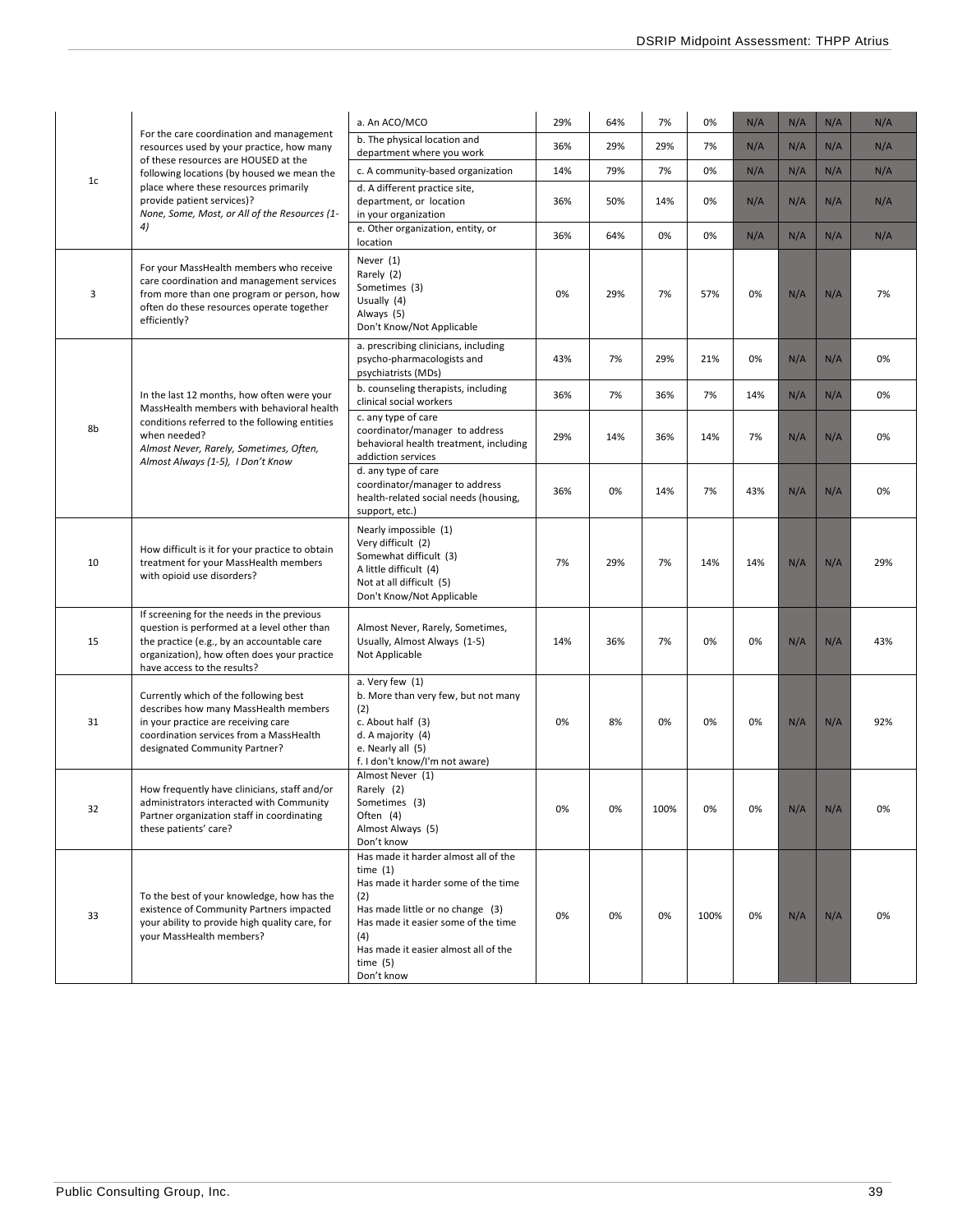| 1c | For the care coordination and management resources used by your practice, how many of these resources are HOUSED at the following locations (by housed we mean the place where these resources primarily provide patient services)? *None, Some, Most, or All of the Resources (1-4)* | a. An ACO/MCO | 29% | 64% | 7% | 0% | N/A | N/A | N/A | N/A |
|---|---|---|---|---|---|---|---|---|---|---|
| | | b. The physical location and department where you work | 36% | 29% | 29% | 7% | N/A | N/A | N/A | N/A |
| | | c. A community-based organization | 14% | 79% | 7% | 0% | N/A | N/A | N/A | N/A |
| | | d. A different practice site, department, or location in your organization | 36% | 50% | 14% | 0% | N/A | N/A | N/A | N/A |
| | | e. Other organization, entity, or location | 36% | 64% | 0% | 0% | N/A | N/A | N/A | N/A |
| 3 | For your MassHealth members who receive care coordination and management services from more than one program or person, how often do these resources operate together efficiently? | Never (1) Rarely (2) Sometimes (3) Usually (4) Always (5) Don't Know/Not Applicable | 0% | 29% | 7% | 57% | 0% | N/A | N/A | 7% |
| 8b | In the last 12 months, how often were your MassHealth members with behavioral health conditions referred to the following entities when needed? *Almost Never, Rarely, Sometimes, Often, Almost Always (1-5), I Don't Know* | a. prescribing clinicians, including psycho-pharmacologists and psychiatrists (MDs) | 43% | 7% | 29% | 21% | 0% | N/A | N/A | 0% |
| | | b. counseling therapists, including clinical social workers | 36% | 7% | 36% | 7% | 14% | N/A | N/A | 0% |
| | | c. any type of care coordinator/manager to address behavioral health treatment, including addiction services | 29% | 14% | 36% | 14% | 7% | N/A | N/A | 0% |
| | | d. any type of care coordinator/manager to address health-related social needs (housing, support, etc.) | 36% | 0% | 14% | 7% | 43% | N/A | N/A | 0% |
| 10 | How difficult is it for your practice to obtain treatment for your MassHealth members with opioid use disorders? | Nearly impossible (1) Very difficult (2) Somewhat difficult (3) A little difficult (4) Not at all difficult (5) Don't Know/Not Applicable | 7% | 29% | 7% | 14% | 14% | N/A | N/A | 29% |
| 15 | If screening for the needs in the previous question is performed at a level other than the practice (e.g., by an accountable care organization), how often does your practice have access to the results? | Almost Never, Rarely, Sometimes, Usually, Almost Always (1-5) Not Applicable | 14% | 36% | 7% | 0% | 0% | N/A | N/A | 43% |
| 31 | Currently which of the following best describes how many MassHealth members in your practice are receiving care coordination services from a MassHealth designated Community Partner? | a. Very few (1) b. More than very few, but not many (2) c. About half (3) d. A majority (4) e. Nearly all (5) f. I don't know/I'm not aware) | 0% | 8% | 0% | 0% | 0% | N/A | N/A | 92% |
| 32 | How frequently have clinicians, staff and/or administrators interacted with Community Partner organization staff in coordinating these patients' care? | Almost Never (1) Rarely (2) Sometimes (3) Often (4) Almost Always (5) Don't know | 0% | 0% | 100% | 0% | 0% | N/A | N/A | 0% |
| 33 | To the best of your knowledge, how has the existence of Community Partners impacted your ability to provide high quality care, for your MassHealth members? | Has made it harder almost all of the time (1) Has made it harder some of the time (2) Has made little or no change (3) Has made it easier some of the time (4) Has made it easier almost all of the time (5) Don't know | 0% | 0% | 0% | 100% | 0% | N/A | N/A | 0% |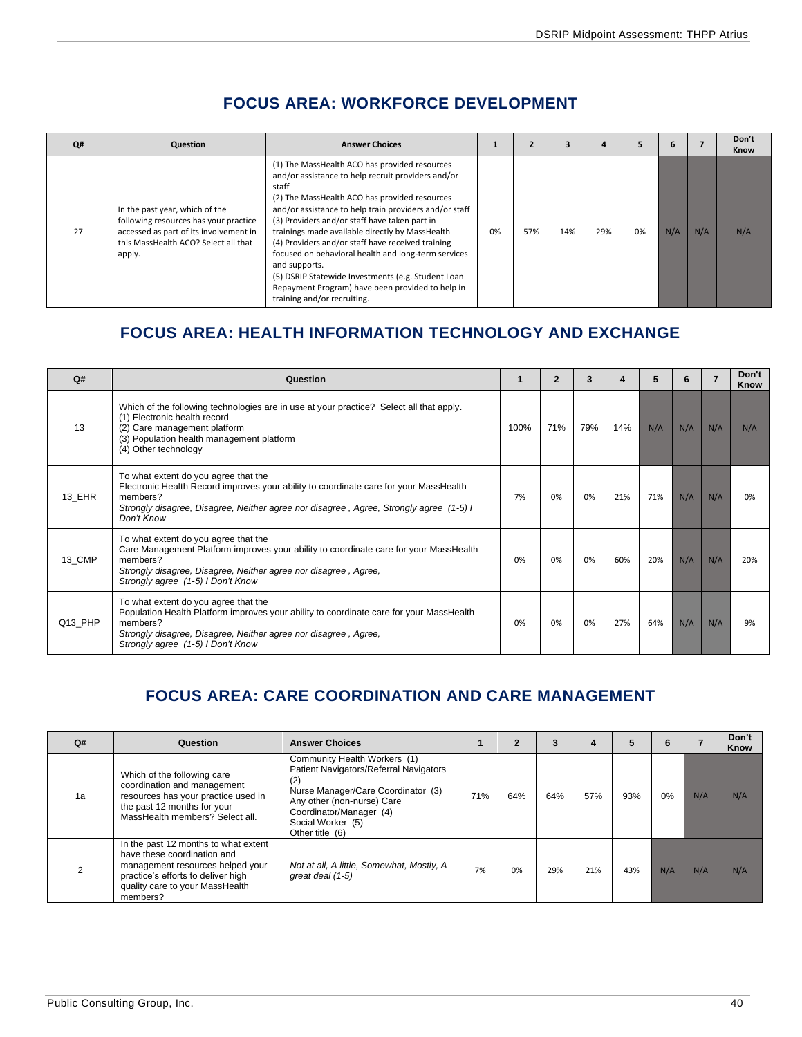## FOCUS AREA: WORKFORCE DEVELOPMENT

| Q# | Question | Answer Choices | 1 | 2 | 3 | 4 | 5 | 6 | 7 | Don't Know |
|---|---|---|---|---|---|---|---|---|---|---|
| 27 | In the past year, which of the following resources has your practice accessed as part of its involvement in this MassHealth ACO? Select all that apply. | (1) The MassHealth ACO has provided resources and/or assistance to help recruit providers and/or staff<br>(2) The MassHealth ACO has provided resources and/or assistance to help train providers and/or staff<br>(3) Providers and/or staff have taken part in trainings made available directly by MassHealth<br>(4) Providers and/or staff have received training focused on behavioral health and long-term services and supports.<br>(5) DSRIP Statewide Investments (e.g. Student Loan Repayment Program) have been provided to help in training and/or recruiting. | 0% | 57% | 14% | 29% | 0% | N/A | N/A | N/A |

## FOCUS AREA: HEALTH INFORMATION TECHNOLOGY AND EXCHANGE

| Q# | Question | 1 | 2 | 3 | 4 | 5 | 6 | 7 | Don't Know |
|---|---|---|---|---|---|---|---|---|---|
| 13 | Which of the following technologies are in use at your practice? Select all that apply.<br>(1) Electronic health record<br>(2) Care management platform<br>(3) Population health management platform<br>(4) Other technology | 100% | 71% | 79% | 14% | N/A | N/A | N/A | N/A |
| 13_EHR | To what extent do you agree that the Electronic Health Record improves your ability to coordinate care for your MassHealth members?<br>*Strongly disagree, Disagree, Neither agree nor disagree , Agree, Strongly agree (1-5) I Don't Know* | 7% | 0% | 0% | 21% | 71% | N/A | N/A | 0% |
| 13_CMP | To what extent do you agree that the Care Management Platform improves your ability to coordinate care for your MassHealth members?<br>*Strongly disagree, Disagree, Neither agree nor disagree , Agree, Strongly agree (1-5) I Don't Know* | 0% | 0% | 0% | 60% | 20% | N/A | N/A | 20% |
| Q13_PHP | To what extent do you agree that the Population Health Platform improves your ability to coordinate care for your MassHealth members?<br>*Strongly disagree, Disagree, Neither agree nor disagree , Agree, Strongly agree (1-5) I Don't Know* | 0% | 0% | 0% | 27% | 64% | N/A | N/A | 9% |

## FOCUS AREA: CARE COORDINATION AND CARE MANAGEMENT

| Q# | Question | Answer Choices | 1 | 2 | 3 | 4 | 5 | 6 | 7 | Don't Know |
|---|---|---|---|---|---|---|---|---|---|---|
| 1a | Which of the following care coordination and management resources has your practice used in the past 12 months for your MassHealth members? Select all. | Community Health Workers (1)<br>Patient Navigators/Referral Navigators (2)<br>Nurse Manager/Care Coordinator (3)<br>Any other (non-nurse) Care Coordinator/Manager (4)<br>Social Worker (5)<br>Other title (6) | 71% | 64% | 64% | 57% | 93% | 0% | N/A | N/A |
| 2 | In the past 12 months to what extent have these coordination and management resources helped your practice's efforts to deliver high quality care to your MassHealth members? | *Not at all, A little, Somewhat, Mostly, A great deal (1-5)* | 7% | 0% | 29% | 21% | 43% | N/A | N/A | N/A |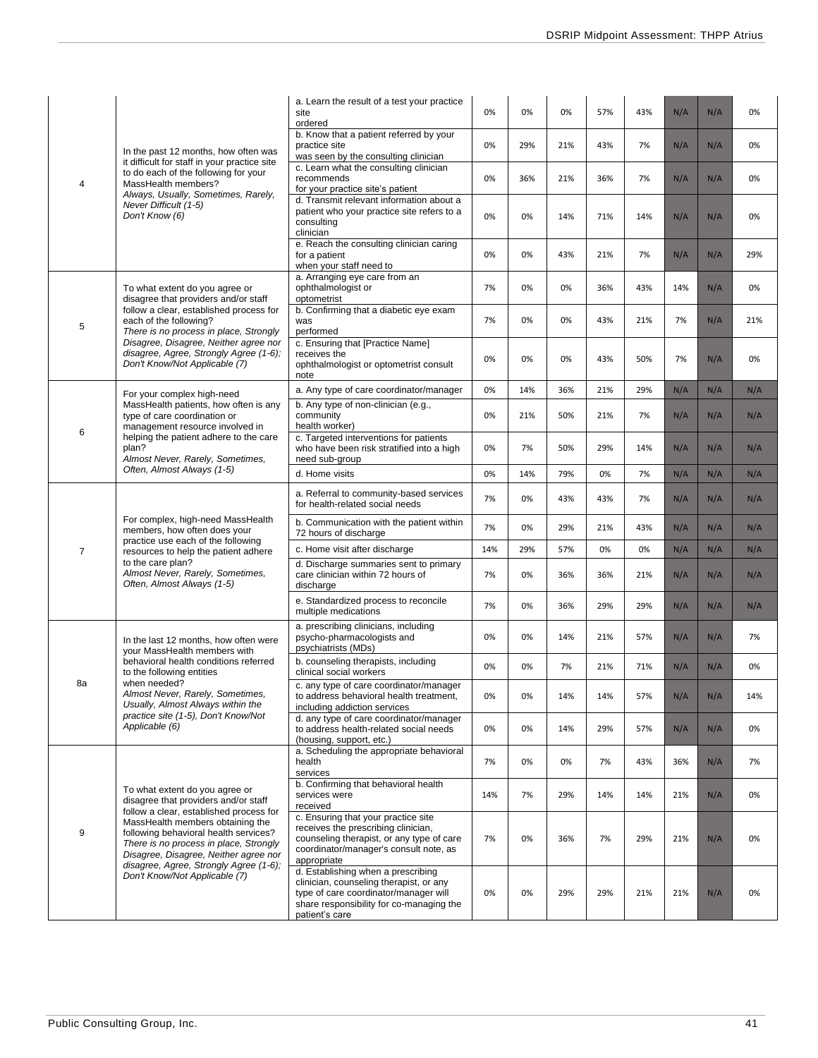| 4 | In the past 12 months, how often was it difficult for staff in your practice site to do each of the following for your MassHealth members? *Always, Usually, Sometimes, Rarely, Never Difficult (1-5) Don't Know (6)* | a. Learn the result of a test your practice site ordered | 0% | 0% | 0% | 57% | 43% | N/A | N/A | 0% |
|---|---|---|---|---|---|---|---|---|---|---|
| | | b. Know that a patient referred by your practice site was seen by the consulting clinician | 0% | 29% | 21% | 43% | 7% | N/A | N/A | 0% |
| | | c. Learn what the consulting clinician recommends for your practice site's patient | 0% | 36% | 21% | 36% | 7% | N/A | N/A | 0% |
| | | d. Transmit relevant information about a patient who your practice site refers to a consulting clinician | 0% | 0% | 14% | 71% | 14% | N/A | N/A | 0% |
| | | e. Reach the consulting clinician caring for a patient when your staff need to | 0% | 0% | 43% | 21% | 7% | N/A | N/A | 29% |
| 5 | To what extent do you agree or disagree that providers and/or staff follow a clear, established process for each of the following? *There is no process in place, Strongly Disagree, Disagree, Neither agree nor disagree, Agree, Strongly Agree (1-6); Don't Know/Not Applicable (7)* | a. Arranging eye care from an ophthalmologist or optometrist | 7% | 0% | 0% | 36% | 43% | 14% | N/A | 0% |
| | | b. Confirming that a diabetic eye exam was performed | 7% | 0% | 0% | 43% | 21% | 7% | N/A | 21% |
| | | c. Ensuring that [Practice Name] receives the ophthalmologist or optometrist consult note | 0% | 0% | 0% | 43% | 50% | 7% | N/A | 0% |
| 6 | For your complex high-need MassHealth patients, how often is any type of care coordination or management resource involved in helping the patient adhere to the care plan? *Almost Never, Rarely, Sometimes, Often, Almost Always (1-5)* | a. Any type of care coordinator/manager | 0% | 14% | 36% | 21% | 29% | N/A | N/A | N/A |
| | | b. Any type of non-clinician (e.g., community health worker) | 0% | 21% | 50% | 21% | 7% | N/A | N/A | N/A |
| | | c. Targeted interventions for patients who have been risk stratified into a high need sub-group | 0% | 7% | 50% | 29% | 14% | N/A | N/A | N/A |
| | | d. Home visits | 0% | 14% | 79% | 0% | 7% | N/A | N/A | N/A |
| 7 | For complex, high-need MassHealth members, how often does your practice use each of the following resources to help the patient adhere to the care plan? *Almost Never, Rarely, Sometimes, Often, Almost Always (1-5)* | a. Referral to community-based services for health-related social needs | 7% | 0% | 43% | 43% | 7% | N/A | N/A | N/A |
| | | b. Communication with the patient within 72 hours of discharge | 7% | 0% | 29% | 21% | 43% | N/A | N/A | N/A |
| | | c. Home visit after discharge | 14% | 29% | 57% | 0% | 0% | N/A | N/A | N/A |
| | | d. Discharge summaries sent to primary care clinician within 72 hours of discharge | 7% | 0% | 36% | 36% | 21% | N/A | N/A | N/A |
| | | e. Standardized process to reconcile multiple medications | 7% | 0% | 36% | 29% | 29% | N/A | N/A | N/A |
| 8a | In the last 12 months, how often were your MassHealth members with behavioral health conditions referred to the following entities when needed? *Almost Never, Rarely, Sometimes, Usually, Almost Always within the practice site (1-5), Don't Know/Not Applicable (6)* | a. prescribing clinicians, including psycho-pharmacologists and psychiatrists (MDs) | 0% | 0% | 14% | 21% | 57% | N/A | N/A | 7% |
| | | b. counseling therapists, including clinical social workers | 0% | 0% | 7% | 21% | 71% | N/A | N/A | 0% |
| | | c. any type of care coordinator/manager to address behavioral health treatment, including addiction services | 0% | 0% | 14% | 14% | 57% | N/A | N/A | 14% |
| | | d. any type of care coordinator/manager to address health-related social needs (housing, support, etc.) | 0% | 0% | 14% | 29% | 57% | N/A | N/A | 0% |
| 9 | To what extent do you agree or disagree that providers and/or staff follow a clear, established process for MassHealth members obtaining the following behavioral health services? *There is no process in place, Strongly Disagree, Disagree, Neither agree nor disagree, Agree, Strongly Agree (1-6); Don't Know/Not Applicable (7)* | a. Scheduling the appropriate behavioral health services | 7% | 0% | 0% | 7% | 43% | 36% | N/A | 7% |
| | | b. Confirming that behavioral health services were received | 14% | 7% | 29% | 14% | 14% | 21% | N/A | 0% |
| | | c. Ensuring that your practice site receives the prescribing clinician, counseling therapist, or any type of care coordinator/manager's consult note, as appropriate | 7% | 0% | 36% | 7% | 29% | 21% | N/A | 0% |
| | | d. Establishing when a prescribing clinician, counseling therapist, or any type of care coordinator/manager will share responsibility for co-managing the patient's care | 0% | 0% | 29% | 29% | 21% | 21% | N/A | 0% |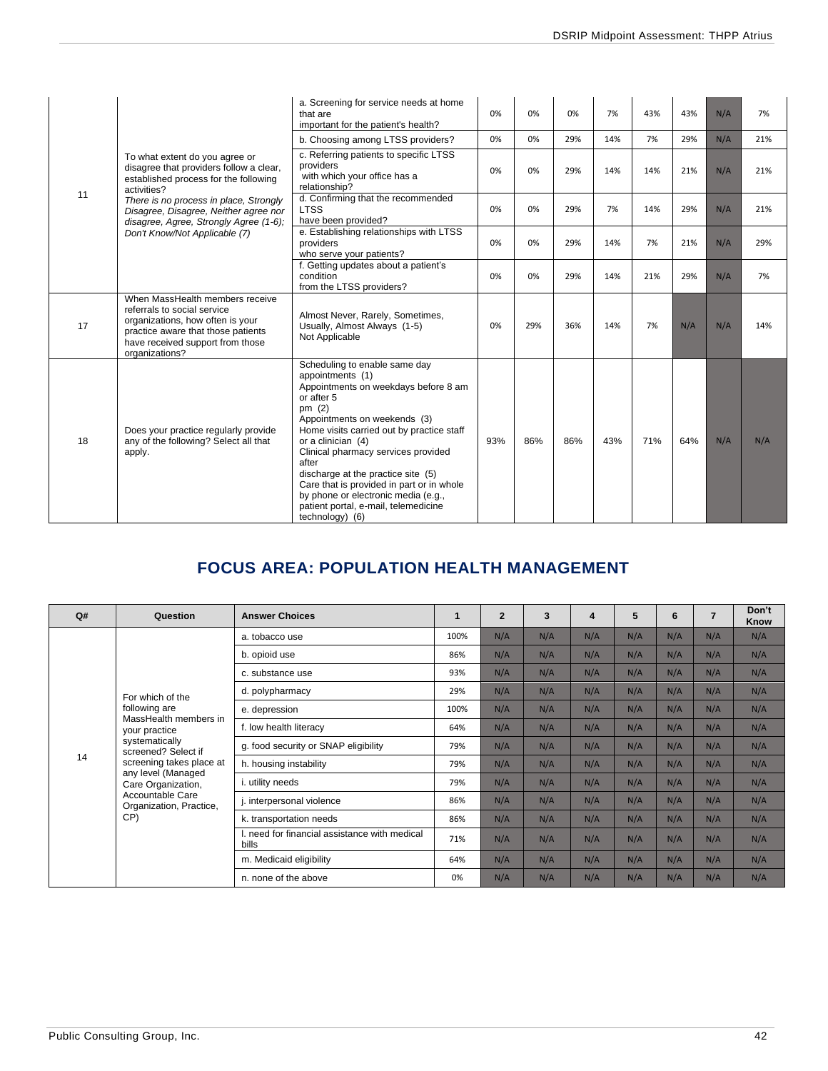| | | | | | | | | | | |
|---|---|---|---|---|---|---|---|---|---|---|
| 11 | To what extent do you agree or disagree that providers follow a clear, established process for the following activities? *There is no process in place, Strongly Disagree, Disagree, Neither agree nor disagree, Agree, Strongly Agree (1-6); Don't Know/Not Applicable (7)* | a. Screening for service needs at home that are important for the patient's health? | 0% | 0% | 0% | 7% | 43% | 43% | N/A | 7% |
| | | b. Choosing among LTSS providers? | 0% | 0% | 29% | 14% | 7% | 29% | N/A | 21% |
| | | c. Referring patients to specific LTSS providers with which your office has a relationship? | 0% | 0% | 29% | 14% | 14% | 21% | N/A | 21% |
| | | d. Confirming that the recommended LTSS have been provided? | 0% | 0% | 29% | 7% | 14% | 29% | N/A | 21% |
| | | e. Establishing relationships with LTSS providers who serve your patients? | 0% | 0% | 29% | 14% | 7% | 21% | N/A | 29% |
| | | f. Getting updates about a patient's condition from the LTSS providers? | 0% | 0% | 29% | 14% | 21% | 29% | N/A | 7% |
| 17 | When MassHealth members receive referrals to social service organizations, how often is your practice aware that those patients have received support from those organizations? | Almost Never, Rarely, Sometimes, Usually, Almost Always (1-5) Not Applicable | 0% | 29% | 36% | 14% | 7% | N/A | N/A | 14% |
| 18 | Does your practice regularly provide any of the following? Select all that apply. | Scheduling to enable same day appointments (1) Appointments on weekdays before 8 am or after 5 pm (2) Appointments on weekends (3) Home visits carried out by practice staff or a clinician (4) Clinical pharmacy services provided after discharge at the practice site (5) Care that is provided in part or in whole by phone or electronic media (e.g., patient portal, e-mail, telemedicine technology) (6) | 93% | 86% | 86% | 43% | 71% | 64% | N/A | N/A |

## FOCUS AREA: POPULATION HEALTH MANAGEMENT

| Q# | Question | Answer Choices | 1 | 2 | 3 | 4 | 5 | 6 | 7 | Don't Know |
|---|---|---|---|---|---|---|---|---|---|---|
| 14 | For which of the following are MassHealth members in your practice systematically screened? Select if screening takes place at any level (Managed Care Organization, Accountable Care Organization, Practice, CP) | a. tobacco use | 100% | N/A | N/A | N/A | N/A | N/A | N/A | N/A |
| | | b. opioid use | 86% | N/A | N/A | N/A | N/A | N/A | N/A | N/A |
| | | c. substance use | 93% | N/A | N/A | N/A | N/A | N/A | N/A | N/A |
| | | d. polypharmacy | 29% | N/A | N/A | N/A | N/A | N/A | N/A | N/A |
| | | e. depression | 100% | N/A | N/A | N/A | N/A | N/A | N/A | N/A |
| | | f. low health literacy | 64% | N/A | N/A | N/A | N/A | N/A | N/A | N/A |
| | | g. food security or SNAP eligibility | 79% | N/A | N/A | N/A | N/A | N/A | N/A | N/A |
| | | h. housing instability | 79% | N/A | N/A | N/A | N/A | N/A | N/A | N/A |
| | | i. utility needs | 79% | N/A | N/A | N/A | N/A | N/A | N/A | N/A |
| | | j. interpersonal violence | 86% | N/A | N/A | N/A | N/A | N/A | N/A | N/A |
| | | k. transportation needs | 86% | N/A | N/A | N/A | N/A | N/A | N/A | N/A |
| | | l. need for financial assistance with medical bills | 71% | N/A | N/A | N/A | N/A | N/A | N/A | N/A |
| | | m. Medicaid eligibility | 64% | N/A | N/A | N/A | N/A | N/A | N/A | N/A |
| | | n. none of the above | 0% | N/A | N/A | N/A | N/A | N/A | N/A | N/A |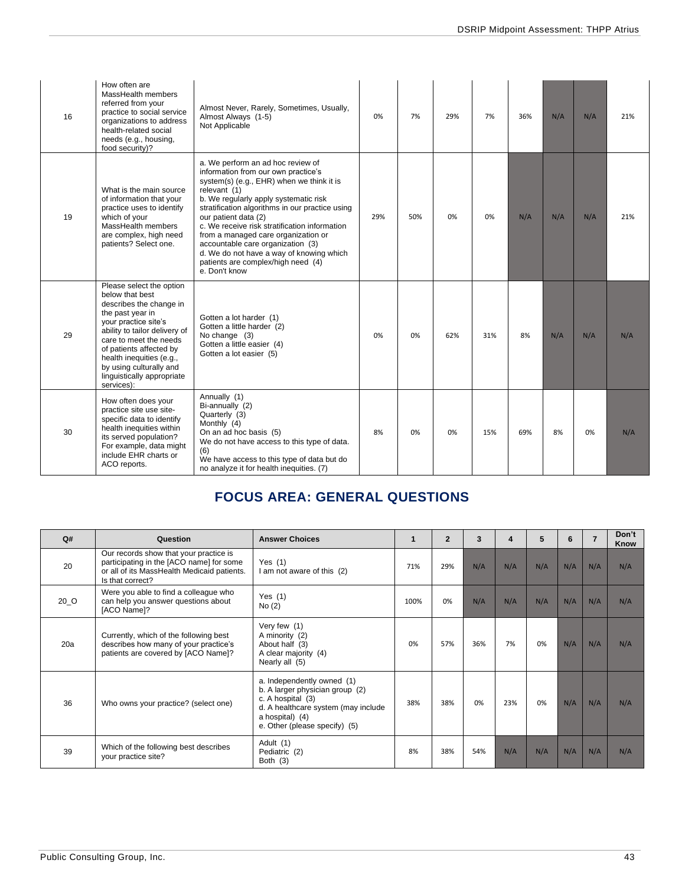| Q# | Question | Answer Choices | 1 | 2 | 3 | 4 | 5 | 6 | 7 | Don't Know |
|---|---|---|---|---|---|---|---|---|---|---|
| 16 | How often are MassHealth members referred from your practice to social service organizations to address health-related social needs (e.g., housing, food security)? | Almost Never, Rarely, Sometimes, Usually, Almost Always (1-5) Not Applicable | 0% | 7% | 29% | 7% | 36% | N/A | N/A | 21% |
| 19 | What is the main source of information that your practice uses to identify which of your MassHealth members are complex, high need patients? Select one. | a. We perform an ad hoc review of information from our own practice's system(s) (e.g., EHR) when we think it is relevant (1) b. We regularly apply systematic risk stratification algorithms in our practice using our patient data (2) c. We receive risk stratification information from a managed care organization or accountable care organization (3) d. We do not have a way of knowing which patients are complex/high need (4) e. Don't know | 29% | 50% | 0% | 0% | N/A | N/A | N/A | 21% |
| 29 | Please select the option below that best describes the change in the past year in your practice site's ability to tailor delivery of care to meet the needs of patients affected by health inequities (e.g., by using culturally and linguistically appropriate services): | Gotten a lot harder (1) Gotten a little harder (2) No change (3) Gotten a little easier (4) Gotten a lot easier (5) | 0% | 0% | 62% | 31% | 8% | N/A | N/A | N/A |
| 30 | How often does your practice site use site-specific data to identify health inequities within its served population? For example, data might include EHR charts or ACO reports. | Annually (1) Bi-annually (2) Quarterly (3) Monthly (4) On an ad hoc basis (5) We do not have access to this type of data. (6) We have access to this type of data but do no analyze it for health inequities. (7) | 8% | 0% | 0% | 15% | 69% | 8% | 0% | N/A |

## FOCUS AREA: GENERAL QUESTIONS

| Q# | Question | Answer Choices | 1 | 2 | 3 | 4 | 5 | 6 | 7 | Don't Know |
|---|---|---|---|---|---|---|---|---|---|---|
| 20 | Our records show that your practice is participating in the [ACO name] for some or all of its MassHealth Medicaid patients. Is that correct? | Yes (1) I am not aware of this (2) | 71% | 29% | N/A | N/A | N/A | N/A | N/A | N/A |
| 20_O | Were you able to find a colleague who can help you answer questions about [ACO Name]? | Yes (1) No (2) | 100% | 0% | N/A | N/A | N/A | N/A | N/A | N/A |
| 20a | Currently, which of the following best describes how many of your practice's patients are covered by [ACO Name]? | Very few (1) A minority (2) About half (3) A clear majority (4) Nearly all (5) | 0% | 57% | 36% | 7% | 0% | N/A | N/A | N/A |
| 36 | Who owns your practice? (select one) | a. Independently owned (1) b. A larger physician group (2) c. A hospital (3) d. A healthcare system (may include a hospital) (4) e. Other (please specify) (5) | 38% | 38% | 0% | 23% | 0% | N/A | N/A | N/A |
| 39 | Which of the following best describes your practice site? | Adult (1) Pediatric (2) Both (3) | 8% | 38% | 54% | N/A | N/A | N/A | N/A | N/A |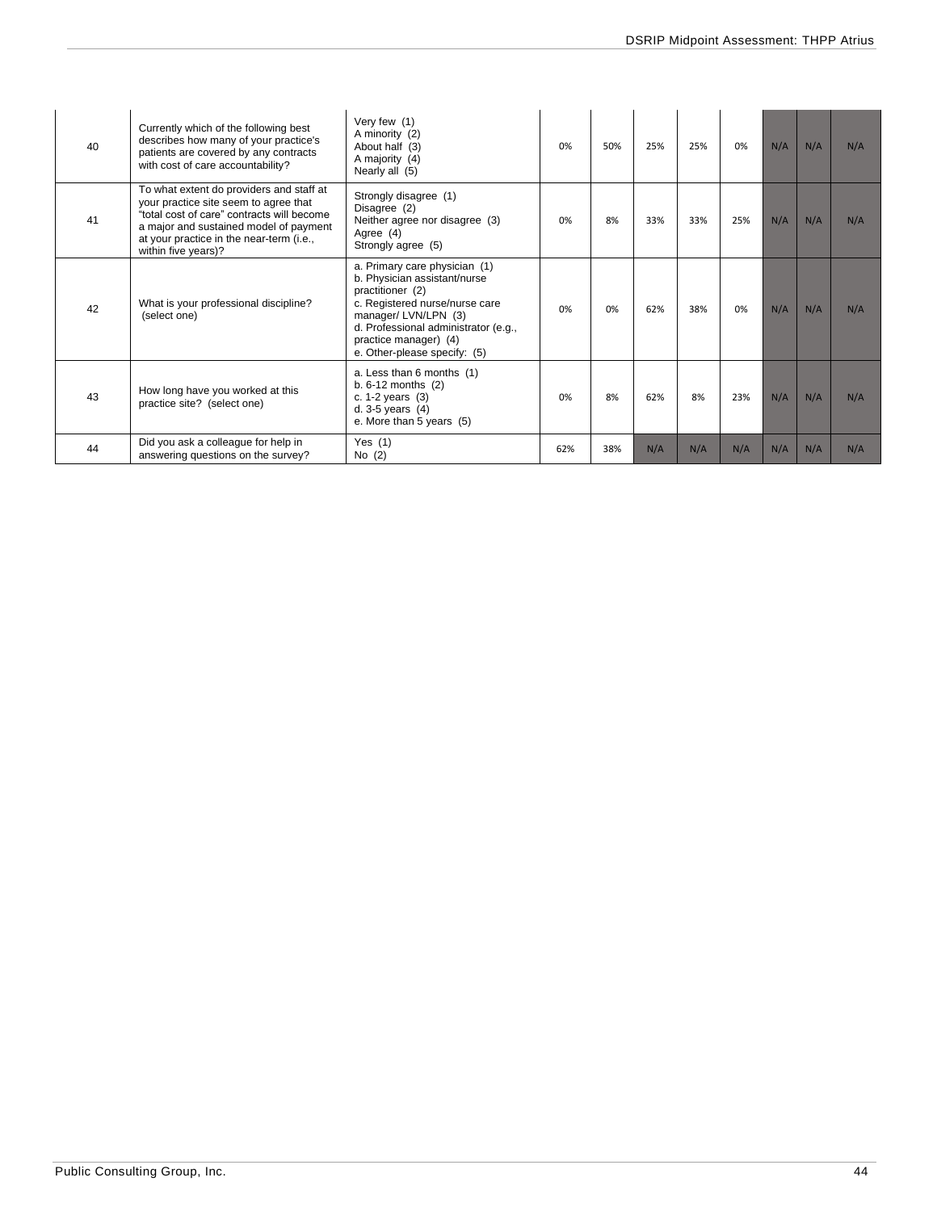| 40 | Currently which of the following best describes how many of your practice's patients are covered by any contracts with cost of care accountability? | Very few (1)<br>A minority (2)<br>About half (3)<br>A majority (4)<br>Nearly all (5) | 0% | 50% | 25% | 25% | 0% | N/A | N/A | N/A |
|---|---|---|---|---|---|---|---|---|---|---|
| 41 | To what extent do providers and staff at your practice site seem to agree that "total cost of care" contracts will become a major and sustained model of payment at your practice in the near-term (i.e., within five years)? | Strongly disagree (1)<br>Disagree (2)<br>Neither agree nor disagree (3)<br>Agree (4)<br>Strongly agree (5) | 0% | 8% | 33% | 33% | 25% | N/A | N/A | N/A |
| 42 | What is your professional discipline? (select one) | a. Primary care physician (1)<br>b. Physician assistant/nurse practitioner (2)<br>c. Registered nurse/nurse care manager/ LVN/LPN (3)<br>d. Professional administrator (e.g., practice manager) (4)<br>e. Other-please specify: (5) | 0% | 0% | 62% | 38% | 0% | N/A | N/A | N/A |
| 43 | How long have you worked at this practice site? (select one) | a. Less than 6 months (1)<br>b. 6-12 months (2)<br>c. 1-2 years (3)<br>d. 3-5 years (4)<br>e. More than 5 years (5) | 0% | 8% | 62% | 8% | 23% | N/A | N/A | N/A |
| 44 | Did you ask a colleague for help in answering questions on the survey? | Yes (1)<br>No (2) | 62% | 38% | N/A | N/A | N/A | N/A | N/A | N/A |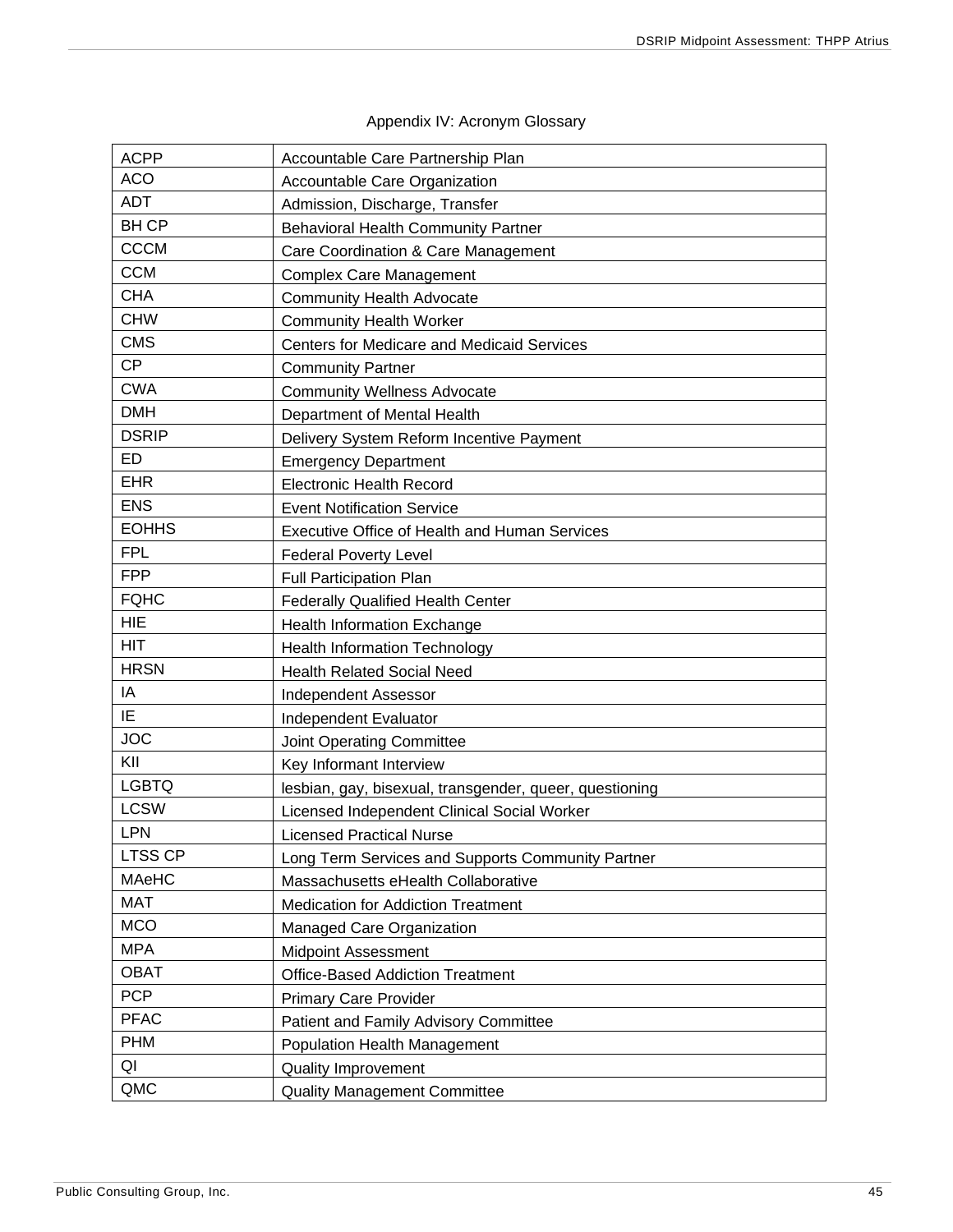Appendix IV: Acronym Glossary

| | |
|---|---|
| ACPP | Accountable Care Partnership Plan |
| ACO | Accountable Care Organization |
| ADT | Admission, Discharge, Transfer |
| BH CP | Behavioral Health Community Partner |
| CCCM | Care Coordination & Care Management |
| CCM | Complex Care Management |
| CHA | Community Health Advocate |
| CHW | Community Health Worker |
| CMS | Centers for Medicare and Medicaid Services |
| CP | Community Partner |
| CWA | Community Wellness Advocate |
| DMH | Department of Mental Health |
| DSRIP | Delivery System Reform Incentive Payment |
| ED | Emergency Department |
| EHR | Electronic Health Record |
| ENS | Event Notification Service |
| EOHHS | Executive Office of Health and Human Services |
| FPL | Federal Poverty Level |
| FPP | Full Participation Plan |
| FQHC | Federally Qualified Health Center |
| HIE | Health Information Exchange |
| HIT | Health Information Technology |
| HRSN | Health Related Social Need |
| IA | Independent Assessor |
| IE | Independent Evaluator |
| JOC | Joint Operating Committee |
| KII | Key Informant Interview |
| LGBTQ | lesbian, gay, bisexual, transgender, queer, questioning |
| LCSW | Licensed Independent Clinical Social Worker |
| LPN | Licensed Practical Nurse |
| LTSS CP | Long Term Services and Supports Community Partner |
| MAeHC | Massachusetts eHealth Collaborative |
| MAT | Medication for Addiction Treatment |
| MCO | Managed Care Organization |
| MPA | Midpoint Assessment |
| OBAT | Office-Based Addiction Treatment |
| PCP | Primary Care Provider |
| PFAC | Patient and Family Advisory Committee |
| PHM | Population Health Management |
| QI | Quality Improvement |
| QMC | Quality Management Committee |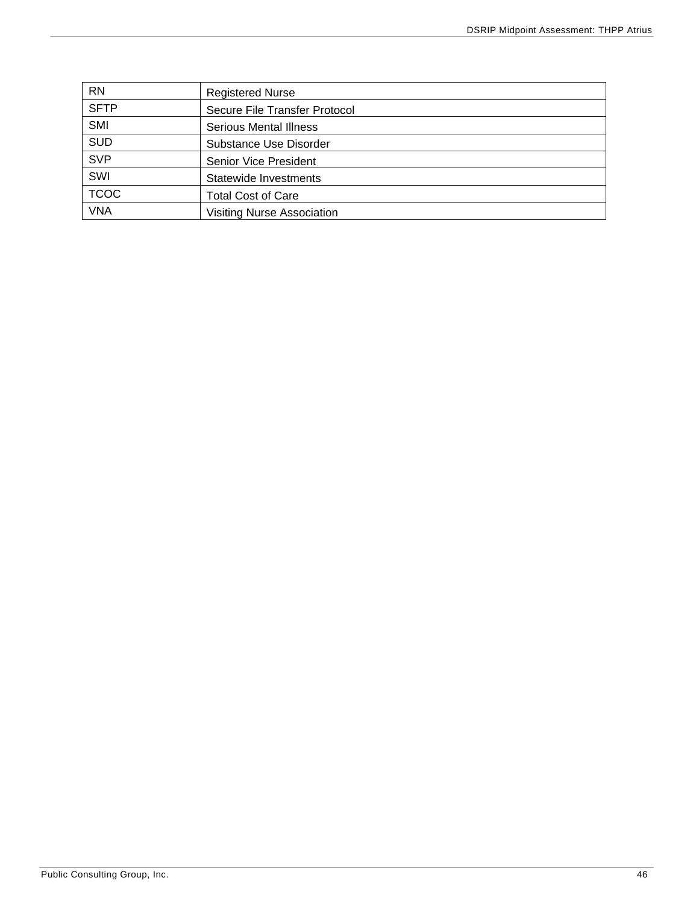| | |
|---|---|
| RN | Registered Nurse |
| SFTP | Secure File Transfer Protocol |
| SMI | Serious Mental Illness |
| SUD | Substance Use Disorder |
| SVP | Senior Vice President |
| SWI | Statewide Investments |
| TCOC | Total Cost of Care |
| VNA | Visiting Nurse Association |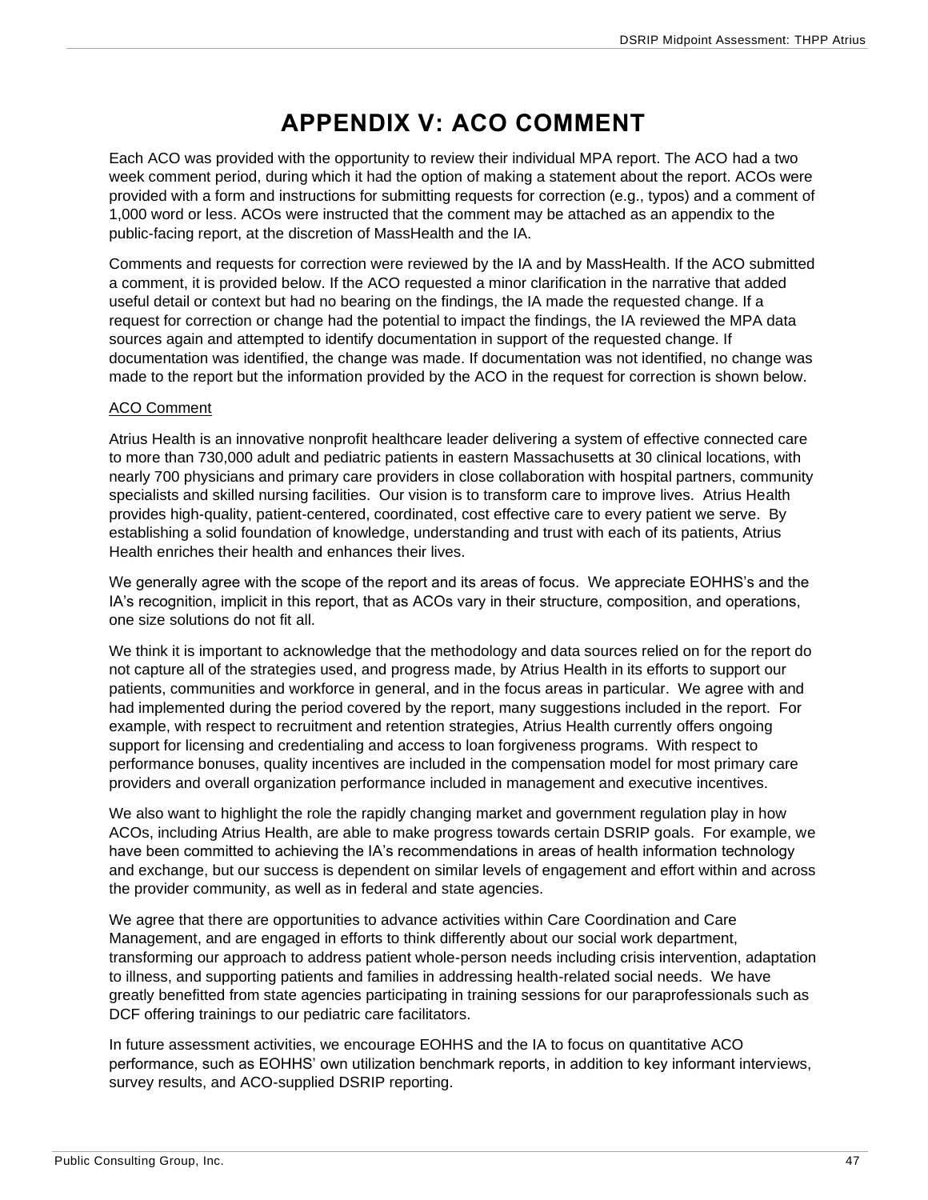# APPENDIX V: ACO COMMENT

Each ACO was provided with the opportunity to review their individual MPA report. The ACO had a two week comment period, during which it had the option of making a statement about the report. ACOs were provided with a form and instructions for submitting requests for correction (e.g., typos) and a comment of 1,000 word or less. ACOs were instructed that the comment may be attached as an appendix to the public-facing report, at the discretion of MassHealth and the IA.

Comments and requests for correction were reviewed by the IA and by MassHealth. If the ACO submitted a comment, it is provided below. If the ACO requested a minor clarification in the narrative that added useful detail or context but had no bearing on the findings, the IA made the requested change. If a request for correction or change had the potential to impact the findings, the IA reviewed the MPA data sources again and attempted to identify documentation in support of the requested change. If documentation was identified, the change was made. If documentation was not identified, no change was made to the report but the information provided by the ACO in the request for correction is shown below.

<u>ACO Comment</u>

Atrius Health is an innovative nonprofit healthcare leader delivering a system of effective connected care to more than 730,000 adult and pediatric patients in eastern Massachusetts at 30 clinical locations, with nearly 700 physicians and primary care providers in close collaboration with hospital partners, community specialists and skilled nursing facilities. Our vision is to transform care to improve lives. Atrius Health provides high-quality, patient-centered, coordinated, cost effective care to every patient we serve. By establishing a solid foundation of knowledge, understanding and trust with each of its patients, Atrius Health enriches their health and enhances their lives.

We generally agree with the scope of the report and its areas of focus. We appreciate EOHHS's and the IA's recognition, implicit in this report, that as ACOs vary in their structure, composition, and operations, one size solutions do not fit all.

We think it is important to acknowledge that the methodology and data sources relied on for the report do not capture all of the strategies used, and progress made, by Atrius Health in its efforts to support our patients, communities and workforce in general, and in the focus areas in particular. We agree with and had implemented during the period covered by the report, many suggestions included in the report. For example, with respect to recruitment and retention strategies, Atrius Health currently offers ongoing support for licensing and credentialing and access to loan forgiveness programs. With respect to performance bonuses, quality incentives are included in the compensation model for most primary care providers and overall organization performance included in management and executive incentives.

We also want to highlight the role the rapidly changing market and government regulation play in how ACOs, including Atrius Health, are able to make progress towards certain DSRIP goals. For example, we have been committed to achieving the IA's recommendations in areas of health information technology and exchange, but our success is dependent on similar levels of engagement and effort within and across the provider community, as well as in federal and state agencies.

We agree that there are opportunities to advance activities within Care Coordination and Care Management, and are engaged in efforts to think differently about our social work department, transforming our approach to address patient whole-person needs including crisis intervention, adaptation to illness, and supporting patients and families in addressing health-related social needs. We have greatly benefitted from state agencies participating in training sessions for our paraprofessionals such as DCF offering trainings to our pediatric care facilitators.

In future assessment activities, we encourage EOHHS and the IA to focus on quantitative ACO performance, such as EOHHS' own utilization benchmark reports, in addition to key informant interviews, survey results, and ACO-supplied DSRIP reporting.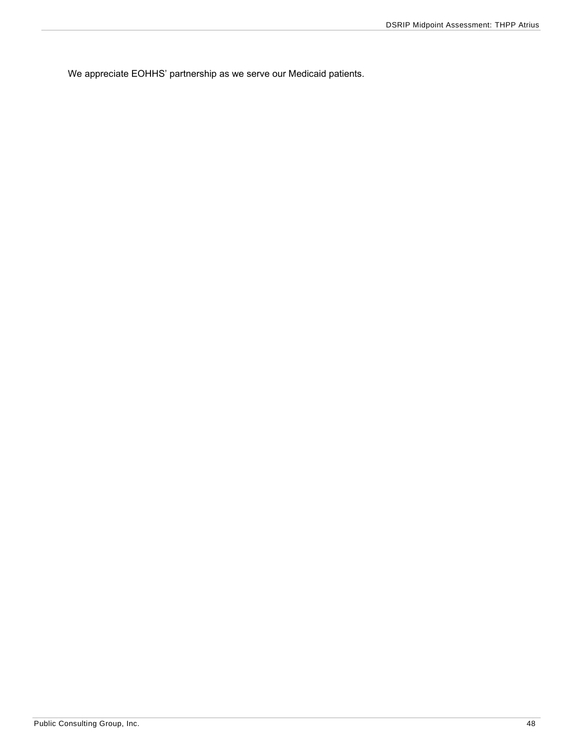We appreciate EOHHS' partnership as we serve our Medicaid patients.